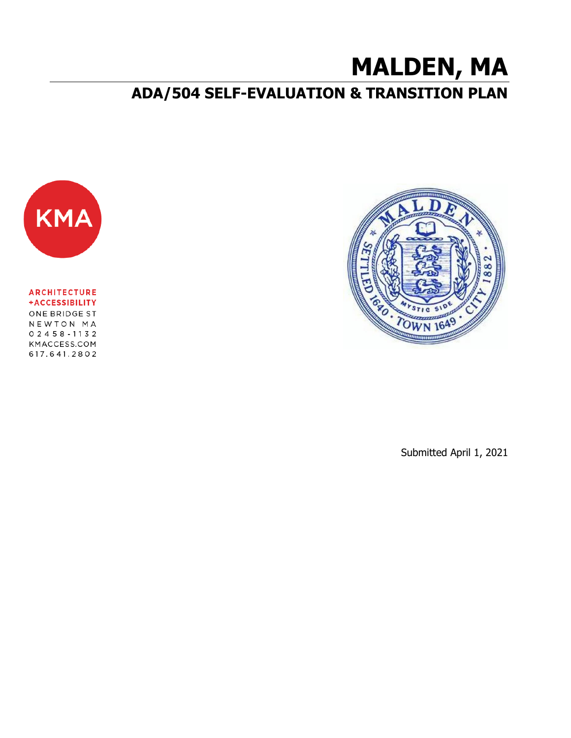# MALDEN, MA

## ADA/504 SELF-EVALUATION & TRANSITION PLAN

KMA

ARCHITECTURE
+ACCESSIBILITY
ONE BRIDGE ST
NEWTON MA
02458-1132
KMACCESS.COM
617.641.2802

MALDEN
SETTLED 1640 · TOWN 1649 · CITY 1882
MYSTIC SIDE

Submitted April 1, 2021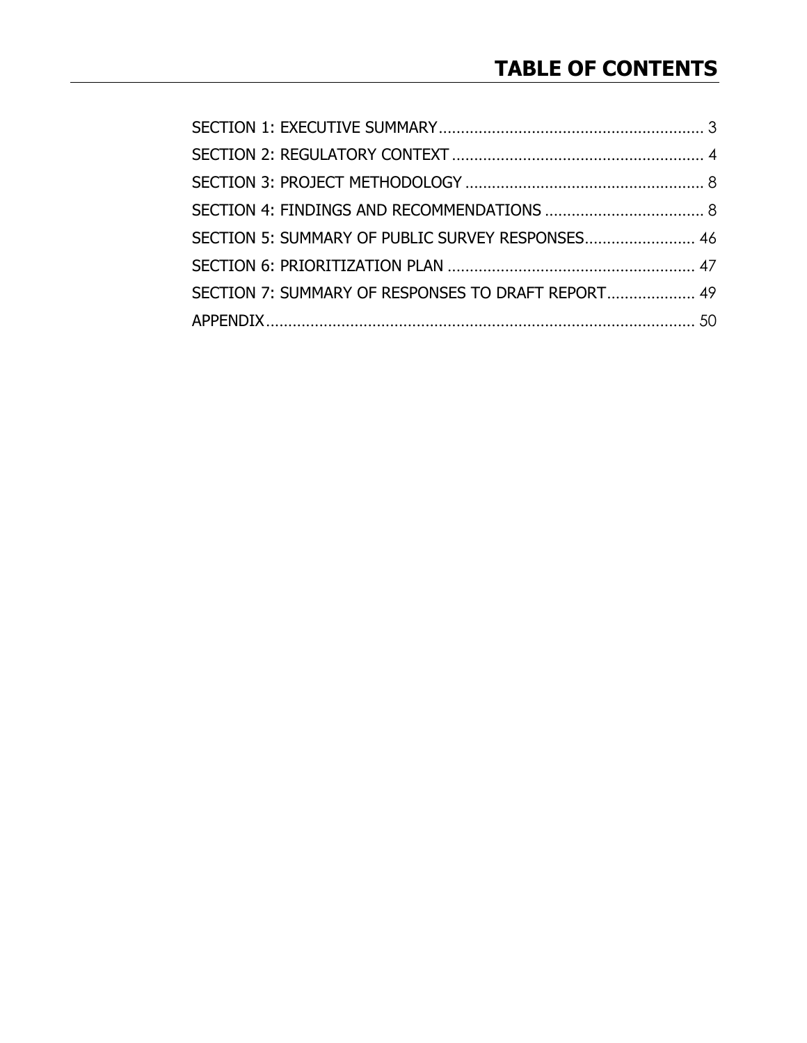# TABLE OF CONTENTS

SECTION 1: EXECUTIVE SUMMARY ........................................................... 3
SECTION 2: REGULATORY CONTEXT ........................................................ 4
SECTION 3: PROJECT METHODOLOGY ...................................................... 8
SECTION 4: FINDINGS AND RECOMMENDATIONS .................................... 8
SECTION 5: SUMMARY OF PUBLIC SURVEY RESPONSES......................... 46
SECTION 6: PRIORITIZATION PLAN ....................................................... 47
SECTION 7: SUMMARY OF RESPONSES TO DRAFT REPORT.................... 49
APPENDIX................................................................................................ 50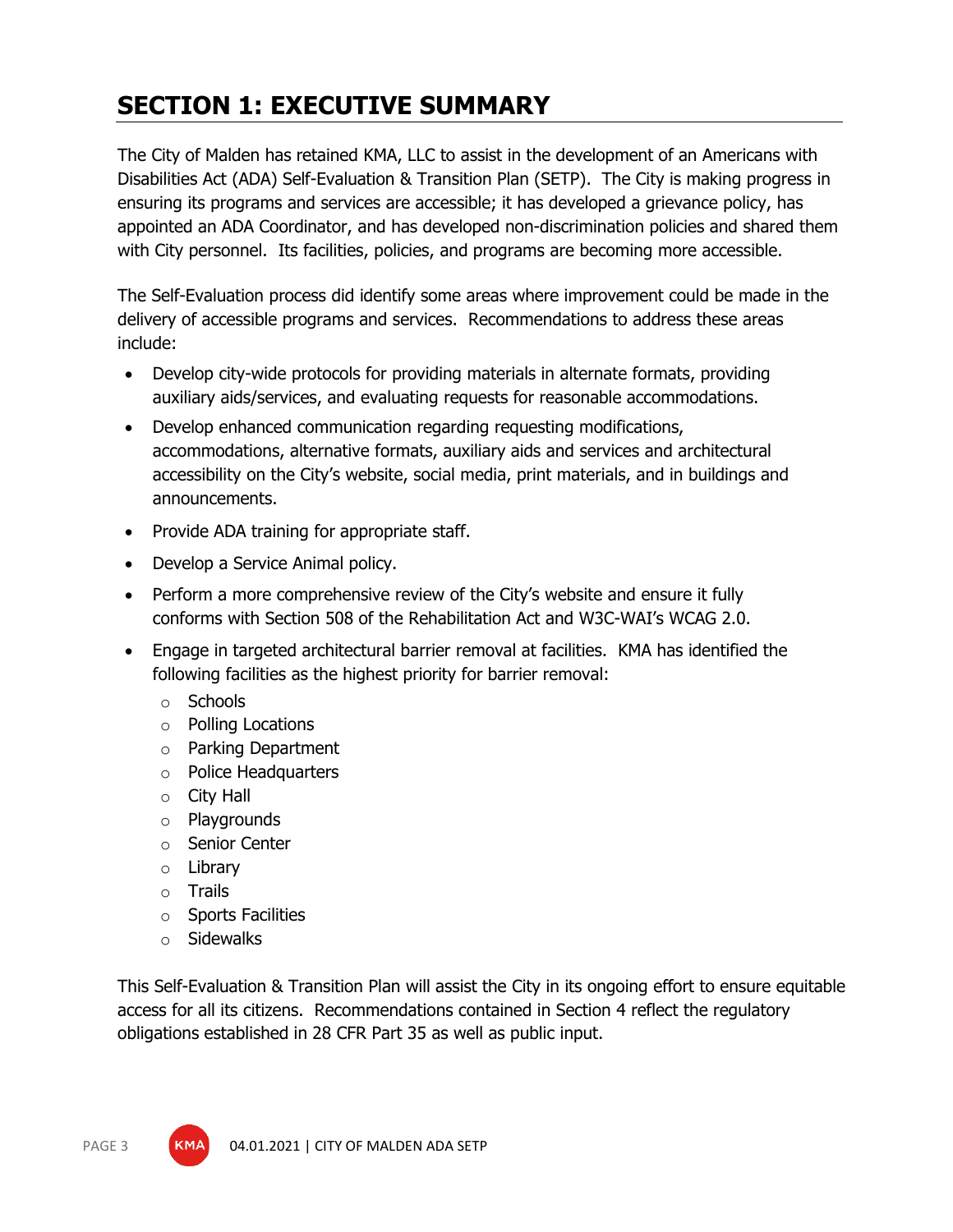# SECTION 1: EXECUTIVE SUMMARY

The City of Malden has retained KMA, LLC to assist in the development of an Americans with Disabilities Act (ADA) Self-Evaluation & Transition Plan (SETP). The City is making progress in ensuring its programs and services are accessible; it has developed a grievance policy, has appointed an ADA Coordinator, and has developed non-discrimination policies and shared them with City personnel. Its facilities, policies, and programs are becoming more accessible.

The Self-Evaluation process did identify some areas where improvement could be made in the delivery of accessible programs and services. Recommendations to address these areas include:

- Develop city-wide protocols for providing materials in alternate formats, providing auxiliary aids/services, and evaluating requests for reasonable accommodations.
- Develop enhanced communication regarding requesting modifications, accommodations, alternative formats, auxiliary aids and services and architectural accessibility on the City's website, social media, print materials, and in buildings and announcements.
- Provide ADA training for appropriate staff.
- Develop a Service Animal policy.
- Perform a more comprehensive review of the City's website and ensure it fully conforms with Section 508 of the Rehabilitation Act and W3C-WAI's WCAG 2.0.
- Engage in targeted architectural barrier removal at facilities. KMA has identified the following facilities as the highest priority for barrier removal:
  - Schools
  - Polling Locations
  - Parking Department
  - Police Headquarters
  - City Hall
  - Playgrounds
  - Senior Center
  - Library
  - Trails
  - Sports Facilities
  - Sidewalks

This Self-Evaluation & Transition Plan will assist the City in its ongoing effort to ensure equitable access for all its citizens. Recommendations contained in Section 4 reflect the regulatory obligations established in 28 CFR Part 35 as well as public input.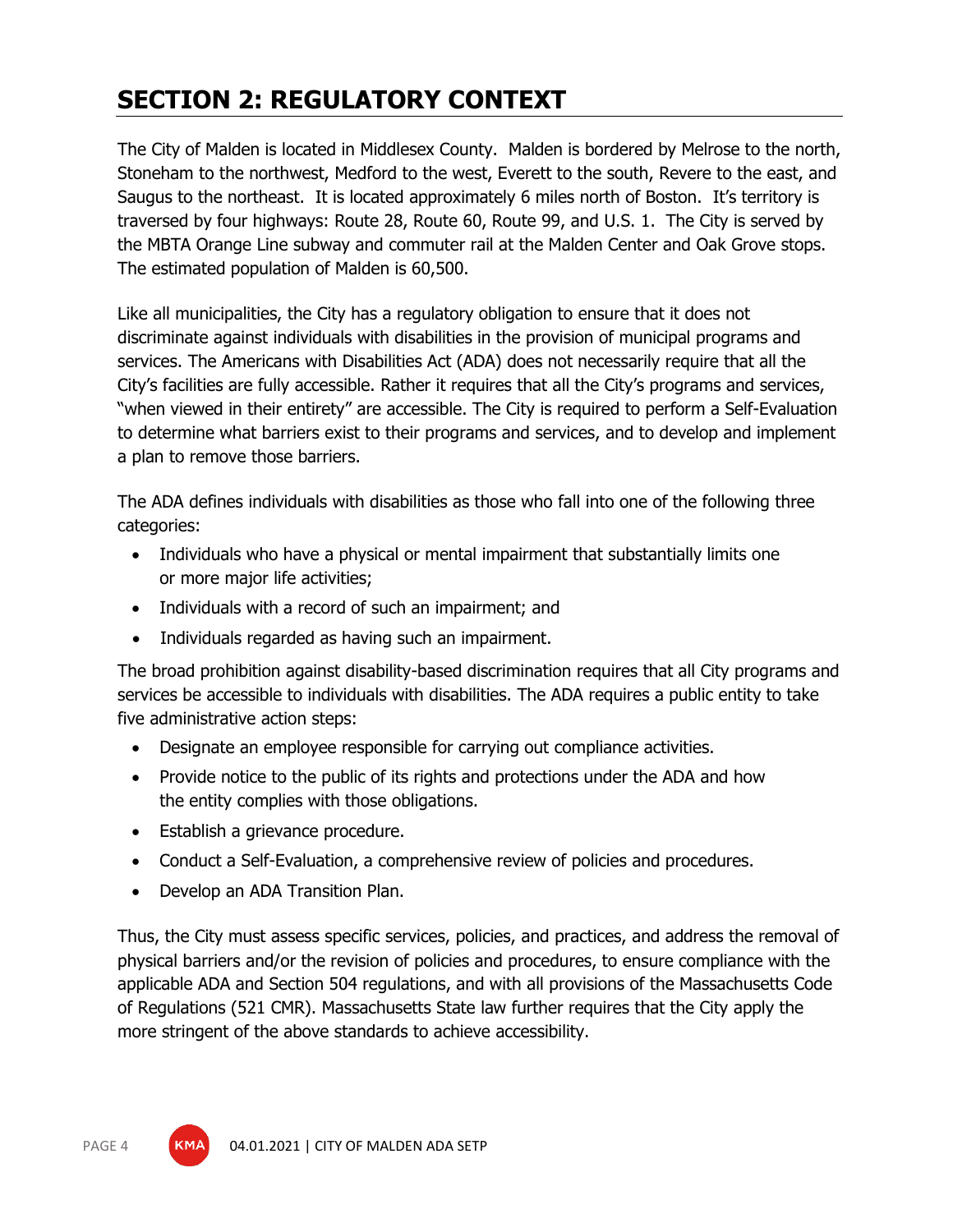# SECTION 2: REGULATORY CONTEXT

The City of Malden is located in Middlesex County. Malden is bordered by Melrose to the north, Stoneham to the northwest, Medford to the west, Everett to the south, Revere to the east, and Saugus to the northeast. It is located approximately 6 miles north of Boston. It's territory is traversed by four highways: Route 28, Route 60, Route 99, and U.S. 1. The City is served by the MBTA Orange Line subway and commuter rail at the Malden Center and Oak Grove stops. The estimated population of Malden is 60,500.

Like all municipalities, the City has a regulatory obligation to ensure that it does not discriminate against individuals with disabilities in the provision of municipal programs and services. The Americans with Disabilities Act (ADA) does not necessarily require that all the City's facilities are fully accessible. Rather it requires that all the City's programs and services, "when viewed in their entirety" are accessible. The City is required to perform a Self-Evaluation to determine what barriers exist to their programs and services, and to develop and implement a plan to remove those barriers.

The ADA defines individuals with disabilities as those who fall into one of the following three categories:

- Individuals who have a physical or mental impairment that substantially limits one or more major life activities;
- Individuals with a record of such an impairment; and
- Individuals regarded as having such an impairment.

The broad prohibition against disability-based discrimination requires that all City programs and services be accessible to individuals with disabilities. The ADA requires a public entity to take five administrative action steps:

- Designate an employee responsible for carrying out compliance activities.
- Provide notice to the public of its rights and protections under the ADA and how the entity complies with those obligations.
- Establish a grievance procedure.
- Conduct a Self-Evaluation, a comprehensive review of policies and procedures.
- Develop an ADA Transition Plan.

Thus, the City must assess specific services, policies, and practices, and address the removal of physical barriers and/or the revision of policies and procedures, to ensure compliance with the applicable ADA and Section 504 regulations, and with all provisions of the Massachusetts Code of Regulations (521 CMR). Massachusetts State law further requires that the City apply the more stringent of the above standards to achieve accessibility.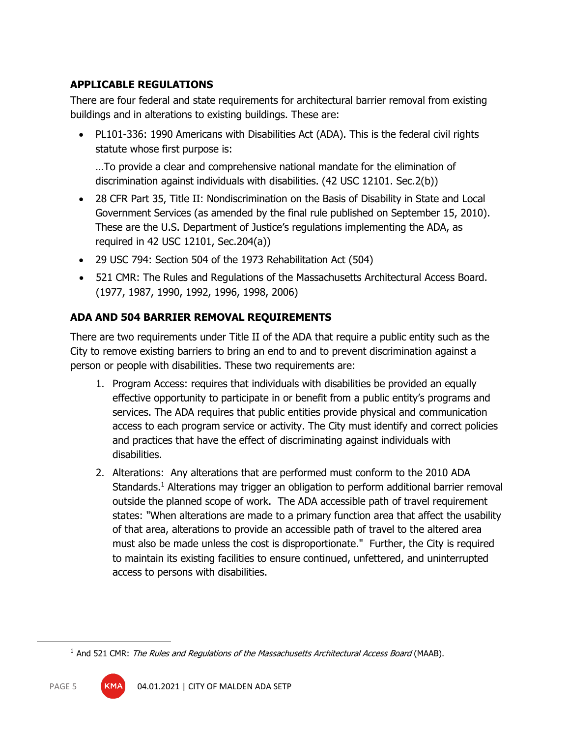## APPLICABLE REGULATIONS

There are four federal and state requirements for architectural barrier removal from existing buildings and in alterations to existing buildings. These are:

- PL101-336: 1990 Americans with Disabilities Act (ADA). This is the federal civil rights statute whose first purpose is:

  …To provide a clear and comprehensive national mandate for the elimination of discrimination against individuals with disabilities. (42 USC 12101. Sec.2(b))

- 28 CFR Part 35, Title II: Nondiscrimination on the Basis of Disability in State and Local Government Services (as amended by the final rule published on September 15, 2010). These are the U.S. Department of Justice's regulations implementing the ADA, as required in 42 USC 12101, Sec.204(a))
- 29 USC 794: Section 504 of the 1973 Rehabilitation Act (504)
- 521 CMR: The Rules and Regulations of the Massachusetts Architectural Access Board. (1977, 1987, 1990, 1992, 1996, 1998, 2006)

## ADA AND 504 BARRIER REMOVAL REQUIREMENTS

There are two requirements under Title II of the ADA that require a public entity such as the City to remove existing barriers to bring an end to and to prevent discrimination against a person or people with disabilities. These two requirements are:

1. Program Access: requires that individuals with disabilities be provided an equally effective opportunity to participate in or benefit from a public entity's programs and services. The ADA requires that public entities provide physical and communication access to each program service or activity. The City must identify and correct policies and practices that have the effect of discriminating against individuals with disabilities.
2. Alterations: Any alterations that are performed must conform to the 2010 ADA Standards.[1] Alterations may trigger an obligation to perform additional barrier removal outside the planned scope of work. The ADA accessible path of travel requirement states: "When alterations are made to a primary function area that affect the usability of that area, alterations to provide an accessible path of travel to the altered area must also be made unless the cost is disproportionate." Further, the City is required to maintain its existing facilities to ensure continued, unfettered, and uninterrupted access to persons with disabilities.

[1] And 521 CMR: *The Rules and Regulations of the Massachusetts Architectural Access Board* (MAAB).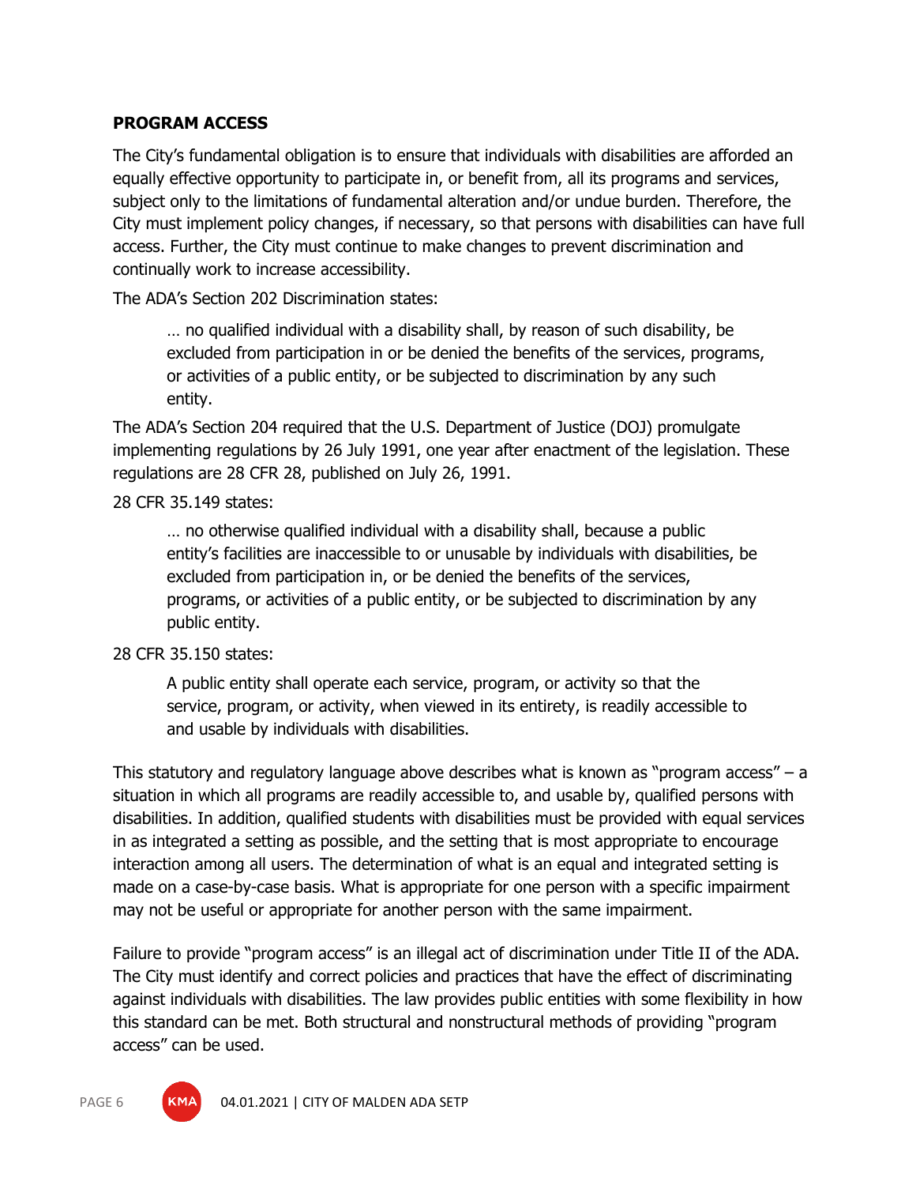## PROGRAM ACCESS

The City's fundamental obligation is to ensure that individuals with disabilities are afforded an equally effective opportunity to participate in, or benefit from, all its programs and services, subject only to the limitations of fundamental alteration and/or undue burden. Therefore, the City must implement policy changes, if necessary, so that persons with disabilities can have full access. Further, the City must continue to make changes to prevent discrimination and continually work to increase accessibility.

The ADA's Section 202 Discrimination states:

> … no qualified individual with a disability shall, by reason of such disability, be excluded from participation in or be denied the benefits of the services, programs, or activities of a public entity, or be subjected to discrimination by any such entity.

The ADA's Section 204 required that the U.S. Department of Justice (DOJ) promulgate implementing regulations by 26 July 1991, one year after enactment of the legislation. These regulations are 28 CFR 28, published on July 26, 1991.

28 CFR 35.149 states:

> … no otherwise qualified individual with a disability shall, because a public entity's facilities are inaccessible to or unusable by individuals with disabilities, be excluded from participation in, or be denied the benefits of the services, programs, or activities of a public entity, or be subjected to discrimination by any public entity.

28 CFR 35.150 states:

> A public entity shall operate each service, program, or activity so that the service, program, or activity, when viewed in its entirety, is readily accessible to and usable by individuals with disabilities.

This statutory and regulatory language above describes what is known as "program access" – a situation in which all programs are readily accessible to, and usable by, qualified persons with disabilities. In addition, qualified students with disabilities must be provided with equal services in as integrated a setting as possible, and the setting that is most appropriate to encourage interaction among all users. The determination of what is an equal and integrated setting is made on a case-by-case basis. What is appropriate for one person with a specific impairment may not be useful or appropriate for another person with the same impairment.

Failure to provide "program access" is an illegal act of discrimination under Title II of the ADA. The City must identify and correct policies and practices that have the effect of discriminating against individuals with disabilities. The law provides public entities with some flexibility in how this standard can be met. Both structural and nonstructural methods of providing "program access" can be used.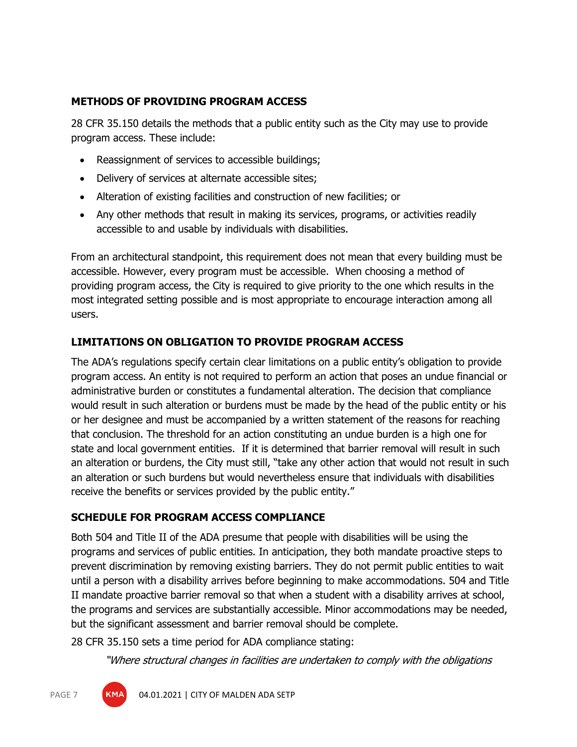## METHODS OF PROVIDING PROGRAM ACCESS

28 CFR 35.150 details the methods that a public entity such as the City may use to provide program access. These include:

- Reassignment of services to accessible buildings;
- Delivery of services at alternate accessible sites;
- Alteration of existing facilities and construction of new facilities; or
- Any other methods that result in making its services, programs, or activities readily accessible to and usable by individuals with disabilities.

From an architectural standpoint, this requirement does not mean that every building must be accessible. However, every program must be accessible. When choosing a method of providing program access, the City is required to give priority to the one which results in the most integrated setting possible and is most appropriate to encourage interaction among all users.

## LIMITATIONS ON OBLIGATION TO PROVIDE PROGRAM ACCESS

The ADA's regulations specify certain clear limitations on a public entity's obligation to provide program access. An entity is not required to perform an action that poses an undue financial or administrative burden or constitutes a fundamental alteration. The decision that compliance would result in such alteration or burdens must be made by the head of the public entity or his or her designee and must be accompanied by a written statement of the reasons for reaching that conclusion. The threshold for an action constituting an undue burden is a high one for state and local government entities. If it is determined that barrier removal will result in such an alteration or burdens, the City must still, "take any other action that would not result in such an alteration or such burdens but would nevertheless ensure that individuals with disabilities receive the benefits or services provided by the public entity."

## SCHEDULE FOR PROGRAM ACCESS COMPLIANCE

Both 504 and Title II of the ADA presume that people with disabilities will be using the programs and services of public entities. In anticipation, they both mandate proactive steps to prevent discrimination by removing existing barriers. They do not permit public entities to wait until a person with a disability arrives before beginning to make accommodations. 504 and Title II mandate proactive barrier removal so that when a student with a disability arrives at school, the programs and services are substantially accessible. Minor accommodations may be needed, but the significant assessment and barrier removal should be complete.

28 CFR 35.150 sets a time period for ADA compliance stating:

> *"Where structural changes in facilities are undertaken to comply with the obligations*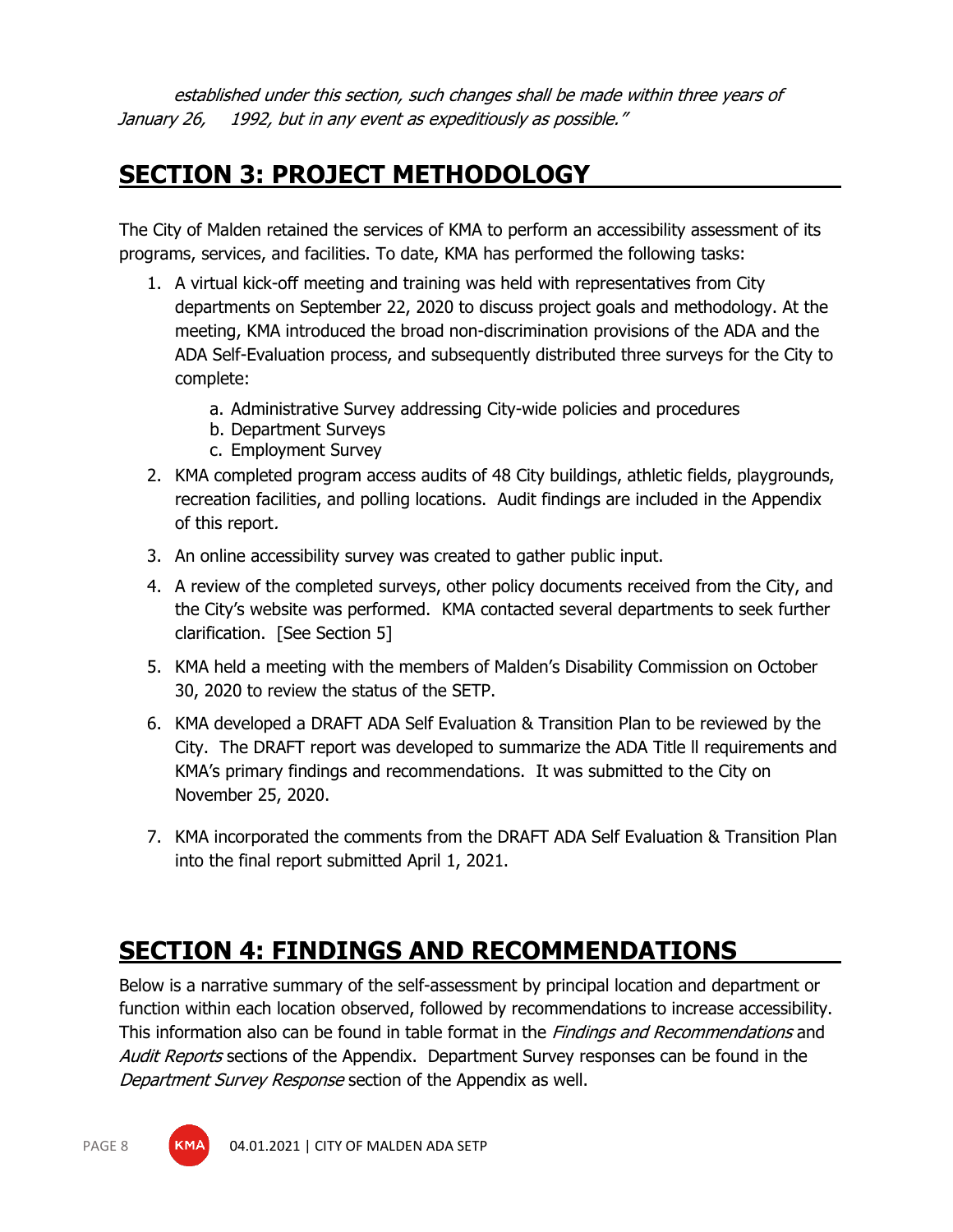*established under this section, such changes shall be made within three years of January 26, 1992, but in any event as expeditiously as possible."*

## SECTION 3: PROJECT METHODOLOGY

The City of Malden retained the services of KMA to perform an accessibility assessment of its programs, services, and facilities. To date, KMA has performed the following tasks:

1. A virtual kick-off meeting and training was held with representatives from City departments on September 22, 2020 to discuss project goals and methodology. At the meeting, KMA introduced the broad non-discrimination provisions of the ADA and the ADA Self-Evaluation process, and subsequently distributed three surveys for the City to complete:
   a. Administrative Survey addressing City-wide policies and procedures
   b. Department Surveys
   c. Employment Survey
2. KMA completed program access audits of 48 City buildings, athletic fields, playgrounds, recreation facilities, and polling locations. Audit findings are included in the Appendix of this report.
3. An online accessibility survey was created to gather public input.
4. A review of the completed surveys, other policy documents received from the City, and the City's website was performed. KMA contacted several departments to seek further clarification. [See Section 5]
5. KMA held a meeting with the members of Malden's Disability Commission on October 30, 2020 to review the status of the SETP.
6. KMA developed a DRAFT ADA Self Evaluation & Transition Plan to be reviewed by the City. The DRAFT report was developed to summarize the ADA Title ll requirements and KMA's primary findings and recommendations. It was submitted to the City on November 25, 2020.
7. KMA incorporated the comments from the DRAFT ADA Self Evaluation & Transition Plan into the final report submitted April 1, 2021.

## SECTION 4: FINDINGS AND RECOMMENDATIONS

Below is a narrative summary of the self-assessment by principal location and department or function within each location observed, followed by recommendations to increase accessibility. This information also can be found in table format in the *Findings and Recommendations* and *Audit Reports* sections of the Appendix. Department Survey responses can be found in the *Department Survey Response* section of the Appendix as well.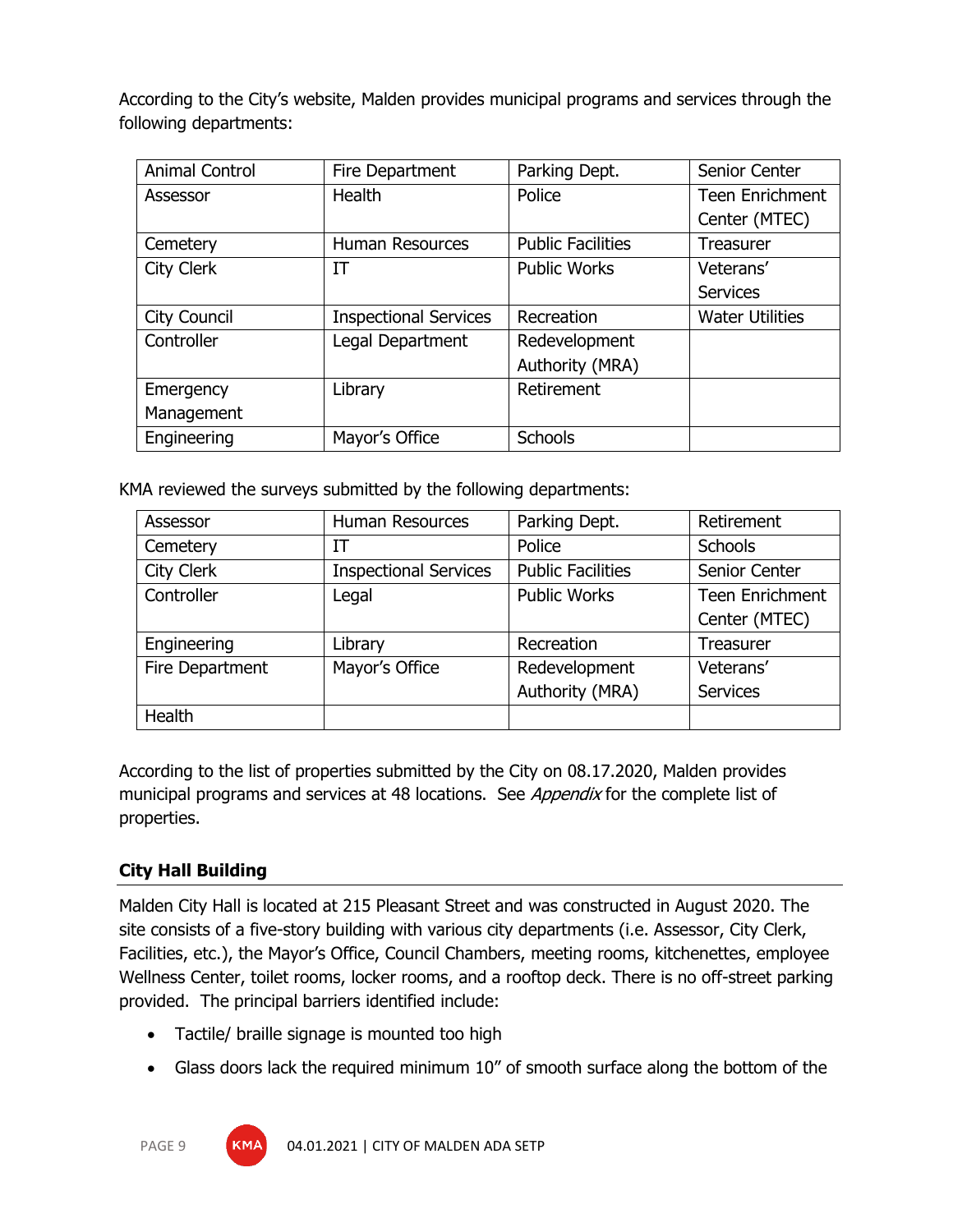According to the City's website, Malden provides municipal programs and services through the following departments:

| | | | |
|---|---|---|---|
| Animal Control | Fire Department | Parking Dept. | Senior Center |
| Assessor | Health | Police | Teen Enrichment Center (MTEC) |
| Cemetery | Human Resources | Public Facilities | Treasurer |
| City Clerk | IT | Public Works | Veterans' Services |
| City Council | Inspectional Services | Recreation | Water Utilities |
| Controller | Legal Department | Redevelopment Authority (MRA) | |
| Emergency Management | Library | Retirement | |
| Engineering | Mayor's Office | Schools | |

KMA reviewed the surveys submitted by the following departments:

| | | | |
|---|---|---|---|
| Assessor | Human Resources | Parking Dept. | Retirement |
| Cemetery | IT | Police | Schools |
| City Clerk | Inspectional Services | Public Facilities | Senior Center |
| Controller | Legal | Public Works | Teen Enrichment Center (MTEC) |
| Engineering | Library | Recreation | Treasurer |
| Fire Department | Mayor's Office | Redevelopment Authority (MRA) | Veterans' Services |
| Health | | | |

According to the list of properties submitted by the City on 08.17.2020, Malden provides municipal programs and services at 48 locations. See *Appendix* for the complete list of properties.

**City Hall Building**

Malden City Hall is located at 215 Pleasant Street and was constructed in August 2020. The site consists of a five-story building with various city departments (i.e. Assessor, City Clerk, Facilities, etc.), the Mayor's Office, Council Chambers, meeting rooms, kitchenettes, employee Wellness Center, toilet rooms, locker rooms, and a rooftop deck. There is no off-street parking provided. The principal barriers identified include:

- Tactile/ braille signage is mounted too high
- Glass doors lack the required minimum 10" of smooth surface along the bottom of the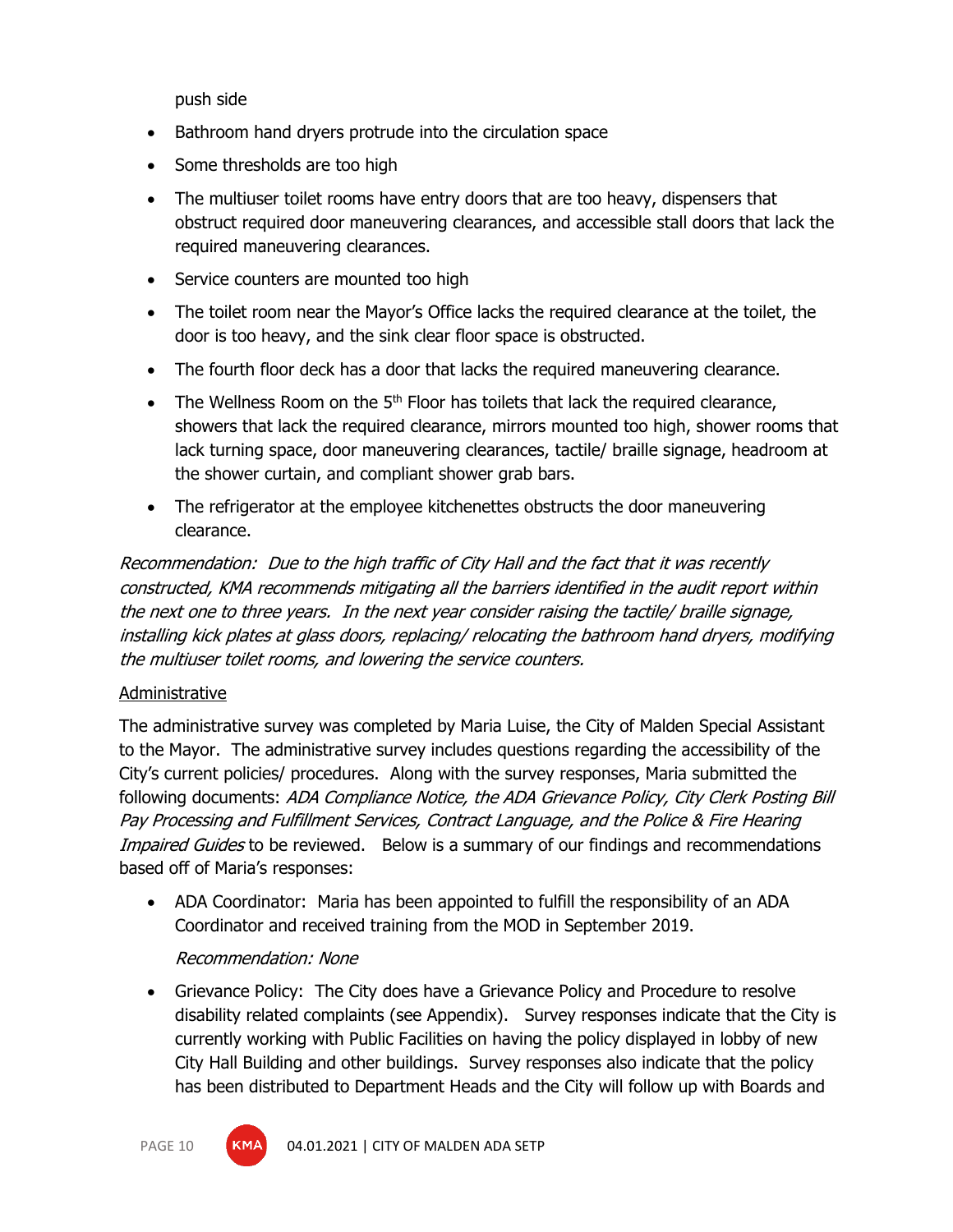push side

- Bathroom hand dryers protrude into the circulation space
- Some thresholds are too high
- The multiuser toilet rooms have entry doors that are too heavy, dispensers that obstruct required door maneuvering clearances, and accessible stall doors that lack the required maneuvering clearances.
- Service counters are mounted too high
- The toilet room near the Mayor's Office lacks the required clearance at the toilet, the door is too heavy, and the sink clear floor space is obstructed.
- The fourth floor deck has a door that lacks the required maneuvering clearance.
- The Wellness Room on the 5th Floor has toilets that lack the required clearance, showers that lack the required clearance, mirrors mounted too high, shower rooms that lack turning space, door maneuvering clearances, tactile/ braille signage, headroom at the shower curtain, and compliant shower grab bars.
- The refrigerator at the employee kitchenettes obstructs the door maneuvering clearance.

*Recommendation: Due to the high traffic of City Hall and the fact that it was recently constructed, KMA recommends mitigating all the barriers identified in the audit report within the next one to three years. In the next year consider raising the tactile/ braille signage, installing kick plates at glass doors, replacing/ relocating the bathroom hand dryers, modifying the multiuser toilet rooms, and lowering the service counters.*

<u>Administrative</u>

The administrative survey was completed by Maria Luise, the City of Malden Special Assistant to the Mayor. The administrative survey includes questions regarding the accessibility of the City's current policies/ procedures. Along with the survey responses, Maria submitted the following documents: *ADA Compliance Notice, the ADA Grievance Policy, City Clerk Posting Bill Pay Processing and Fulfillment Services, Contract Language, and the Police & Fire Hearing Impaired Guides* to be reviewed. Below is a summary of our findings and recommendations based off of Maria's responses:

- ADA Coordinator: Maria has been appointed to fulfill the responsibility of an ADA Coordinator and received training from the MOD in September 2019.

  *Recommendation: None*

- Grievance Policy: The City does have a Grievance Policy and Procedure to resolve disability related complaints (see Appendix). Survey responses indicate that the City is currently working with Public Facilities on having the policy displayed in lobby of new City Hall Building and other buildings. Survey responses also indicate that the policy has been distributed to Department Heads and the City will follow up with Boards and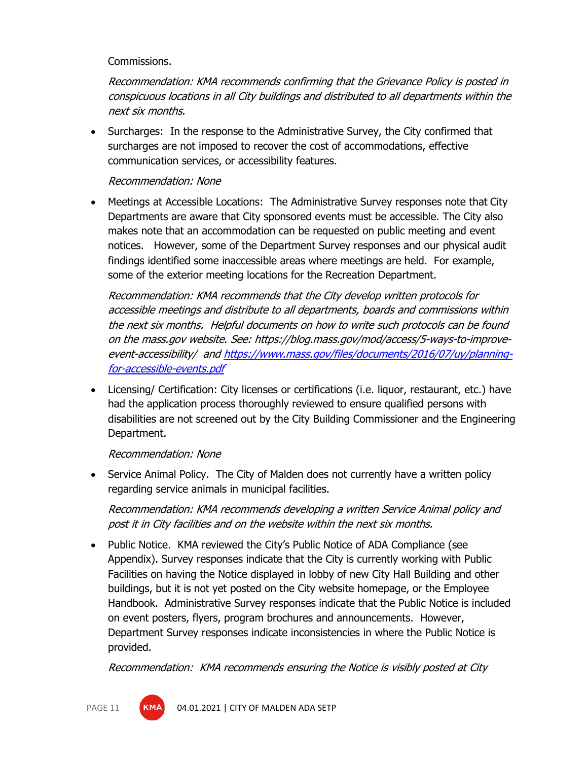Commissions.

*Recommendation: KMA recommends confirming that the Grievance Policy is posted in conspicuous locations in all City buildings and distributed to all departments within the next six months.*

- Surcharges: In the response to the Administrative Survey, the City confirmed that surcharges are not imposed to recover the cost of accommodations, effective communication services, or accessibility features.

  *Recommendation: None*

- Meetings at Accessible Locations: The Administrative Survey responses note that City Departments are aware that City sponsored events must be accessible. The City also makes note that an accommodation can be requested on public meeting and event notices. However, some of the Department Survey responses and our physical audit findings identified some inaccessible areas where meetings are held. For example, some of the exterior meeting locations for the Recreation Department.

  *Recommendation: KMA recommends that the City develop written protocols for accessible meetings and distribute to all departments, boards and commissions within the next six months. Helpful documents on how to write such protocols can be found on the mass.gov website. See: https://blog.mass.gov/mod/access/5-ways-to-improve-event-accessibility/ and [https://www.mass.gov/files/documents/2016/07/uy/planning-for-accessible-events.pdf](https://www.mass.gov/files/documents/2016/07/uy/planning-for-accessible-events.pdf)*

- Licensing/ Certification: City licenses or certifications (i.e. liquor, restaurant, etc.) have had the application process thoroughly reviewed to ensure qualified persons with disabilities are not screened out by the City Building Commissioner and the Engineering Department.

  *Recommendation: None*

- Service Animal Policy. The City of Malden does not currently have a written policy regarding service animals in municipal facilities.

  *Recommendation: KMA recommends developing a written Service Animal policy and post it in City facilities and on the website within the next six months.*

- Public Notice. KMA reviewed the City's Public Notice of ADA Compliance (see Appendix). Survey responses indicate that the City is currently working with Public Facilities on having the Notice displayed in lobby of new City Hall Building and other buildings, but it is not yet posted on the City website homepage, or the Employee Handbook. Administrative Survey responses indicate that the Public Notice is included on event posters, flyers, program brochures and announcements. However, Department Survey responses indicate inconsistencies in where the Public Notice is provided.

  *Recommendation: KMA recommends ensuring the Notice is visibly posted at City*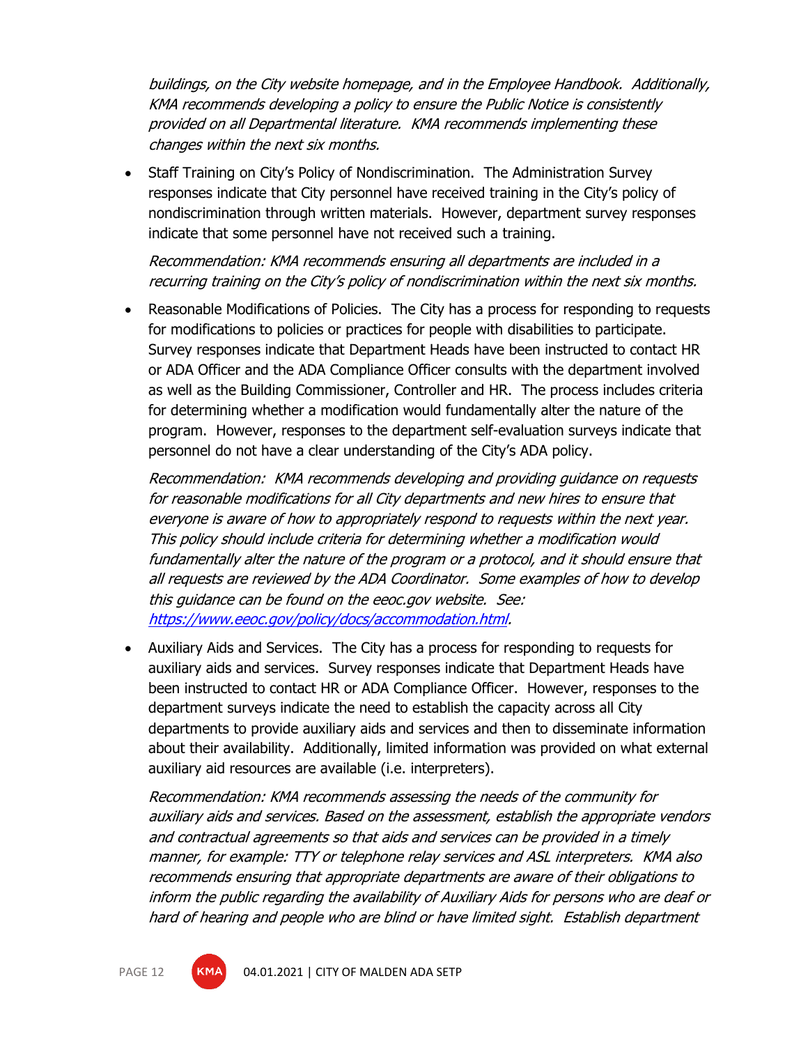*buildings, on the City website homepage, and in the Employee Handbook. Additionally, KMA recommends developing a policy to ensure the Public Notice is consistently provided on all Departmental literature. KMA recommends implementing these changes within the next six months.*

- Staff Training on City's Policy of Nondiscrimination. The Administration Survey responses indicate that City personnel have received training in the City's policy of nondiscrimination through written materials. However, department survey responses indicate that some personnel have not received such a training.

  *Recommendation: KMA recommends ensuring all departments are included in a recurring training on the City's policy of nondiscrimination within the next six months.*

- Reasonable Modifications of Policies. The City has a process for responding to requests for modifications to policies or practices for people with disabilities to participate. Survey responses indicate that Department Heads have been instructed to contact HR or ADA Officer and the ADA Compliance Officer consults with the department involved as well as the Building Commissioner, Controller and HR. The process includes criteria for determining whether a modification would fundamentally alter the nature of the program. However, responses to the department self-evaluation surveys indicate that personnel do not have a clear understanding of the City's ADA policy.

  *Recommendation: KMA recommends developing and providing guidance on requests for reasonable modifications for all City departments and new hires to ensure that everyone is aware of how to appropriately respond to requests within the next year. This policy should include criteria for determining whether a modification would fundamentally alter the nature of the program or a protocol, and it should ensure that all requests are reviewed by the ADA Coordinator. Some examples of how to develop this guidance can be found on the eeoc.gov website. See: [https://www.eeoc.gov/policy/docs/accommodation.html](https://www.eeoc.gov/policy/docs/accommodation.html).*

- Auxiliary Aids and Services. The City has a process for responding to requests for auxiliary aids and services. Survey responses indicate that Department Heads have been instructed to contact HR or ADA Compliance Officer. However, responses to the department surveys indicate the need to establish the capacity across all City departments to provide auxiliary aids and services and then to disseminate information about their availability. Additionally, limited information was provided on what external auxiliary aid resources are available (i.e. interpreters).

  *Recommendation: KMA recommends assessing the needs of the community for auxiliary aids and services. Based on the assessment, establish the appropriate vendors and contractual agreements so that aids and services can be provided in a timely manner, for example: TTY or telephone relay services and ASL interpreters. KMA also recommends ensuring that appropriate departments are aware of their obligations to inform the public regarding the availability of Auxiliary Aids for persons who are deaf or hard of hearing and people who are blind or have limited sight. Establish department*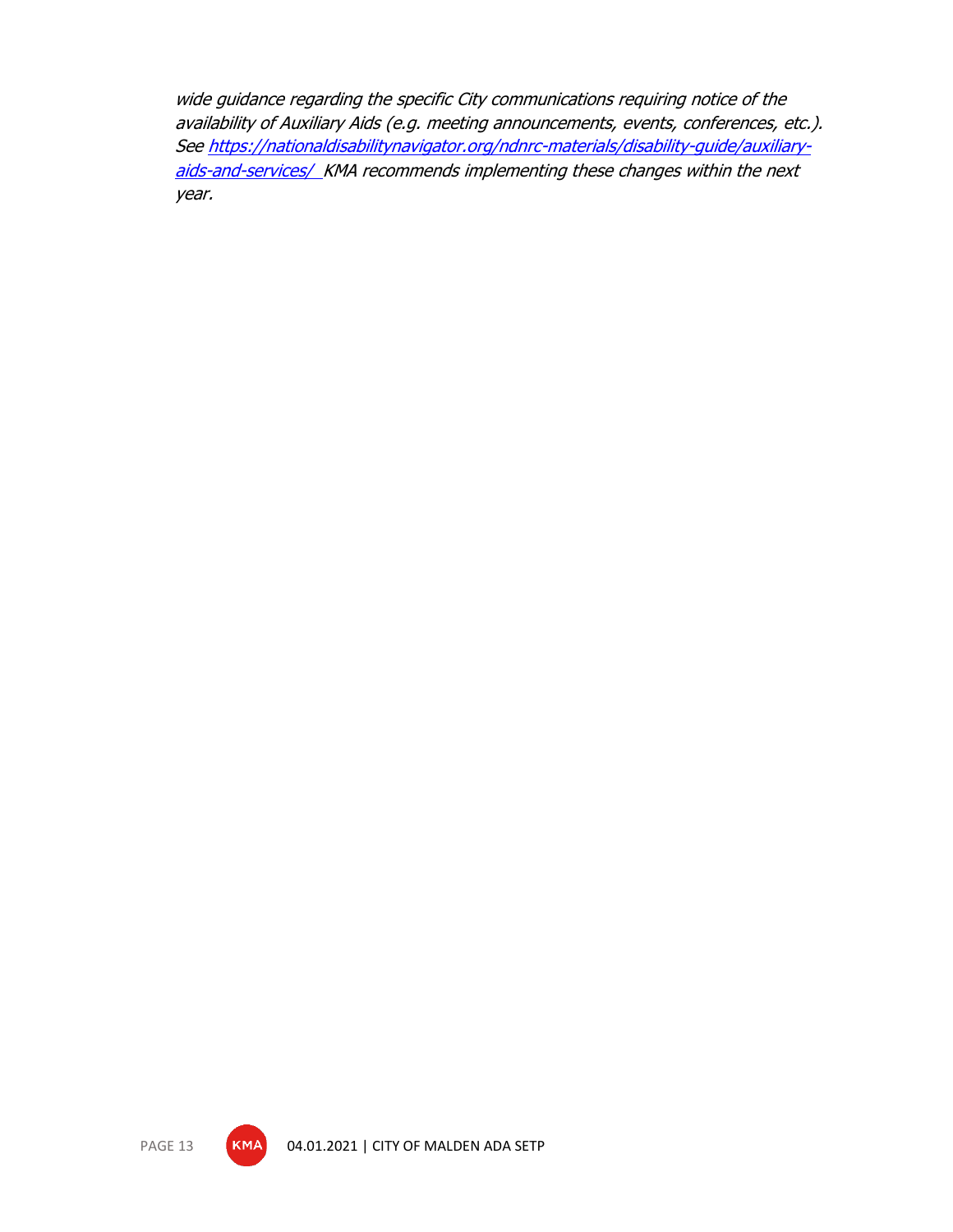*wide guidance regarding the specific City communications requiring notice of the availability of Auxiliary Aids (e.g. meeting announcements, events, conferences, etc.). See [https://nationaldisabilitynavigator.org/ndnrc-materials/disability-guide/auxiliary-aids-and-services/](https://nationaldisabilitynavigator.org/ndnrc-materials/disability-guide/auxiliary-aids-and-services/) KMA recommends implementing these changes within the next year.*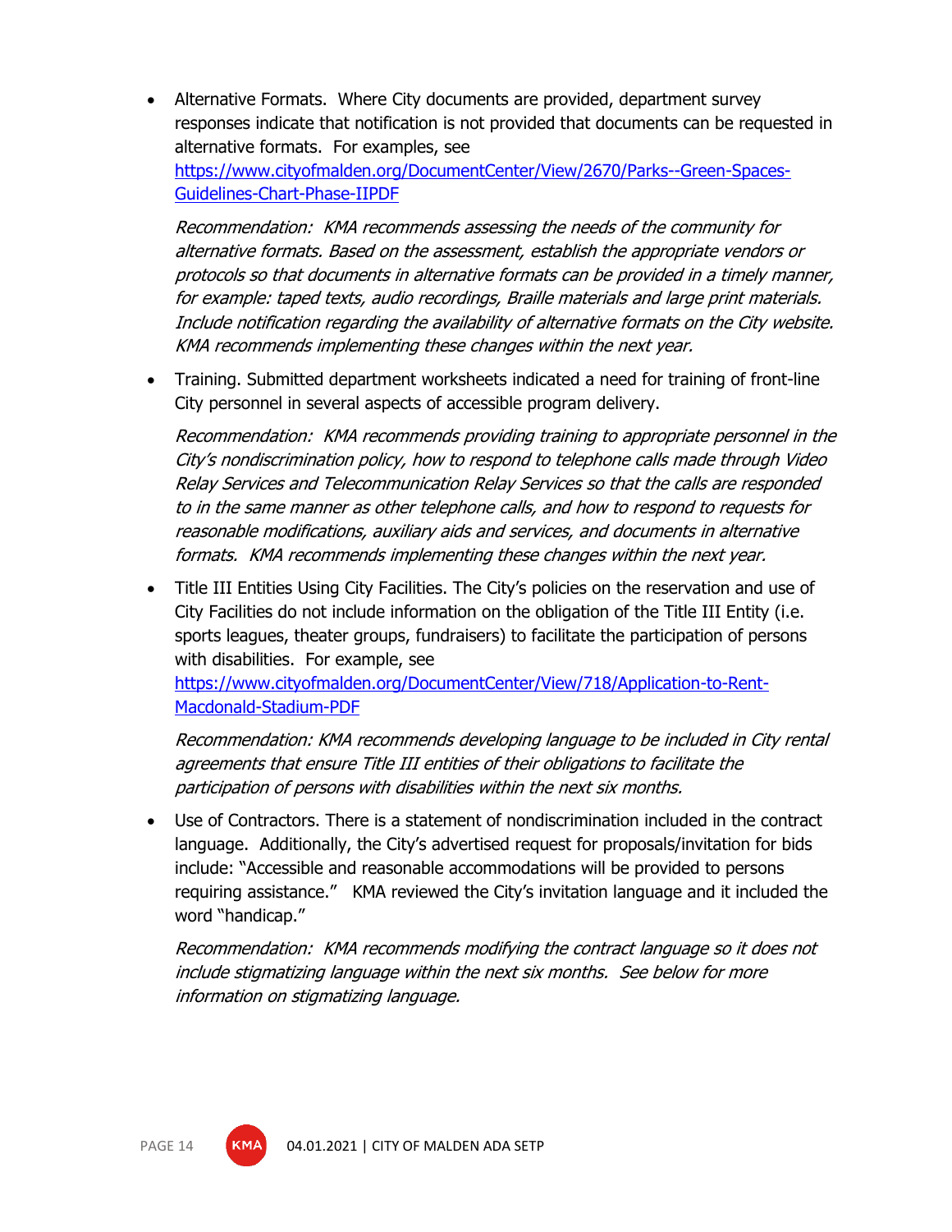- Alternative Formats. Where City documents are provided, department survey responses indicate that notification is not provided that documents can be requested in alternative formats. For examples, see [https://www.cityofmalden.org/DocumentCenter/View/2670/Parks--Green-Spaces-Guidelines-Chart-Phase-IIPDF](https://www.cityofmalden.org/DocumentCenter/View/2670/Parks--Green-Spaces-Guidelines-Chart-Phase-IIPDF)

  *Recommendation: KMA recommends assessing the needs of the community for alternative formats. Based on the assessment, establish the appropriate vendors or protocols so that documents in alternative formats can be provided in a timely manner, for example: taped texts, audio recordings, Braille materials and large print materials. Include notification regarding the availability of alternative formats on the City website. KMA recommends implementing these changes within the next year.*

- Training. Submitted department worksheets indicated a need for training of front-line City personnel in several aspects of accessible program delivery.

  *Recommendation: KMA recommends providing training to appropriate personnel in the City's nondiscrimination policy, how to respond to telephone calls made through Video Relay Services and Telecommunication Relay Services so that the calls are responded to in the same manner as other telephone calls, and how to respond to requests for reasonable modifications, auxiliary aids and services, and documents in alternative formats. KMA recommends implementing these changes within the next year.*

- Title III Entities Using City Facilities. The City's policies on the reservation and use of City Facilities do not include information on the obligation of the Title III Entity (i.e. sports leagues, theater groups, fundraisers) to facilitate the participation of persons with disabilities. For example, see [https://www.cityofmalden.org/DocumentCenter/View/718/Application-to-Rent-Macdonald-Stadium-PDF](https://www.cityofmalden.org/DocumentCenter/View/718/Application-to-Rent-Macdonald-Stadium-PDF)

  *Recommendation: KMA recommends developing language to be included in City rental agreements that ensure Title III entities of their obligations to facilitate the participation of persons with disabilities within the next six months.*

- Use of Contractors. There is a statement of nondiscrimination included in the contract language. Additionally, the City's advertised request for proposals/invitation for bids include: "Accessible and reasonable accommodations will be provided to persons requiring assistance." KMA reviewed the City's invitation language and it included the word "handicap."

  *Recommendation: KMA recommends modifying the contract language so it does not include stigmatizing language within the next six months. See below for more information on stigmatizing language.*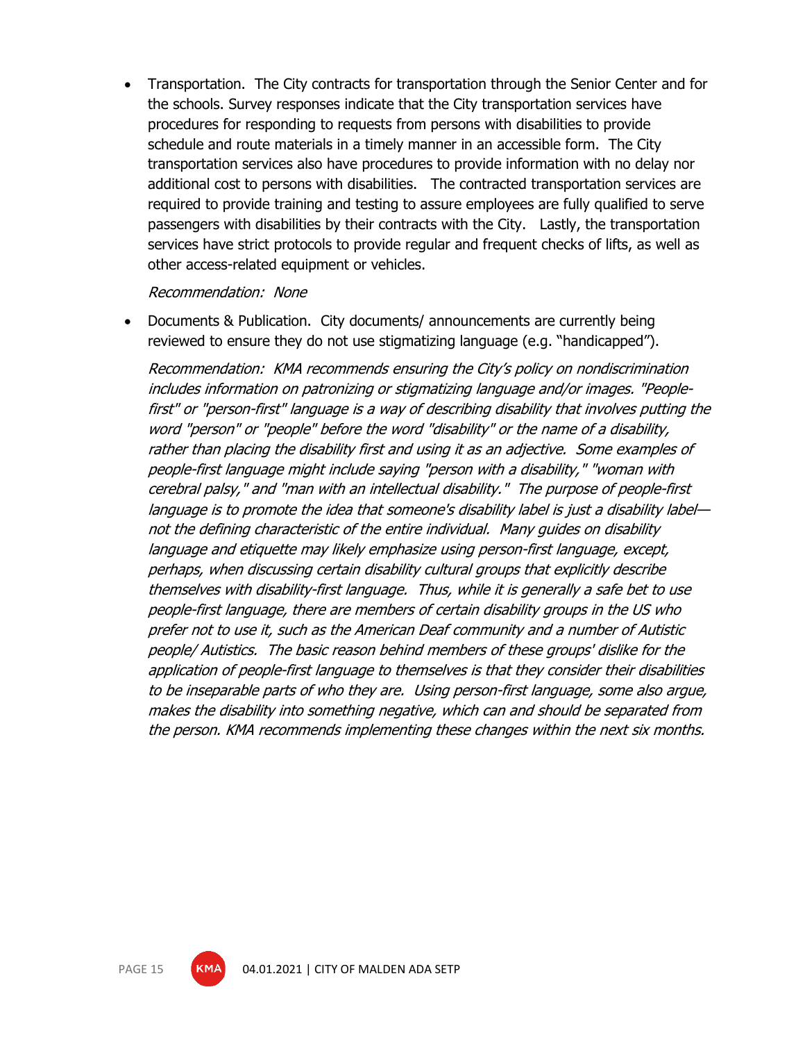- Transportation. The City contracts for transportation through the Senior Center and for the schools. Survey responses indicate that the City transportation services have procedures for responding to requests from persons with disabilities to provide schedule and route materials in a timely manner in an accessible form. The City transportation services also have procedures to provide information with no delay nor additional cost to persons with disabilities. The contracted transportation services are required to provide training and testing to assure employees are fully qualified to serve passengers with disabilities by their contracts with the City. Lastly, the transportation services have strict protocols to provide regular and frequent checks of lifts, as well as other access-related equipment or vehicles.

  *Recommendation: None*

- Documents & Publication. City documents/ announcements are currently being reviewed to ensure they do not use stigmatizing language (e.g. "handicapped").

  *Recommendation: KMA recommends ensuring the City's policy on nondiscrimination includes information on patronizing or stigmatizing language and/or images. "People-first" or "person-first" language is a way of describing disability that involves putting the word "person" or "people" before the word "disability" or the name of a disability, rather than placing the disability first and using it as an adjective. Some examples of people-first language might include saying "person with a disability," "woman with cerebral palsy," and "man with an intellectual disability." The purpose of people-first language is to promote the idea that someone's disability label is just a disability label—not the defining characteristic of the entire individual. Many guides on disability language and etiquette may likely emphasize using person-first language, except, perhaps, when discussing certain disability cultural groups that explicitly describe themselves with disability-first language. Thus, while it is generally a safe bet to use people-first language, there are members of certain disability groups in the US who prefer not to use it, such as the American Deaf community and a number of Autistic people/ Autistics. The basic reason behind members of these groups' dislike for the application of people-first language to themselves is that they consider their disabilities to be inseparable parts of who they are. Using person-first language, some also argue, makes the disability into something negative, which can and should be separated from the person. KMA recommends implementing these changes within the next six months.*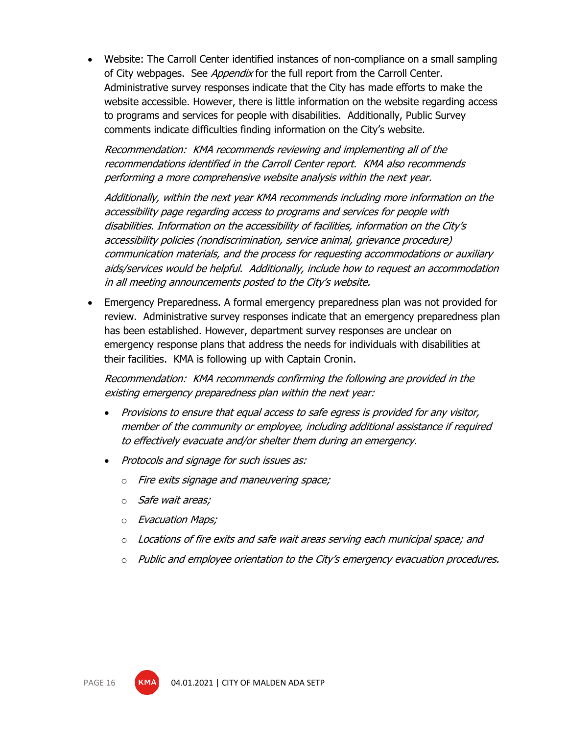- Website: The Carroll Center identified instances of non-compliance on a small sampling of City webpages. See *Appendix* for the full report from the Carroll Center. Administrative survey responses indicate that the City has made efforts to make the website accessible. However, there is little information on the website regarding access to programs and services for people with disabilities. Additionally, Public Survey comments indicate difficulties finding information on the City's website.

  *Recommendation: KMA recommends reviewing and implementing all of the recommendations identified in the Carroll Center report. KMA also recommends performing a more comprehensive website analysis within the next year.*

  *Additionally, within the next year KMA recommends including more information on the accessibility page regarding access to programs and services for people with disabilities. Information on the accessibility of facilities, information on the City's accessibility policies (nondiscrimination, service animal, grievance procedure) communication materials, and the process for requesting accommodations or auxiliary aids/services would be helpful. Additionally, include how to request an accommodation in all meeting announcements posted to the City's website.*

- Emergency Preparedness. A formal emergency preparedness plan was not provided for review. Administrative survey responses indicate that an emergency preparedness plan has been established. However, department survey responses are unclear on emergency response plans that address the needs for individuals with disabilities at their facilities. KMA is following up with Captain Cronin.

  *Recommendation: KMA recommends confirming the following are provided in the existing emergency preparedness plan within the next year:*

  - *Provisions to ensure that equal access to safe egress is provided for any visitor, member of the community or employee, including additional assistance if required to effectively evacuate and/or shelter them during an emergency.*
  - *Protocols and signage for such issues as:*
    - *Fire exits signage and maneuvering space;*
    - *Safe wait areas;*
    - *Evacuation Maps;*
    - *Locations of fire exits and safe wait areas serving each municipal space; and*
    - *Public and employee orientation to the City's emergency evacuation procedures.*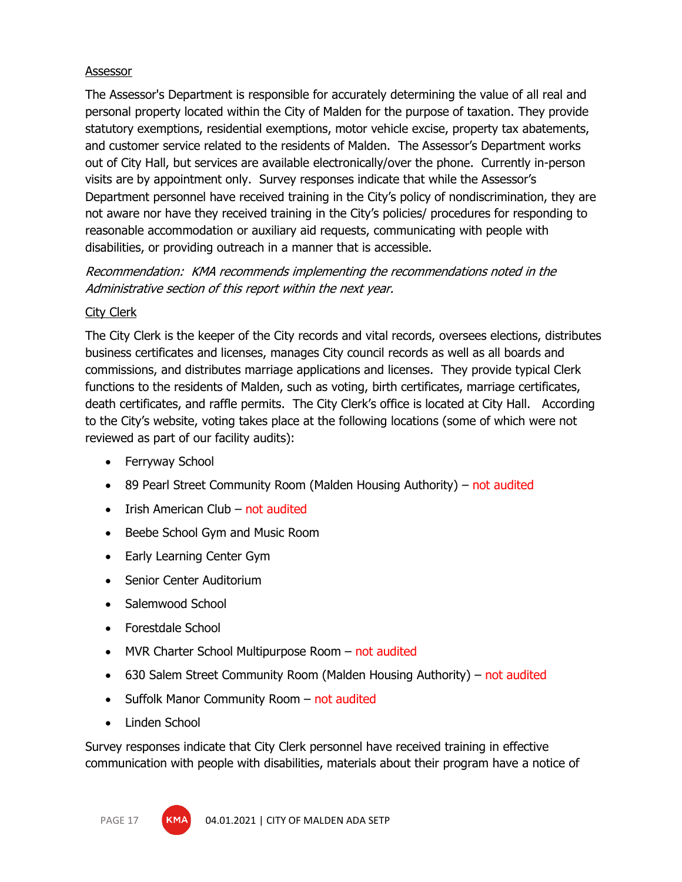Assessor

The Assessor's Department is responsible for accurately determining the value of all real and personal property located within the City of Malden for the purpose of taxation. They provide statutory exemptions, residential exemptions, motor vehicle excise, property tax abatements, and customer service related to the residents of Malden. The Assessor's Department works out of City Hall, but services are available electronically/over the phone. Currently in-person visits are by appointment only. Survey responses indicate that while the Assessor's Department personnel have received training in the City's policy of nondiscrimination, they are not aware nor have they received training in the City's policies/ procedures for responding to reasonable accommodation or auxiliary aid requests, communicating with people with disabilities, or providing outreach in a manner that is accessible.

*Recommendation: KMA recommends implementing the recommendations noted in the Administrative section of this report within the next year.*

City Clerk

The City Clerk is the keeper of the City records and vital records, oversees elections, distributes business certificates and licenses, manages City council records as well as all boards and commissions, and distributes marriage applications and licenses. They provide typical Clerk functions to the residents of Malden, such as voting, birth certificates, marriage certificates, death certificates, and raffle permits. The City Clerk's office is located at City Hall. According to the City's website, voting takes place at the following locations (some of which were not reviewed as part of our facility audits):

- Ferryway School
- 89 Pearl Street Community Room (Malden Housing Authority) – not audited
- Irish American Club – not audited
- Beebe School Gym and Music Room
- Early Learning Center Gym
- Senior Center Auditorium
- Salemwood School
- Forestdale School
- MVR Charter School Multipurpose Room – not audited
- 630 Salem Street Community Room (Malden Housing Authority) – not audited
- Suffolk Manor Community Room – not audited
- Linden School

Survey responses indicate that City Clerk personnel have received training in effective communication with people with disabilities, materials about their program have a notice of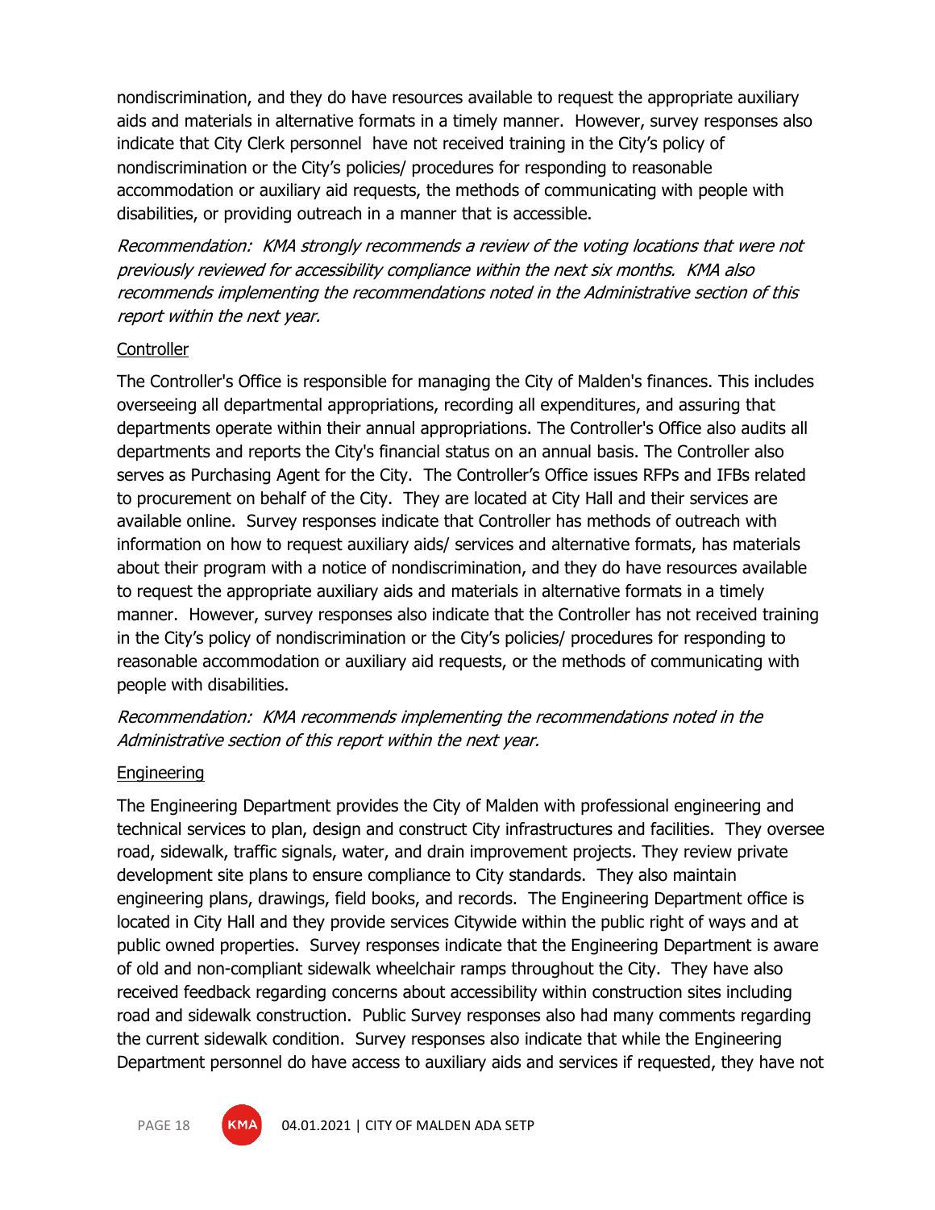nondiscrimination, and they do have resources available to request the appropriate auxiliary aids and materials in alternative formats in a timely manner. However, survey responses also indicate that City Clerk personnel have not received training in the City's policy of nondiscrimination or the City's policies/ procedures for responding to reasonable accommodation or auxiliary aid requests, the methods of communicating with people with disabilities, or providing outreach in a manner that is accessible.

*Recommendation: KMA strongly recommends a review of the voting locations that were not previously reviewed for accessibility compliance within the next six months. KMA also recommends implementing the recommendations noted in the Administrative section of this report within the next year.*

Controller

The Controller's Office is responsible for managing the City of Malden's finances. This includes overseeing all departmental appropriations, recording all expenditures, and assuring that departments operate within their annual appropriations. The Controller's Office also audits all departments and reports the City's financial status on an annual basis. The Controller also serves as Purchasing Agent for the City. The Controller's Office issues RFPs and IFBs related to procurement on behalf of the City. They are located at City Hall and their services are available online. Survey responses indicate that Controller has methods of outreach with information on how to request auxiliary aids/ services and alternative formats, has materials about their program with a notice of nondiscrimination, and they do have resources available to request the appropriate auxiliary aids and materials in alternative formats in a timely manner. However, survey responses also indicate that the Controller has not received training in the City's policy of nondiscrimination or the City's policies/ procedures for responding to reasonable accommodation or auxiliary aid requests, or the methods of communicating with people with disabilities.

*Recommendation: KMA recommends implementing the recommendations noted in the Administrative section of this report within the next year.*

Engineering

The Engineering Department provides the City of Malden with professional engineering and technical services to plan, design and construct City infrastructures and facilities. They oversee road, sidewalk, traffic signals, water, and drain improvement projects. They review private development site plans to ensure compliance to City standards. They also maintain engineering plans, drawings, field books, and records. The Engineering Department office is located in City Hall and they provide services Citywide within the public right of ways and at public owned properties. Survey responses indicate that the Engineering Department is aware of old and non-compliant sidewalk wheelchair ramps throughout the City. They have also received feedback regarding concerns about accessibility within construction sites including road and sidewalk construction. Public Survey responses also had many comments regarding the current sidewalk condition. Survey responses also indicate that while the Engineering Department personnel do have access to auxiliary aids and services if requested, they have not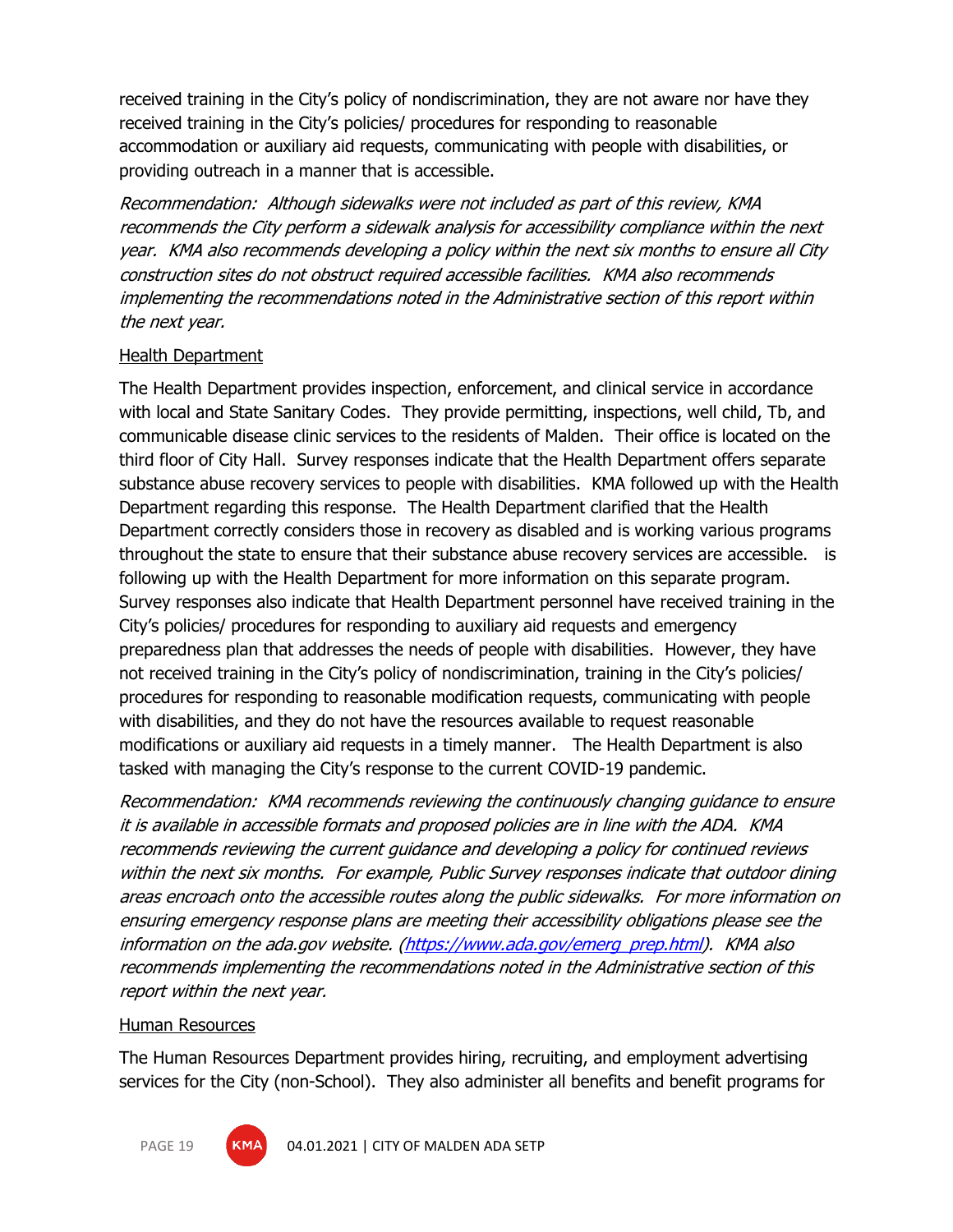received training in the City's policy of nondiscrimination, they are not aware nor have they received training in the City's policies/ procedures for responding to reasonable accommodation or auxiliary aid requests, communicating with people with disabilities, or providing outreach in a manner that is accessible.

*Recommendation: Although sidewalks were not included as part of this review, KMA recommends the City perform a sidewalk analysis for accessibility compliance within the next year. KMA also recommends developing a policy within the next six months to ensure all City construction sites do not obstruct required accessible facilities. KMA also recommends implementing the recommendations noted in the Administrative section of this report within the next year.*

<u>Health Department</u>

The Health Department provides inspection, enforcement, and clinical service in accordance with local and State Sanitary Codes. They provide permitting, inspections, well child, Tb, and communicable disease clinic services to the residents of Malden. Their office is located on the third floor of City Hall. Survey responses indicate that the Health Department offers separate substance abuse recovery services to people with disabilities. KMA followed up with the Health Department regarding this response. The Health Department clarified that the Health Department correctly considers those in recovery as disabled and is working various programs throughout the state to ensure that their substance abuse recovery services are accessible. is following up with the Health Department for more information on this separate program. Survey responses also indicate that Health Department personnel have received training in the City's policies/ procedures for responding to auxiliary aid requests and emergency preparedness plan that addresses the needs of people with disabilities. However, they have not received training in the City's policy of nondiscrimination, training in the City's policies/ procedures for responding to reasonable modification requests, communicating with people with disabilities, and they do not have the resources available to request reasonable modifications or auxiliary aid requests in a timely manner. The Health Department is also tasked with managing the City's response to the current COVID-19 pandemic.

*Recommendation: KMA recommends reviewing the continuously changing guidance to ensure it is available in accessible formats and proposed policies are in line with the ADA. KMA recommends reviewing the current guidance and developing a policy for continued reviews within the next six months. For example, Public Survey responses indicate that outdoor dining areas encroach onto the accessible routes along the public sidewalks. For more information on ensuring emergency response plans are meeting their accessibility obligations please see the information on the ada.gov website. ([https://www.ada.gov/emerg_prep.html](https://www.ada.gov/emerg_prep.html)). KMA also recommends implementing the recommendations noted in the Administrative section of this report within the next year.*

<u>Human Resources</u>

The Human Resources Department provides hiring, recruiting, and employment advertising services for the City (non-School). They also administer all benefits and benefit programs for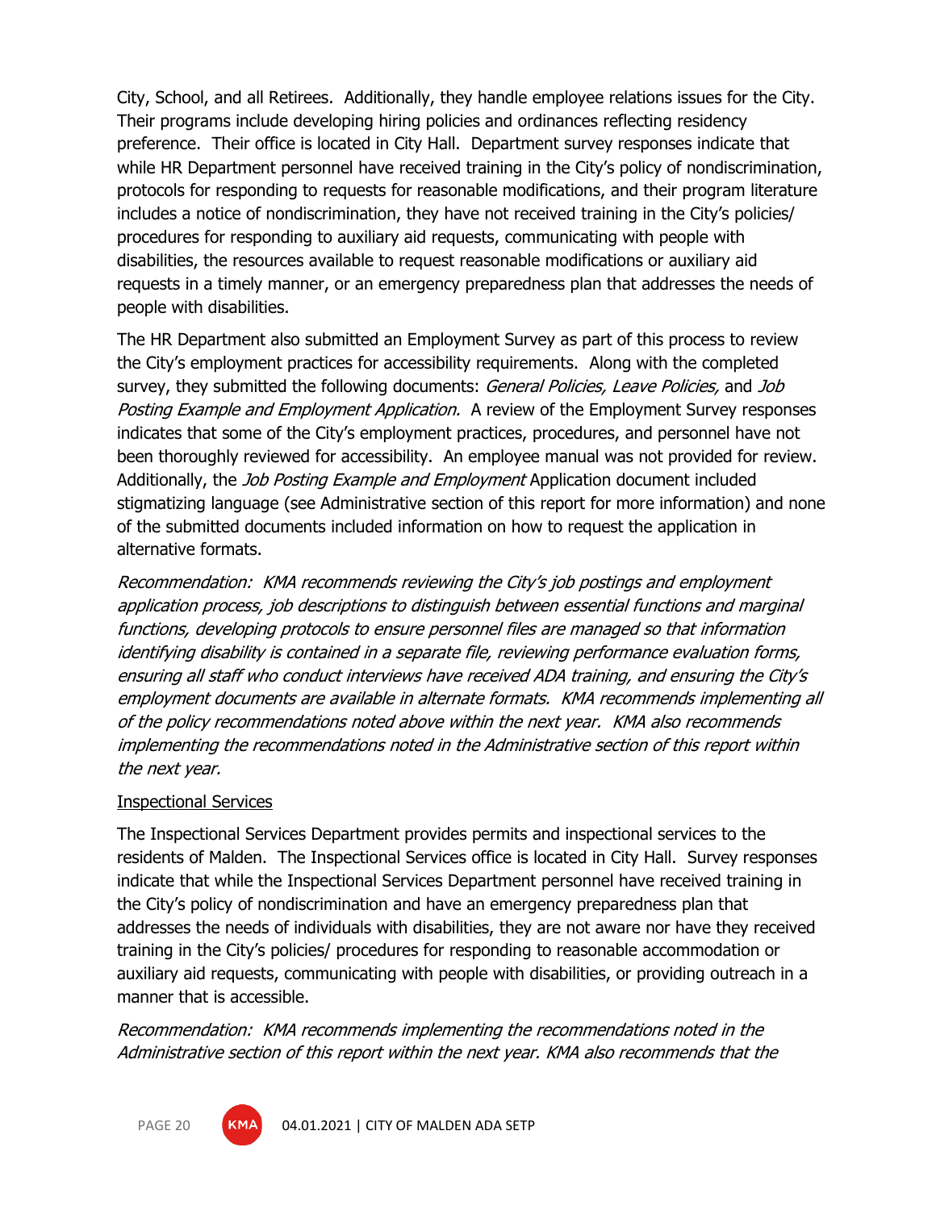City, School, and all Retirees. Additionally, they handle employee relations issues for the City. Their programs include developing hiring policies and ordinances reflecting residency preference. Their office is located in City Hall. Department survey responses indicate that while HR Department personnel have received training in the City's policy of nondiscrimination, protocols for responding to requests for reasonable modifications, and their program literature includes a notice of nondiscrimination, they have not received training in the City's policies/ procedures for responding to auxiliary aid requests, communicating with people with disabilities, the resources available to request reasonable modifications or auxiliary aid requests in a timely manner, or an emergency preparedness plan that addresses the needs of people with disabilities.

The HR Department also submitted an Employment Survey as part of this process to review the City's employment practices for accessibility requirements. Along with the completed survey, they submitted the following documents: *General Policies, Leave Policies,* and *Job Posting Example and Employment Application.* A review of the Employment Survey responses indicates that some of the City's employment practices, procedures, and personnel have not been thoroughly reviewed for accessibility. An employee manual was not provided for review. Additionally, the *Job Posting Example and Employment* Application document included stigmatizing language (see Administrative section of this report for more information) and none of the submitted documents included information on how to request the application in alternative formats.

*Recommendation: KMA recommends reviewing the City's job postings and employment application process, job descriptions to distinguish between essential functions and marginal functions, developing protocols to ensure personnel files are managed so that information identifying disability is contained in a separate file, reviewing performance evaluation forms, ensuring all staff who conduct interviews have received ADA training, and ensuring the City's employment documents are available in alternate formats. KMA recommends implementing all of the policy recommendations noted above within the next year. KMA also recommends implementing the recommendations noted in the Administrative section of this report within the next year.*

<u>Inspectional Services</u>

The Inspectional Services Department provides permits and inspectional services to the residents of Malden. The Inspectional Services office is located in City Hall. Survey responses indicate that while the Inspectional Services Department personnel have received training in the City's policy of nondiscrimination and have an emergency preparedness plan that addresses the needs of individuals with disabilities, they are not aware nor have they received training in the City's policies/ procedures for responding to reasonable accommodation or auxiliary aid requests, communicating with people with disabilities, or providing outreach in a manner that is accessible.

*Recommendation: KMA recommends implementing the recommendations noted in the Administrative section of this report within the next year. KMA also recommends that the*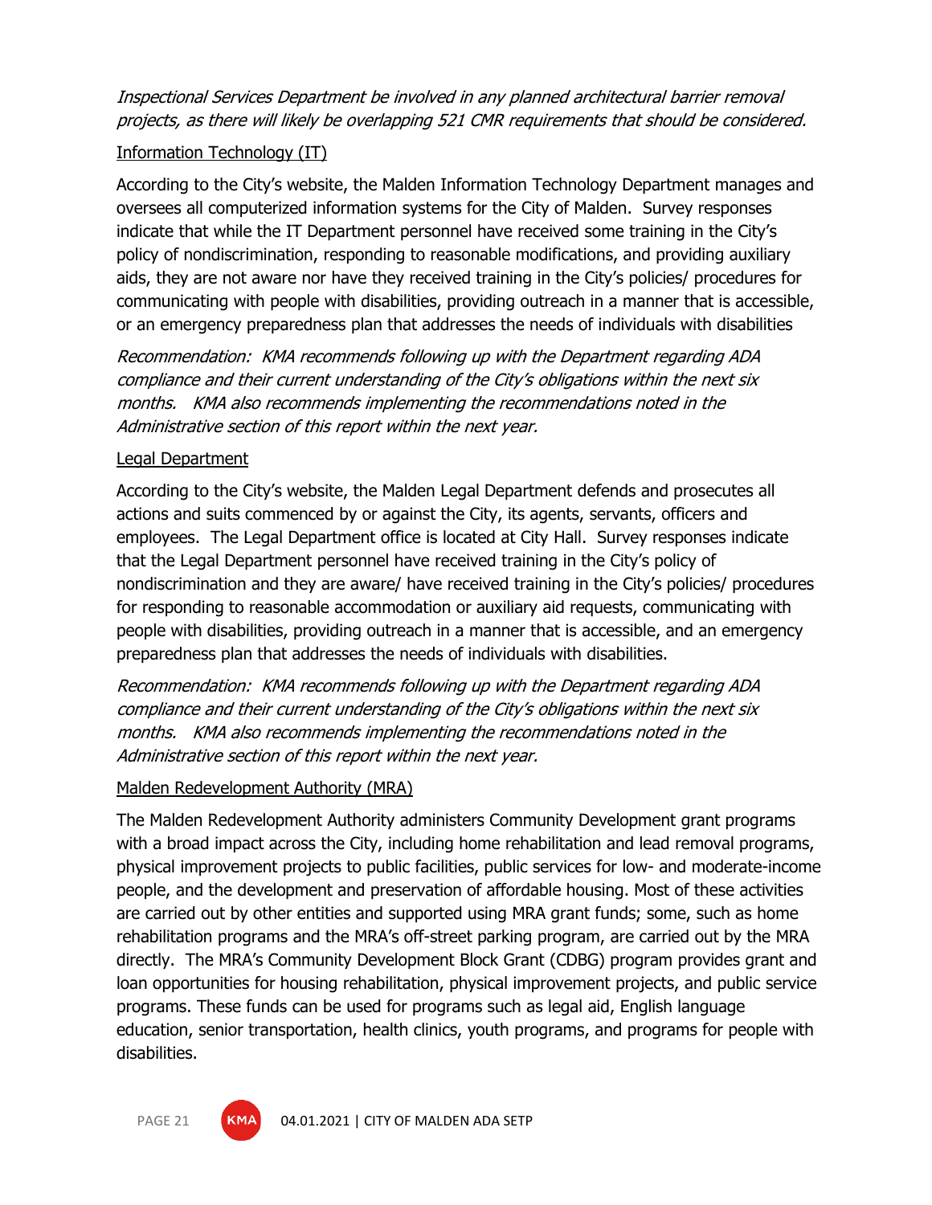*Inspectional Services Department be involved in any planned architectural barrier removal projects, as there will likely be overlapping 521 CMR requirements that should be considered.*

Information Technology (IT)

According to the City's website, the Malden Information Technology Department manages and oversees all computerized information systems for the City of Malden. Survey responses indicate that while the IT Department personnel have received some training in the City's policy of nondiscrimination, responding to reasonable modifications, and providing auxiliary aids, they are not aware nor have they received training in the City's policies/ procedures for communicating with people with disabilities, providing outreach in a manner that is accessible, or an emergency preparedness plan that addresses the needs of individuals with disabilities

*Recommendation: KMA recommends following up with the Department regarding ADA compliance and their current understanding of the City's obligations within the next six months. KMA also recommends implementing the recommendations noted in the Administrative section of this report within the next year.*

Legal Department

According to the City's website, the Malden Legal Department defends and prosecutes all actions and suits commenced by or against the City, its agents, servants, officers and employees. The Legal Department office is located at City Hall. Survey responses indicate that the Legal Department personnel have received training in the City's policy of nondiscrimination and they are aware/ have received training in the City's policies/ procedures for responding to reasonable accommodation or auxiliary aid requests, communicating with people with disabilities, providing outreach in a manner that is accessible, and an emergency preparedness plan that addresses the needs of individuals with disabilities.

*Recommendation: KMA recommends following up with the Department regarding ADA compliance and their current understanding of the City's obligations within the next six months. KMA also recommends implementing the recommendations noted in the Administrative section of this report within the next year.*

Malden Redevelopment Authority (MRA)

The Malden Redevelopment Authority administers Community Development grant programs with a broad impact across the City, including home rehabilitation and lead removal programs, physical improvement projects to public facilities, public services for low- and moderate-income people, and the development and preservation of affordable housing. Most of these activities are carried out by other entities and supported using MRA grant funds; some, such as home rehabilitation programs and the MRA's off-street parking program, are carried out by the MRA directly. The MRA's Community Development Block Grant (CDBG) program provides grant and loan opportunities for housing rehabilitation, physical improvement projects, and public service programs. These funds can be used for programs such as legal aid, English language education, senior transportation, health clinics, youth programs, and programs for people with disabilities.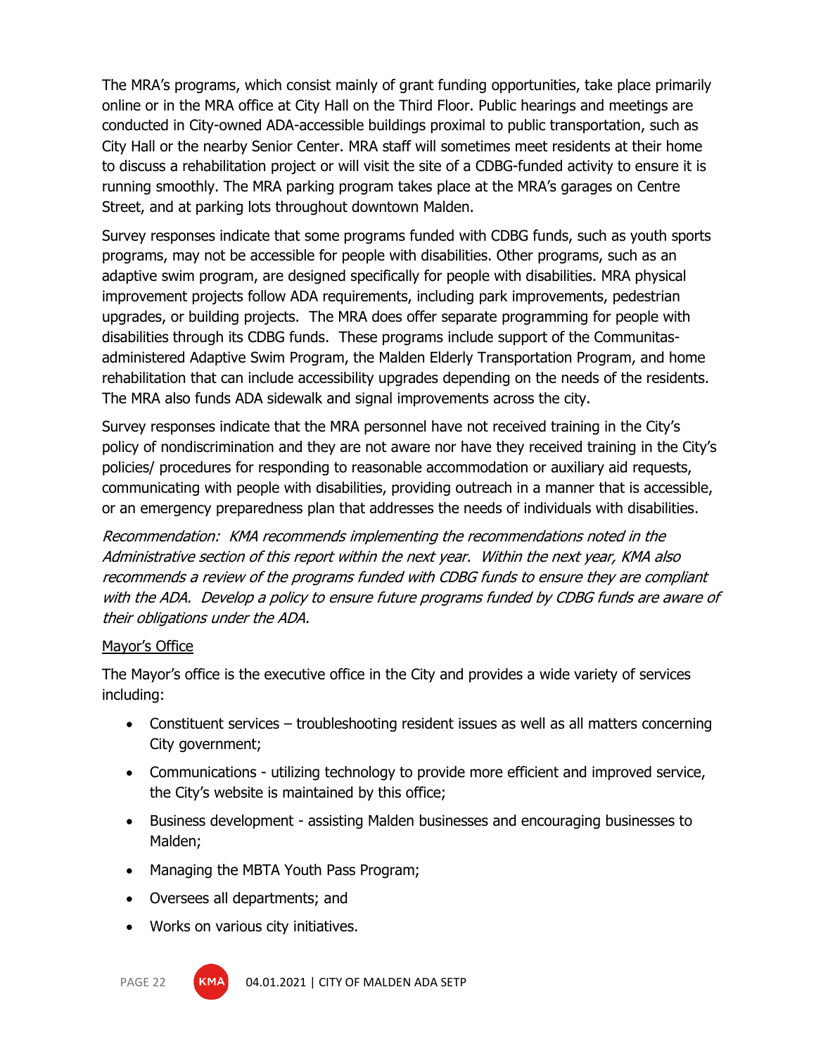The MRA's programs, which consist mainly of grant funding opportunities, take place primarily online or in the MRA office at City Hall on the Third Floor. Public hearings and meetings are conducted in City-owned ADA-accessible buildings proximal to public transportation, such as City Hall or the nearby Senior Center. MRA staff will sometimes meet residents at their home to discuss a rehabilitation project or will visit the site of a CDBG-funded activity to ensure it is running smoothly. The MRA parking program takes place at the MRA's garages on Centre Street, and at parking lots throughout downtown Malden.

Survey responses indicate that some programs funded with CDBG funds, such as youth sports programs, may not be accessible for people with disabilities. Other programs, such as an adaptive swim program, are designed specifically for people with disabilities. MRA physical improvement projects follow ADA requirements, including park improvements, pedestrian upgrades, or building projects. The MRA does offer separate programming for people with disabilities through its CDBG funds. These programs include support of the Communitas-administered Adaptive Swim Program, the Malden Elderly Transportation Program, and home rehabilitation that can include accessibility upgrades depending on the needs of the residents. The MRA also funds ADA sidewalk and signal improvements across the city.

Survey responses indicate that the MRA personnel have not received training in the City's policy of nondiscrimination and they are not aware nor have they received training in the City's policies/ procedures for responding to reasonable accommodation or auxiliary aid requests, communicating with people with disabilities, providing outreach in a manner that is accessible, or an emergency preparedness plan that addresses the needs of individuals with disabilities.

*Recommendation: KMA recommends implementing the recommendations noted in the Administrative section of this report within the next year. Within the next year, KMA also recommends a review of the programs funded with CDBG funds to ensure they are compliant with the ADA. Develop a policy to ensure future programs funded by CDBG funds are aware of their obligations under the ADA.*

<u>Mayor's Office</u>

The Mayor's office is the executive office in the City and provides a wide variety of services including:

- Constituent services – troubleshooting resident issues as well as all matters concerning City government;
- Communications - utilizing technology to provide more efficient and improved service, the City's website is maintained by this office;
- Business development - assisting Malden businesses and encouraging businesses to Malden;
- Managing the MBTA Youth Pass Program;
- Oversees all departments; and
- Works on various city initiatives.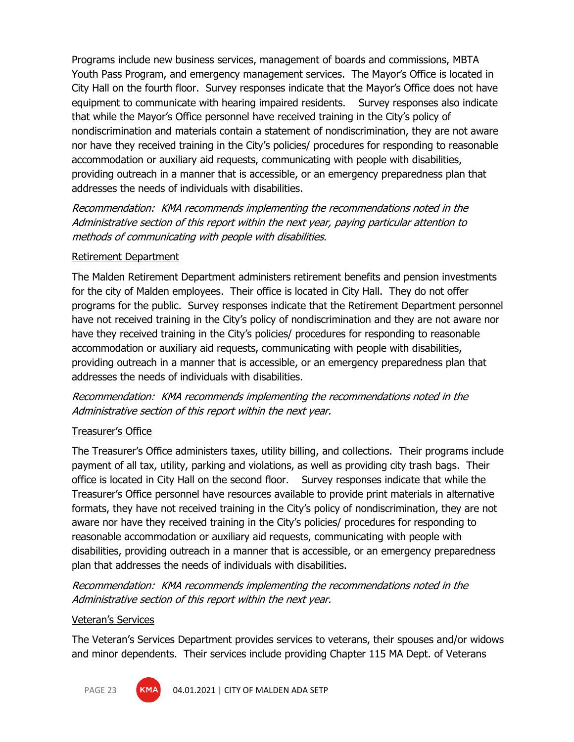Programs include new business services, management of boards and commissions, MBTA Youth Pass Program, and emergency management services. The Mayor's Office is located in City Hall on the fourth floor. Survey responses indicate that the Mayor's Office does not have equipment to communicate with hearing impaired residents. Survey responses also indicate that while the Mayor's Office personnel have received training in the City's policy of nondiscrimination and materials contain a statement of nondiscrimination, they are not aware nor have they received training in the City's policies/ procedures for responding to reasonable accommodation or auxiliary aid requests, communicating with people with disabilities, providing outreach in a manner that is accessible, or an emergency preparedness plan that addresses the needs of individuals with disabilities.

*Recommendation: KMA recommends implementing the recommendations noted in the Administrative section of this report within the next year, paying particular attention to methods of communicating with people with disabilities.*

Retirement Department

The Malden Retirement Department administers retirement benefits and pension investments for the city of Malden employees. Their office is located in City Hall. They do not offer programs for the public. Survey responses indicate that the Retirement Department personnel have not received training in the City's policy of nondiscrimination and they are not aware nor have they received training in the City's policies/ procedures for responding to reasonable accommodation or auxiliary aid requests, communicating with people with disabilities, providing outreach in a manner that is accessible, or an emergency preparedness plan that addresses the needs of individuals with disabilities.

*Recommendation: KMA recommends implementing the recommendations noted in the Administrative section of this report within the next year.*

Treasurer's Office

The Treasurer's Office administers taxes, utility billing, and collections. Their programs include payment of all tax, utility, parking and violations, as well as providing city trash bags. Their office is located in City Hall on the second floor. Survey responses indicate that while the Treasurer's Office personnel have resources available to provide print materials in alternative formats, they have not received training in the City's policy of nondiscrimination, they are not aware nor have they received training in the City's policies/ procedures for responding to reasonable accommodation or auxiliary aid requests, communicating with people with disabilities, providing outreach in a manner that is accessible, or an emergency preparedness plan that addresses the needs of individuals with disabilities.

*Recommendation: KMA recommends implementing the recommendations noted in the Administrative section of this report within the next year.*

Veteran's Services

The Veteran's Services Department provides services to veterans, their spouses and/or widows and minor dependents. Their services include providing Chapter 115 MA Dept. of Veterans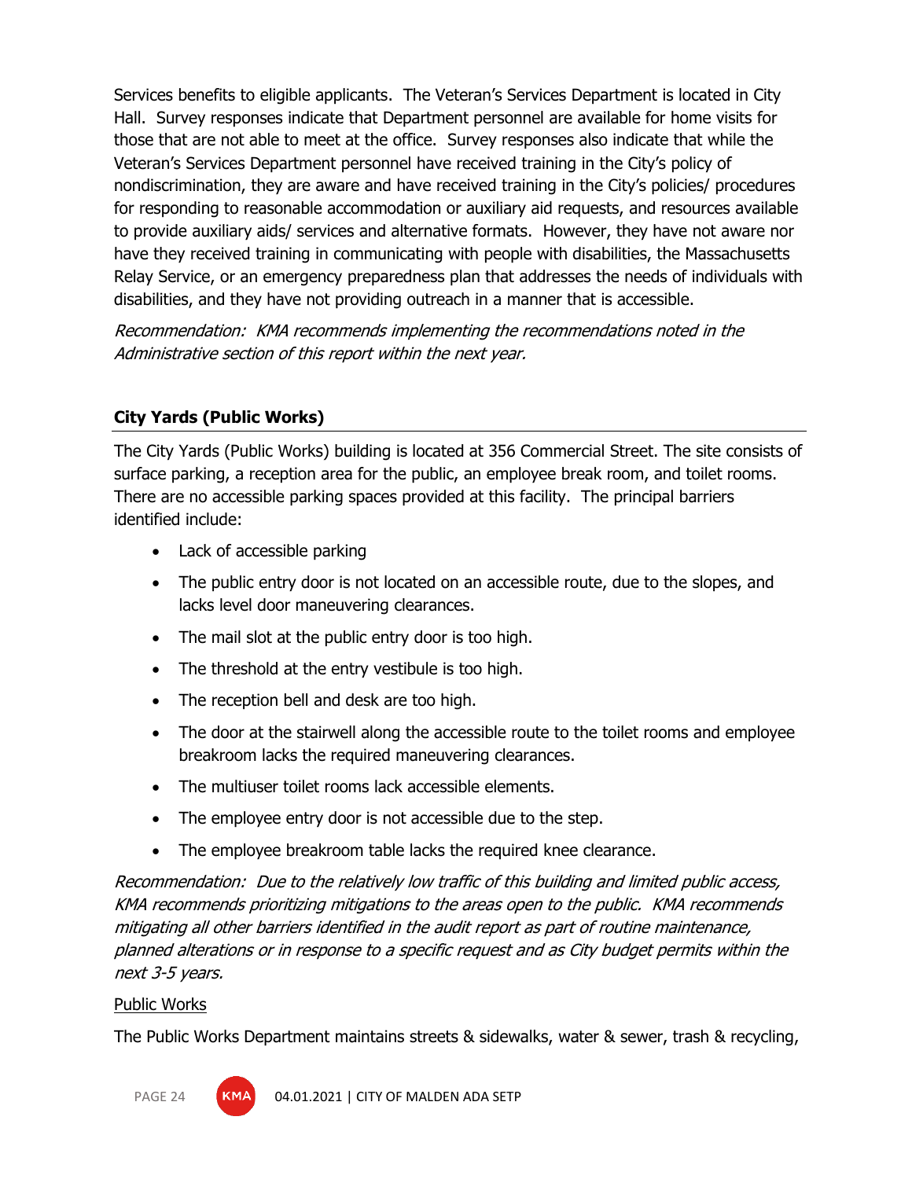Services benefits to eligible applicants. The Veteran's Services Department is located in City Hall. Survey responses indicate that Department personnel are available for home visits for those that are not able to meet at the office. Survey responses also indicate that while the Veteran's Services Department personnel have received training in the City's policy of nondiscrimination, they are aware and have received training in the City's policies/ procedures for responding to reasonable accommodation or auxiliary aid requests, and resources available to provide auxiliary aids/ services and alternative formats. However, they have not aware nor have they received training in communicating with people with disabilities, the Massachusetts Relay Service, or an emergency preparedness plan that addresses the needs of individuals with disabilities, and they have not providing outreach in a manner that is accessible.

*Recommendation: KMA recommends implementing the recommendations noted in the Administrative section of this report within the next year.*

## City Yards (Public Works)

The City Yards (Public Works) building is located at 356 Commercial Street. The site consists of surface parking, a reception area for the public, an employee break room, and toilet rooms. There are no accessible parking spaces provided at this facility. The principal barriers identified include:

- Lack of accessible parking
- The public entry door is not located on an accessible route, due to the slopes, and lacks level door maneuvering clearances.
- The mail slot at the public entry door is too high.
- The threshold at the entry vestibule is too high.
- The reception bell and desk are too high.
- The door at the stairwell along the accessible route to the toilet rooms and employee breakroom lacks the required maneuvering clearances.
- The multiuser toilet rooms lack accessible elements.
- The employee entry door is not accessible due to the step.
- The employee breakroom table lacks the required knee clearance.

*Recommendation: Due to the relatively low traffic of this building and limited public access, KMA recommends prioritizing mitigations to the areas open to the public. KMA recommends mitigating all other barriers identified in the audit report as part of routine maintenance, planned alterations or in response to a specific request and as City budget permits within the next 3-5 years.*

<u>Public Works</u>

The Public Works Department maintains streets & sidewalks, water & sewer, trash & recycling,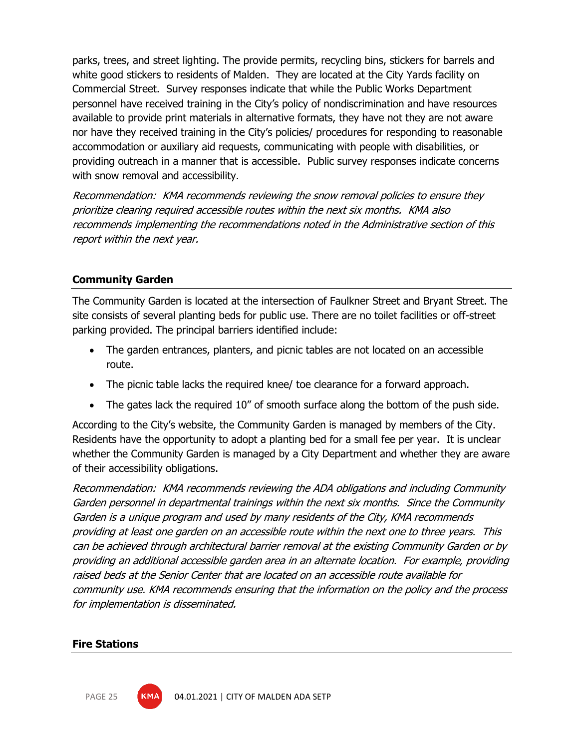parks, trees, and street lighting. The provide permits, recycling bins, stickers for barrels and white good stickers to residents of Malden. They are located at the City Yards facility on Commercial Street. Survey responses indicate that while the Public Works Department personnel have received training in the City's policy of nondiscrimination and have resources available to provide print materials in alternative formats, they have not they are not aware nor have they received training in the City's policies/ procedures for responding to reasonable accommodation or auxiliary aid requests, communicating with people with disabilities, or providing outreach in a manner that is accessible. Public survey responses indicate concerns with snow removal and accessibility.

*Recommendation: KMA recommends reviewing the snow removal policies to ensure they prioritize clearing required accessible routes within the next six months. KMA also recommends implementing the recommendations noted in the Administrative section of this report within the next year.*

### Community Garden

The Community Garden is located at the intersection of Faulkner Street and Bryant Street. The site consists of several planting beds for public use. There are no toilet facilities or off-street parking provided. The principal barriers identified include:

- The garden entrances, planters, and picnic tables are not located on an accessible route.
- The picnic table lacks the required knee/ toe clearance for a forward approach.
- The gates lack the required 10" of smooth surface along the bottom of the push side.

According to the City's website, the Community Garden is managed by members of the City. Residents have the opportunity to adopt a planting bed for a small fee per year. It is unclear whether the Community Garden is managed by a City Department and whether they are aware of their accessibility obligations.

*Recommendation: KMA recommends reviewing the ADA obligations and including Community Garden personnel in departmental trainings within the next six months. Since the Community Garden is a unique program and used by many residents of the City, KMA recommends providing at least one garden on an accessible route within the next one to three years. This can be achieved through architectural barrier removal at the existing Community Garden or by providing an additional accessible garden area in an alternate location. For example, providing raised beds at the Senior Center that are located on an accessible route available for community use. KMA recommends ensuring that the information on the policy and the process for implementation is disseminated.*

### Fire Stations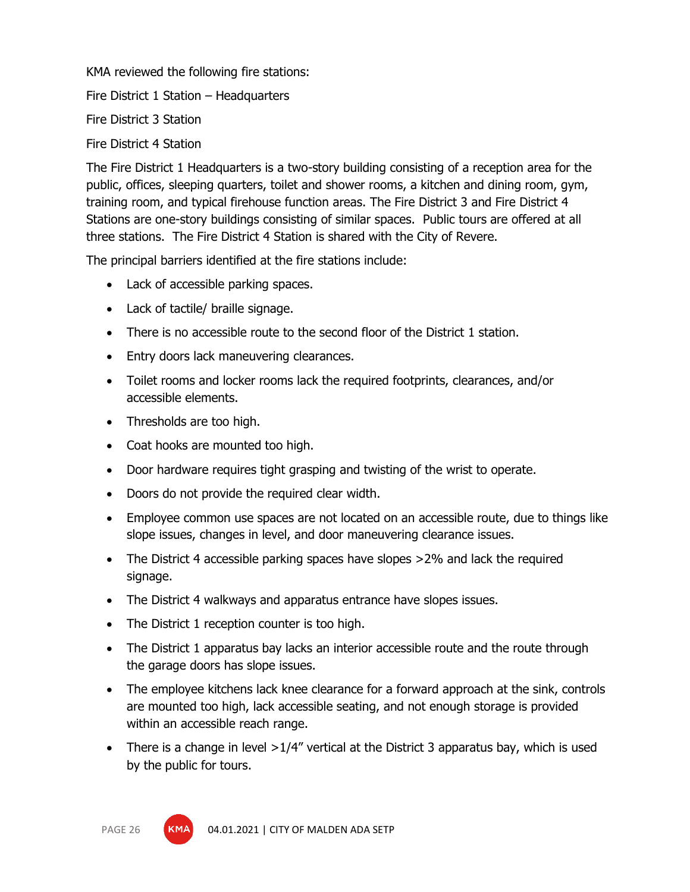KMA reviewed the following fire stations:

Fire District 1 Station – Headquarters

Fire District 3 Station

Fire District 4 Station

The Fire District 1 Headquarters is a two-story building consisting of a reception area for the public, offices, sleeping quarters, toilet and shower rooms, a kitchen and dining room, gym, training room, and typical firehouse function areas. The Fire District 3 and Fire District 4 Stations are one-story buildings consisting of similar spaces. Public tours are offered at all three stations. The Fire District 4 Station is shared with the City of Revere.

The principal barriers identified at the fire stations include:

- Lack of accessible parking spaces.
- Lack of tactile/ braille signage.
- There is no accessible route to the second floor of the District 1 station.
- Entry doors lack maneuvering clearances.
- Toilet rooms and locker rooms lack the required footprints, clearances, and/or accessible elements.
- Thresholds are too high.
- Coat hooks are mounted too high.
- Door hardware requires tight grasping and twisting of the wrist to operate.
- Doors do not provide the required clear width.
- Employee common use spaces are not located on an accessible route, due to things like slope issues, changes in level, and door maneuvering clearance issues.
- The District 4 accessible parking spaces have slopes >2% and lack the required signage.
- The District 4 walkways and apparatus entrance have slopes issues.
- The District 1 reception counter is too high.
- The District 1 apparatus bay lacks an interior accessible route and the route through the garage doors has slope issues.
- The employee kitchens lack knee clearance for a forward approach at the sink, controls are mounted too high, lack accessible seating, and not enough storage is provided within an accessible reach range.
- There is a change in level >1/4" vertical at the District 3 apparatus bay, which is used by the public for tours.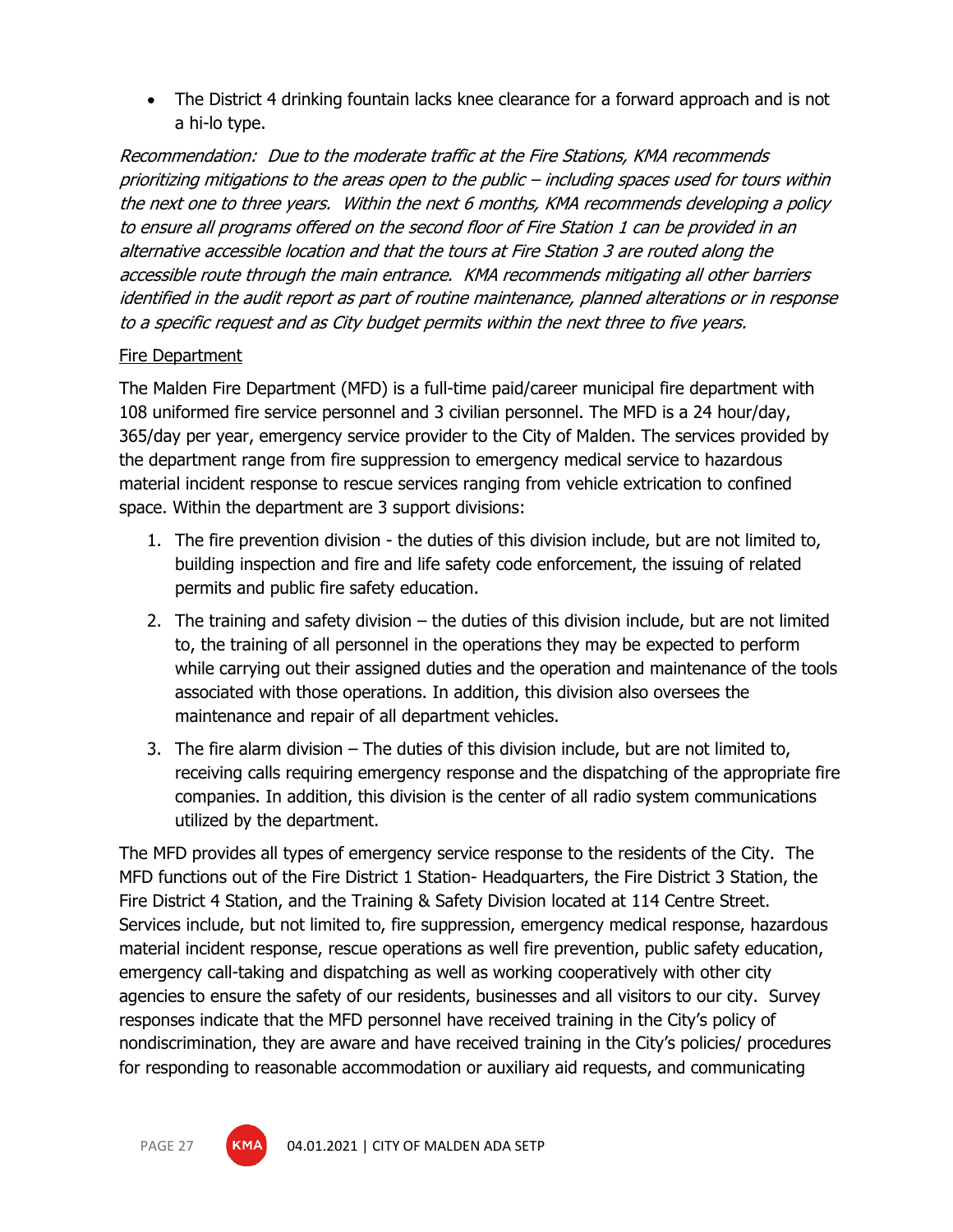- The District 4 drinking fountain lacks knee clearance for a forward approach and is not a hi-lo type.

*Recommendation: Due to the moderate traffic at the Fire Stations, KMA recommends prioritizing mitigations to the areas open to the public – including spaces used for tours within the next one to three years. Within the next 6 months, KMA recommends developing a policy to ensure all programs offered on the second floor of Fire Station 1 can be provided in an alternative accessible location and that the tours at Fire Station 3 are routed along the accessible route through the main entrance. KMA recommends mitigating all other barriers identified in the audit report as part of routine maintenance, planned alterations or in response to a specific request and as City budget permits within the next three to five years.*

<u>Fire Department</u>

The Malden Fire Department (MFD) is a full-time paid/career municipal fire department with 108 uniformed fire service personnel and 3 civilian personnel. The MFD is a 24 hour/day, 365/day per year, emergency service provider to the City of Malden. The services provided by the department range from fire suppression to emergency medical service to hazardous material incident response to rescue services ranging from vehicle extrication to confined space. Within the department are 3 support divisions:

1. The fire prevention division - the duties of this division include, but are not limited to, building inspection and fire and life safety code enforcement, the issuing of related permits and public fire safety education.
2. The training and safety division – the duties of this division include, but are not limited to, the training of all personnel in the operations they may be expected to perform while carrying out their assigned duties and the operation and maintenance of the tools associated with those operations. In addition, this division also oversees the maintenance and repair of all department vehicles.
3. The fire alarm division – The duties of this division include, but are not limited to, receiving calls requiring emergency response and the dispatching of the appropriate fire companies. In addition, this division is the center of all radio system communications utilized by the department.

The MFD provides all types of emergency service response to the residents of the City. The MFD functions out of the Fire District 1 Station- Headquarters, the Fire District 3 Station, the Fire District 4 Station, and the Training & Safety Division located at 114 Centre Street. Services include, but not limited to, fire suppression, emergency medical response, hazardous material incident response, rescue operations as well fire prevention, public safety education, emergency call-taking and dispatching as well as working cooperatively with other city agencies to ensure the safety of our residents, businesses and all visitors to our city. Survey responses indicate that the MFD personnel have received training in the City's policy of nondiscrimination, they are aware and have received training in the City's policies/ procedures for responding to reasonable accommodation or auxiliary aid requests, and communicating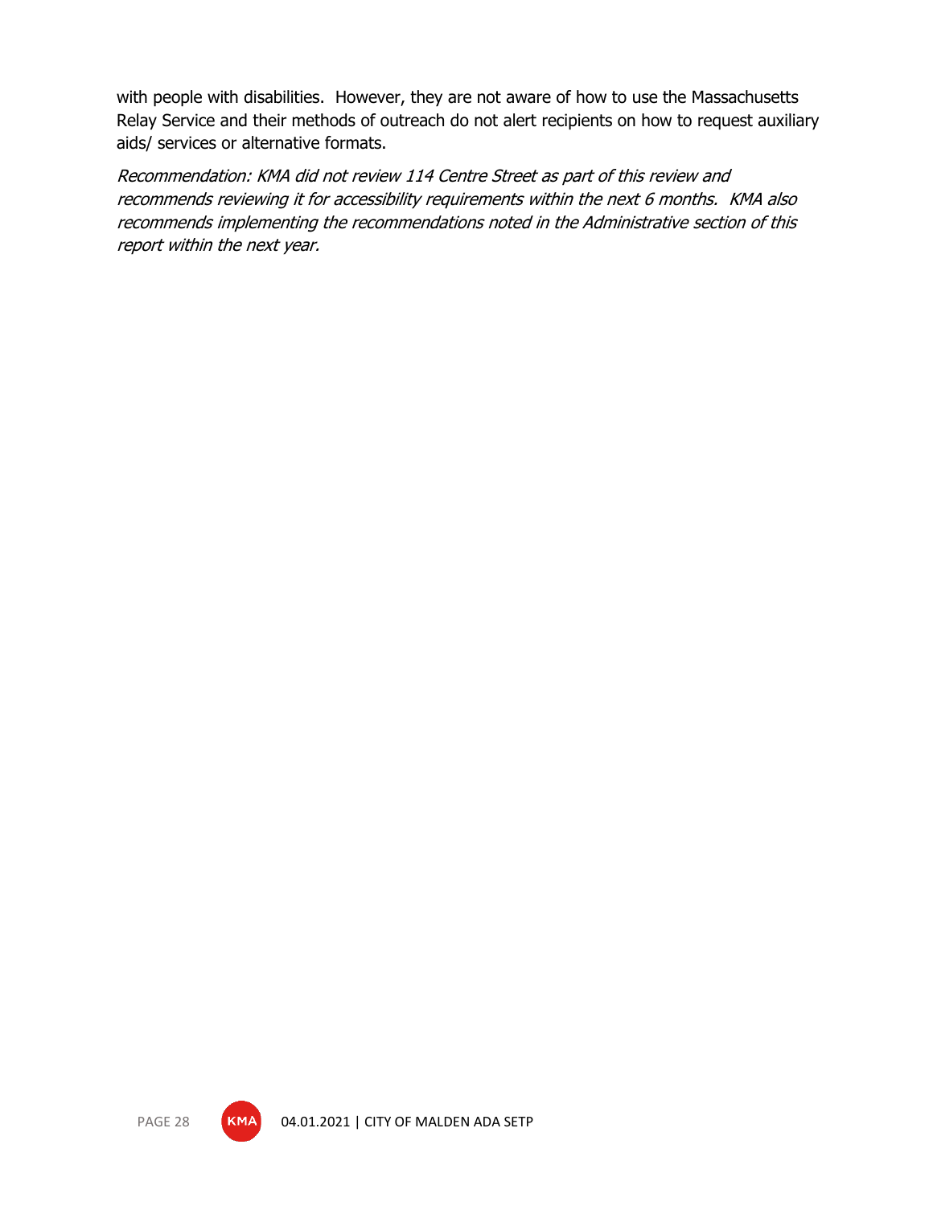with people with disabilities. However, they are not aware of how to use the Massachusetts Relay Service and their methods of outreach do not alert recipients on how to request auxiliary aids/ services or alternative formats.

*Recommendation: KMA did not review 114 Centre Street as part of this review and recommends reviewing it for accessibility requirements within the next 6 months. KMA also recommends implementing the recommendations noted in the Administrative section of this report within the next year.*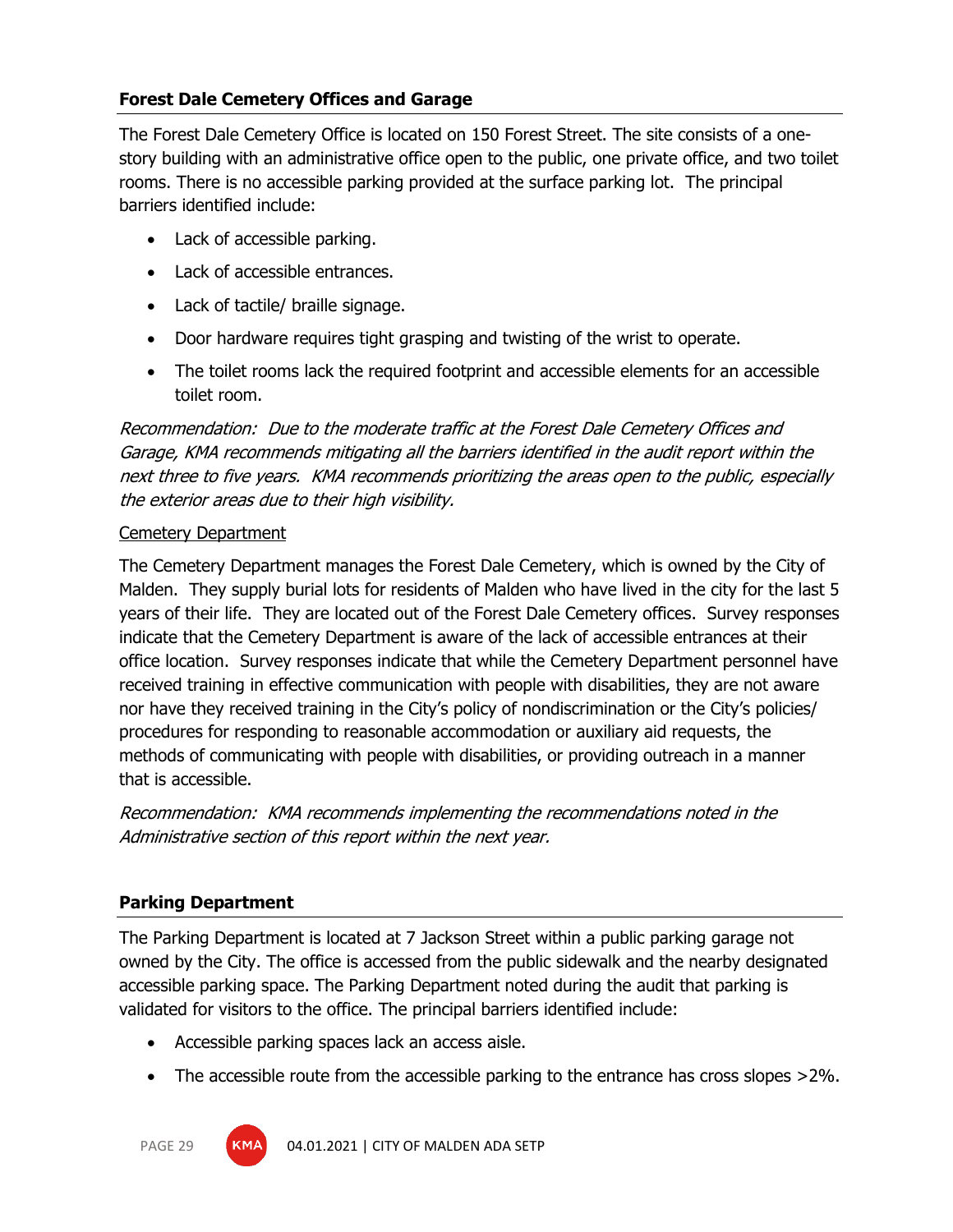### Forest Dale Cemetery Offices and Garage

The Forest Dale Cemetery Office is located on 150 Forest Street. The site consists of a one-story building with an administrative office open to the public, one private office, and two toilet rooms. There is no accessible parking provided at the surface parking lot. The principal barriers identified include:

- Lack of accessible parking.
- Lack of accessible entrances.
- Lack of tactile/ braille signage.
- Door hardware requires tight grasping and twisting of the wrist to operate.
- The toilet rooms lack the required footprint and accessible elements for an accessible toilet room.

*Recommendation: Due to the moderate traffic at the Forest Dale Cemetery Offices and Garage, KMA recommends mitigating all the barriers identified in the audit report within the next three to five years. KMA recommends prioritizing the areas open to the public, especially the exterior areas due to their high visibility.*

<u>Cemetery Department</u>

The Cemetery Department manages the Forest Dale Cemetery, which is owned by the City of Malden. They supply burial lots for residents of Malden who have lived in the city for the last 5 years of their life. They are located out of the Forest Dale Cemetery offices. Survey responses indicate that the Cemetery Department is aware of the lack of accessible entrances at their office location. Survey responses indicate that while the Cemetery Department personnel have received training in effective communication with people with disabilities, they are not aware nor have they received training in the City's policy of nondiscrimination or the City's policies/ procedures for responding to reasonable accommodation or auxiliary aid requests, the methods of communicating with people with disabilities, or providing outreach in a manner that is accessible.

*Recommendation: KMA recommends implementing the recommendations noted in the Administrative section of this report within the next year.*

### Parking Department

The Parking Department is located at 7 Jackson Street within a public parking garage not owned by the City. The office is accessed from the public sidewalk and the nearby designated accessible parking space. The Parking Department noted during the audit that parking is validated for visitors to the office. The principal barriers identified include:

- Accessible parking spaces lack an access aisle.
- The accessible route from the accessible parking to the entrance has cross slopes >2%.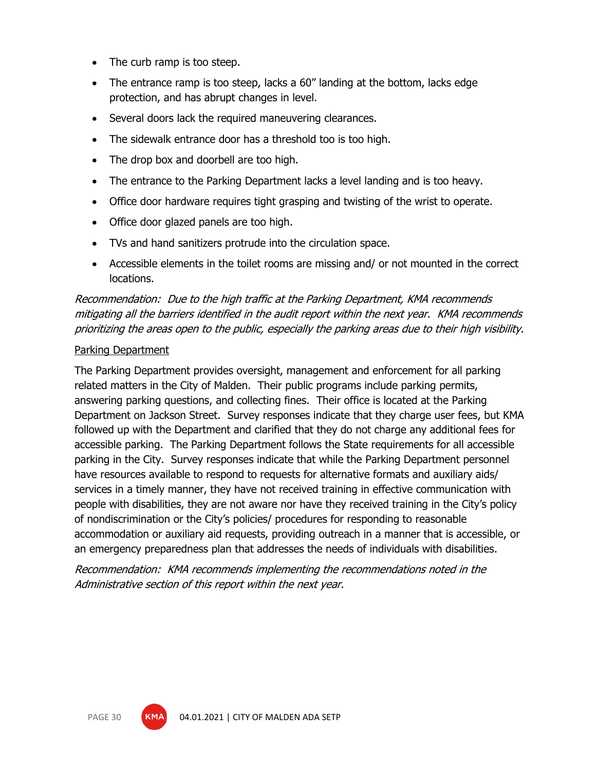- The curb ramp is too steep.
- The entrance ramp is too steep, lacks a 60" landing at the bottom, lacks edge protection, and has abrupt changes in level.
- Several doors lack the required maneuvering clearances.
- The sidewalk entrance door has a threshold too is too high.
- The drop box and doorbell are too high.
- The entrance to the Parking Department lacks a level landing and is too heavy.
- Office door hardware requires tight grasping and twisting of the wrist to operate.
- Office door glazed panels are too high.
- TVs and hand sanitizers protrude into the circulation space.
- Accessible elements in the toilet rooms are missing and/ or not mounted in the correct locations.

*Recommendation: Due to the high traffic at the Parking Department, KMA recommends mitigating all the barriers identified in the audit report within the next year. KMA recommends prioritizing the areas open to the public, especially the parking areas due to their high visibility.*

<u>Parking Department</u>

The Parking Department provides oversight, management and enforcement for all parking related matters in the City of Malden. Their public programs include parking permits, answering parking questions, and collecting fines. Their office is located at the Parking Department on Jackson Street. Survey responses indicate that they charge user fees, but KMA followed up with the Department and clarified that they do not charge any additional fees for accessible parking. The Parking Department follows the State requirements for all accessible parking in the City. Survey responses indicate that while the Parking Department personnel have resources available to respond to requests for alternative formats and auxiliary aids/ services in a timely manner, they have not received training in effective communication with people with disabilities, they are not aware nor have they received training in the City's policy of nondiscrimination or the City's policies/ procedures for responding to reasonable accommodation or auxiliary aid requests, providing outreach in a manner that is accessible, or an emergency preparedness plan that addresses the needs of individuals with disabilities.

*Recommendation: KMA recommends implementing the recommendations noted in the Administrative section of this report within the next year.*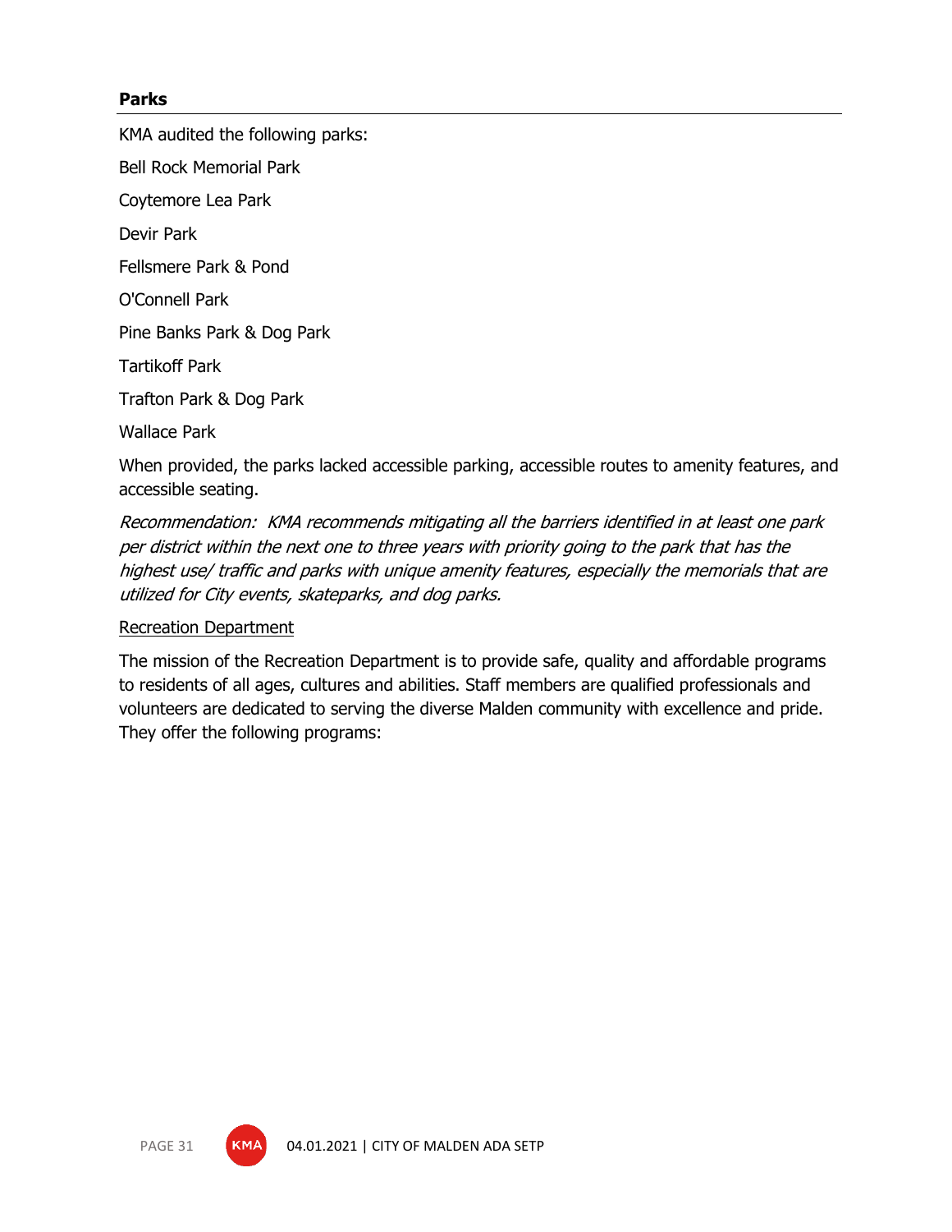### Parks

KMA audited the following parks:

Bell Rock Memorial Park

Coytemore Lea Park

Devir Park

Fellsmere Park & Pond

O'Connell Park

Pine Banks Park & Dog Park

Tartikoff Park

Trafton Park & Dog Park

Wallace Park

When provided, the parks lacked accessible parking, accessible routes to amenity features, and accessible seating.

*Recommendation: KMA recommends mitigating all the barriers identified in at least one park per district within the next one to three years with priority going to the park that has the highest use/ traffic and parks with unique amenity features, especially the memorials that are utilized for City events, skateparks, and dog parks.*

<u>Recreation Department</u>

The mission of the Recreation Department is to provide safe, quality and affordable programs to residents of all ages, cultures and abilities. Staff members are qualified professionals and volunteers are dedicated to serving the diverse Malden community with excellence and pride. They offer the following programs: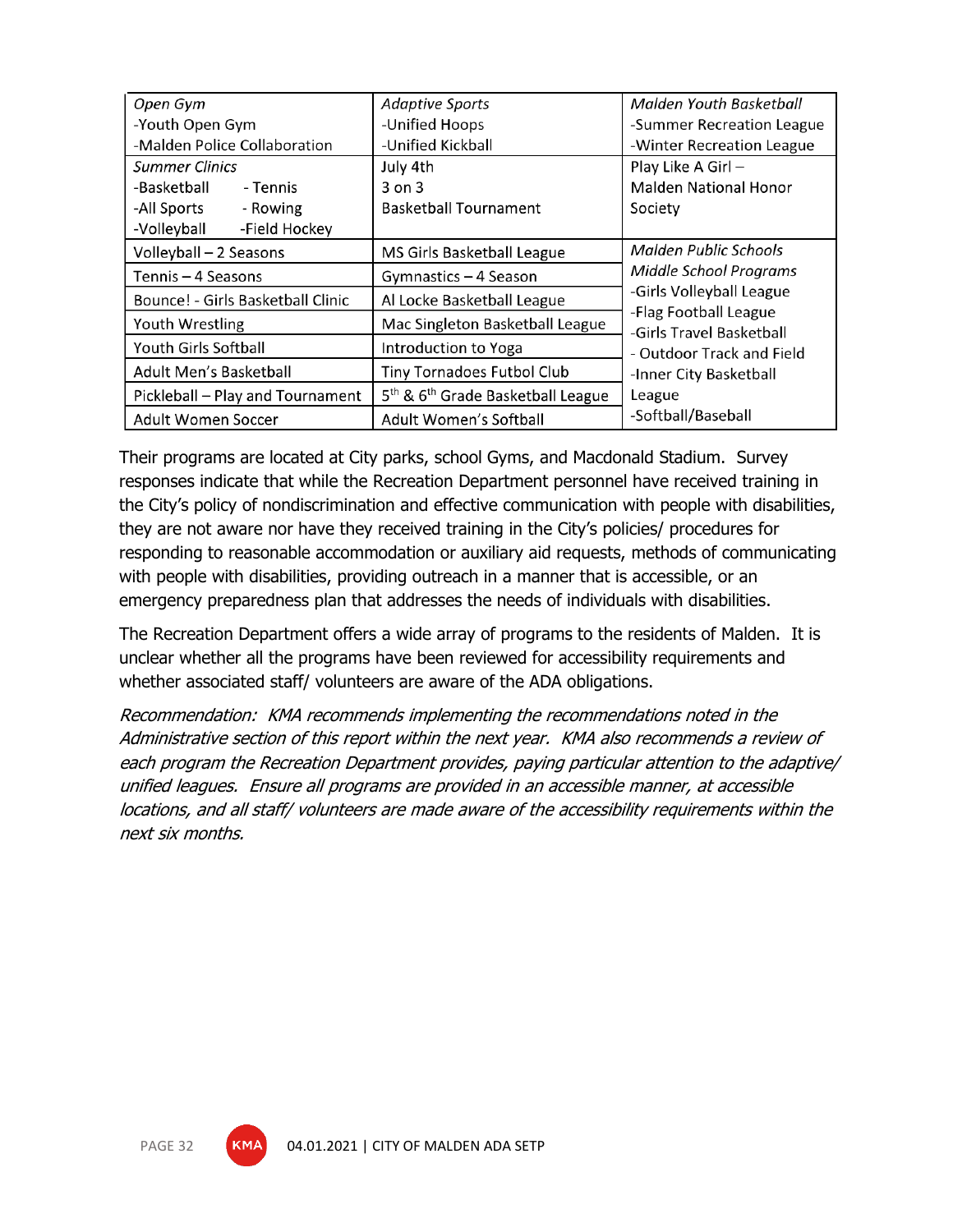| *Open Gym*<br>-Youth Open Gym<br>-Malden Police Collaboration | *Adaptive Sports*<br>-Unified Hoops<br>-Unified Kickball | *Malden Youth Basketball*<br>-Summer Recreation League<br>-Winter Recreation League |
|---|---|---|
| *Summer Clinics*<br>-Basketball - Tennis<br>-All Sports - Rowing<br>-Volleyball -Field Hockey | July 4th<br>3 on 3<br>Basketball Tournament | Play Like A Girl –<br>Malden National Honor Society |
| Volleyball – 2 Seasons | MS Girls Basketball League | *Malden Public Schools Middle School Programs*<br>-Girls Volleyball League<br>-Flag Football League<br>-Girls Travel Basketball<br>- Outdoor Track and Field<br>-Inner City Basketball League<br>-Softball/Baseball |
| Tennis – 4 Seasons | Gymnastics – 4 Season | |
| Bounce! - Girls Basketball Clinic | Al Locke Basketball League | |
| Youth Wrestling | Mac Singleton Basketball League | |
| Youth Girls Softball | Introduction to Yoga | |
| Adult Men's Basketball | Tiny Tornadoes Futbol Club | |
| Pickleball – Play and Tournament | 5th & 6th Grade Basketball League | |
| Adult Women Soccer | Adult Women's Softball | |

Their programs are located at City parks, school Gyms, and Macdonald Stadium. Survey responses indicate that while the Recreation Department personnel have received training in the City's policy of nondiscrimination and effective communication with people with disabilities, they are not aware nor have they received training in the City's policies/ procedures for responding to reasonable accommodation or auxiliary aid requests, methods of communicating with people with disabilities, providing outreach in a manner that is accessible, or an emergency preparedness plan that addresses the needs of individuals with disabilities.

The Recreation Department offers a wide array of programs to the residents of Malden. It is unclear whether all the programs have been reviewed for accessibility requirements and whether associated staff/ volunteers are aware of the ADA obligations.

*Recommendation: KMA recommends implementing the recommendations noted in the Administrative section of this report within the next year. KMA also recommends a review of each program the Recreation Department provides, paying particular attention to the adaptive/ unified leagues. Ensure all programs are provided in an accessible manner, at accessible locations, and all staff/ volunteers are made aware of the accessibility requirements within the next six months.*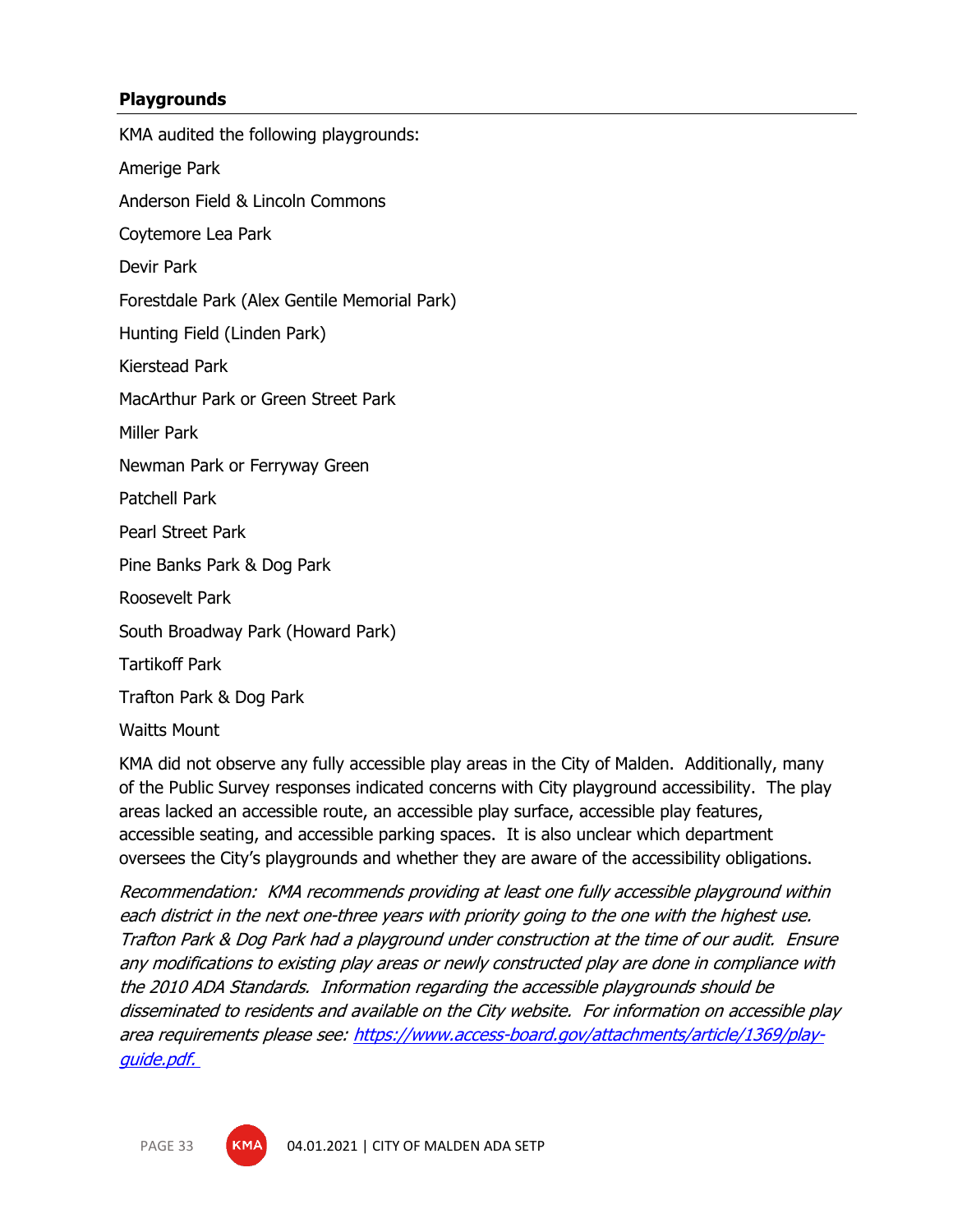## Playgrounds

KMA audited the following playgrounds:

Amerige Park

Anderson Field & Lincoln Commons

Coytemore Lea Park

Devir Park

Forestdale Park (Alex Gentile Memorial Park)

Hunting Field (Linden Park)

Kierstead Park

MacArthur Park or Green Street Park

Miller Park

Newman Park or Ferryway Green

Patchell Park

Pearl Street Park

Pine Banks Park & Dog Park

Roosevelt Park

South Broadway Park (Howard Park)

Tartikoff Park

Trafton Park & Dog Park

Waitts Mount

KMA did not observe any fully accessible play areas in the City of Malden. Additionally, many of the Public Survey responses indicated concerns with City playground accessibility. The play areas lacked an accessible route, an accessible play surface, accessible play features, accessible seating, and accessible parking spaces. It is also unclear which department oversees the City's playgrounds and whether they are aware of the accessibility obligations.

*Recommendation: KMA recommends providing at least one fully accessible playground within each district in the next one-three years with priority going to the one with the highest use. Trafton Park & Dog Park had a playground under construction at the time of our audit. Ensure any modifications to existing play areas or newly constructed play are done in compliance with the 2010 ADA Standards. Information regarding the accessible playgrounds should be disseminated to residents and available on the City website. For information on accessible play area requirements please see: [https://www.access-board.gov/attachments/article/1369/play-guide.pdf.](https://www.access-board.gov/attachments/article/1369/play-guide.pdf)*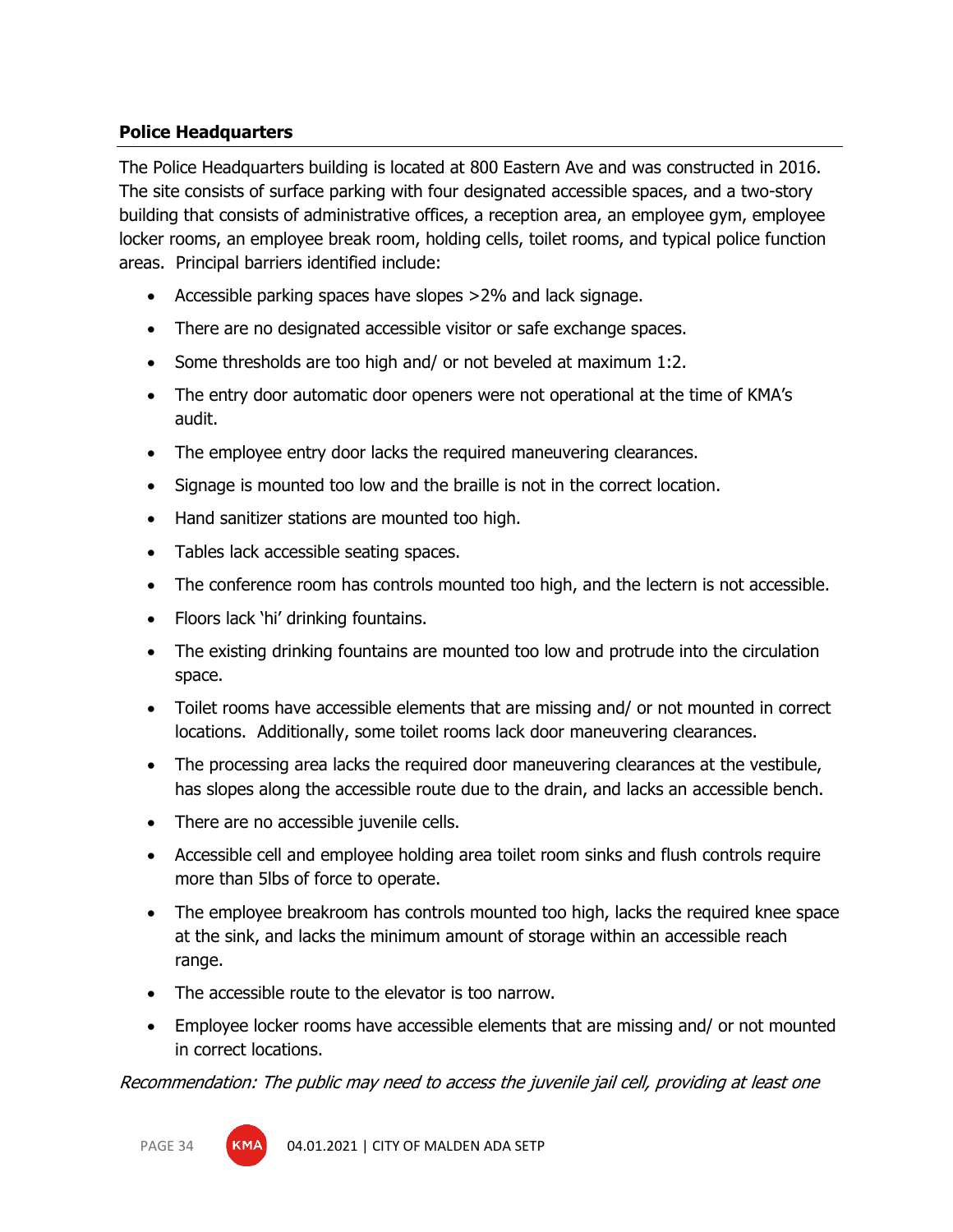**Police Headquarters**

The Police Headquarters building is located at 800 Eastern Ave and was constructed in 2016. The site consists of surface parking with four designated accessible spaces, and a two-story building that consists of administrative offices, a reception area, an employee gym, employee locker rooms, an employee break room, holding cells, toilet rooms, and typical police function areas.  Principal barriers identified include:

- Accessible parking spaces have slopes >2% and lack signage.
- There are no designated accessible visitor or safe exchange spaces.
- Some thresholds are too high and/ or not beveled at maximum 1:2.
- The entry door automatic door openers were not operational at the time of KMA's audit.
- The employee entry door lacks the required maneuvering clearances.
- Signage is mounted too low and the braille is not in the correct location.
- Hand sanitizer stations are mounted too high.
- Tables lack accessible seating spaces.
- The conference room has controls mounted too high, and the lectern is not accessible.
- Floors lack 'hi' drinking fountains.
- The existing drinking fountains are mounted too low and protrude into the circulation space.
- Toilet rooms have accessible elements that are missing and/ or not mounted in correct locations.  Additionally, some toilet rooms lack door maneuvering clearances.
- The processing area lacks the required door maneuvering clearances at the vestibule, has slopes along the accessible route due to the drain, and lacks an accessible bench.
- There are no accessible juvenile cells.
- Accessible cell and employee holding area toilet room sinks and flush controls require more than 5lbs of force to operate.
- The employee breakroom has controls mounted too high, lacks the required knee space at the sink, and lacks the minimum amount of storage within an accessible reach range.
- The accessible route to the elevator is too narrow.
- Employee locker rooms have accessible elements that are missing and/ or not mounted in correct locations.

*Recommendation: The public may need to access the juvenile jail cell, providing at least one*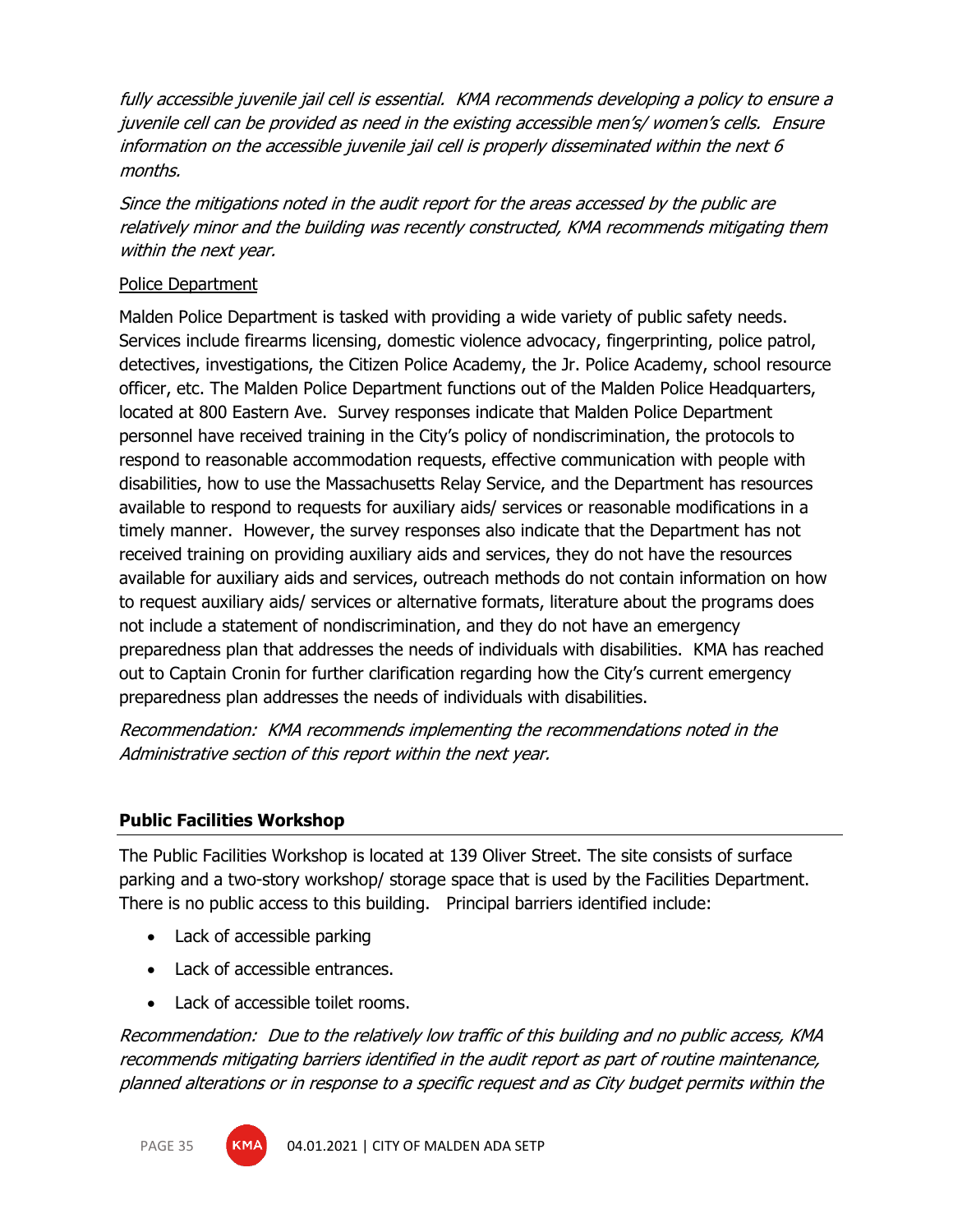*fully accessible juvenile jail cell is essential. KMA recommends developing a policy to ensure a juvenile cell can be provided as need in the existing accessible men's/ women's cells. Ensure information on the accessible juvenile jail cell is properly disseminated within the next 6 months.*

*Since the mitigations noted in the audit report for the areas accessed by the public are relatively minor and the building was recently constructed, KMA recommends mitigating them within the next year.*

Police Department

Malden Police Department is tasked with providing a wide variety of public safety needs. Services include firearms licensing, domestic violence advocacy, fingerprinting, police patrol, detectives, investigations, the Citizen Police Academy, the Jr. Police Academy, school resource officer, etc. The Malden Police Department functions out of the Malden Police Headquarters, located at 800 Eastern Ave. Survey responses indicate that Malden Police Department personnel have received training in the City's policy of nondiscrimination, the protocols to respond to reasonable accommodation requests, effective communication with people with disabilities, how to use the Massachusetts Relay Service, and the Department has resources available to respond to requests for auxiliary aids/ services or reasonable modifications in a timely manner. However, the survey responses also indicate that the Department has not received training on providing auxiliary aids and services, they do not have the resources available for auxiliary aids and services, outreach methods do not contain information on how to request auxiliary aids/ services or alternative formats, literature about the programs does not include a statement of nondiscrimination, and they do not have an emergency preparedness plan that addresses the needs of individuals with disabilities. KMA has reached out to Captain Cronin for further clarification regarding how the City's current emergency preparedness plan addresses the needs of individuals with disabilities.

*Recommendation: KMA recommends implementing the recommendations noted in the Administrative section of this report within the next year.*

### Public Facilities Workshop

The Public Facilities Workshop is located at 139 Oliver Street. The site consists of surface parking and a two-story workshop/ storage space that is used by the Facilities Department. There is no public access to this building. Principal barriers identified include:

- Lack of accessible parking
- Lack of accessible entrances.
- Lack of accessible toilet rooms.

*Recommendation: Due to the relatively low traffic of this building and no public access, KMA recommends mitigating barriers identified in the audit report as part of routine maintenance, planned alterations or in response to a specific request and as City budget permits within the*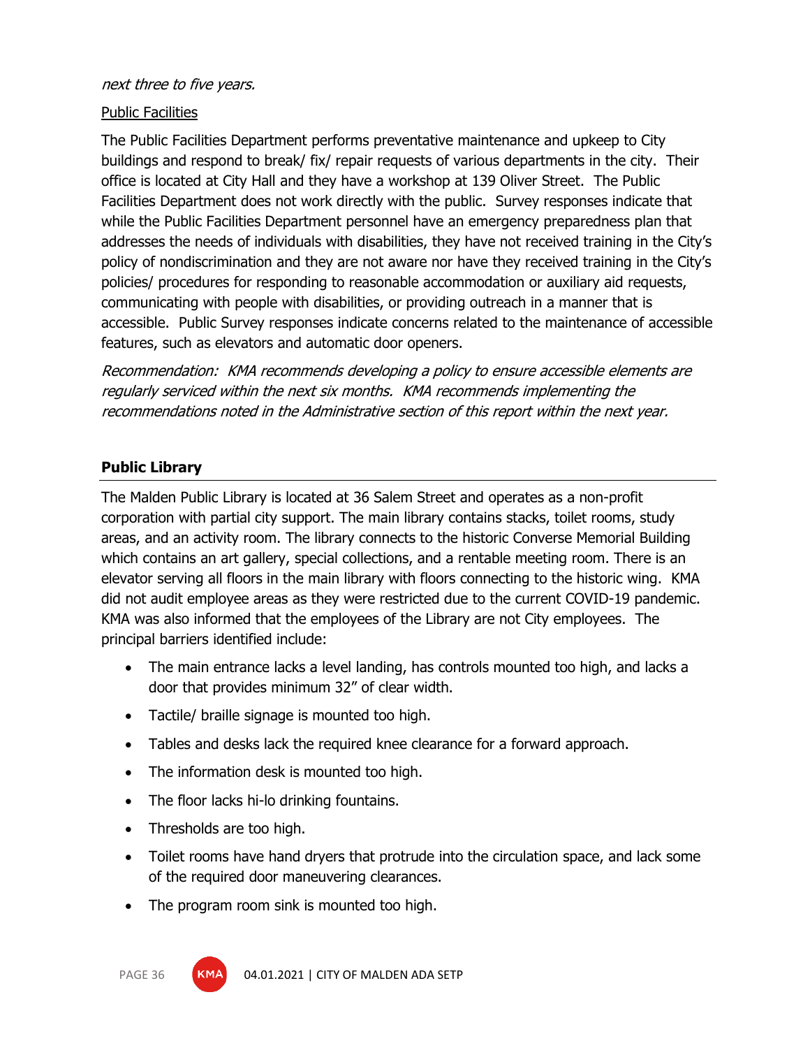*next three to five years.*

<u>Public Facilities</u>

The Public Facilities Department performs preventative maintenance and upkeep to City buildings and respond to break/ fix/ repair requests of various departments in the city. Their office is located at City Hall and they have a workshop at 139 Oliver Street. The Public Facilities Department does not work directly with the public. Survey responses indicate that while the Public Facilities Department personnel have an emergency preparedness plan that addresses the needs of individuals with disabilities, they have not received training in the City's policy of nondiscrimination and they are not aware nor have they received training in the City's policies/ procedures for responding to reasonable accommodation or auxiliary aid requests, communicating with people with disabilities, or providing outreach in a manner that is accessible. Public Survey responses indicate concerns related to the maintenance of accessible features, such as elevators and automatic door openers.

*Recommendation: KMA recommends developing a policy to ensure accessible elements are regularly serviced within the next six months. KMA recommends implementing the recommendations noted in the Administrative section of this report within the next year.*

### Public Library

The Malden Public Library is located at 36 Salem Street and operates as a non-profit corporation with partial city support. The main library contains stacks, toilet rooms, study areas, and an activity room. The library connects to the historic Converse Memorial Building which contains an art gallery, special collections, and a rentable meeting room. There is an elevator serving all floors in the main library with floors connecting to the historic wing. KMA did not audit employee areas as they were restricted due to the current COVID-19 pandemic. KMA was also informed that the employees of the Library are not City employees. The principal barriers identified include:

- The main entrance lacks a level landing, has controls mounted too high, and lacks a door that provides minimum 32" of clear width.
- Tactile/ braille signage is mounted too high.
- Tables and desks lack the required knee clearance for a forward approach.
- The information desk is mounted too high.
- The floor lacks hi-lo drinking fountains.
- Thresholds are too high.
- Toilet rooms have hand dryers that protrude into the circulation space, and lack some of the required door maneuvering clearances.
- The program room sink is mounted too high.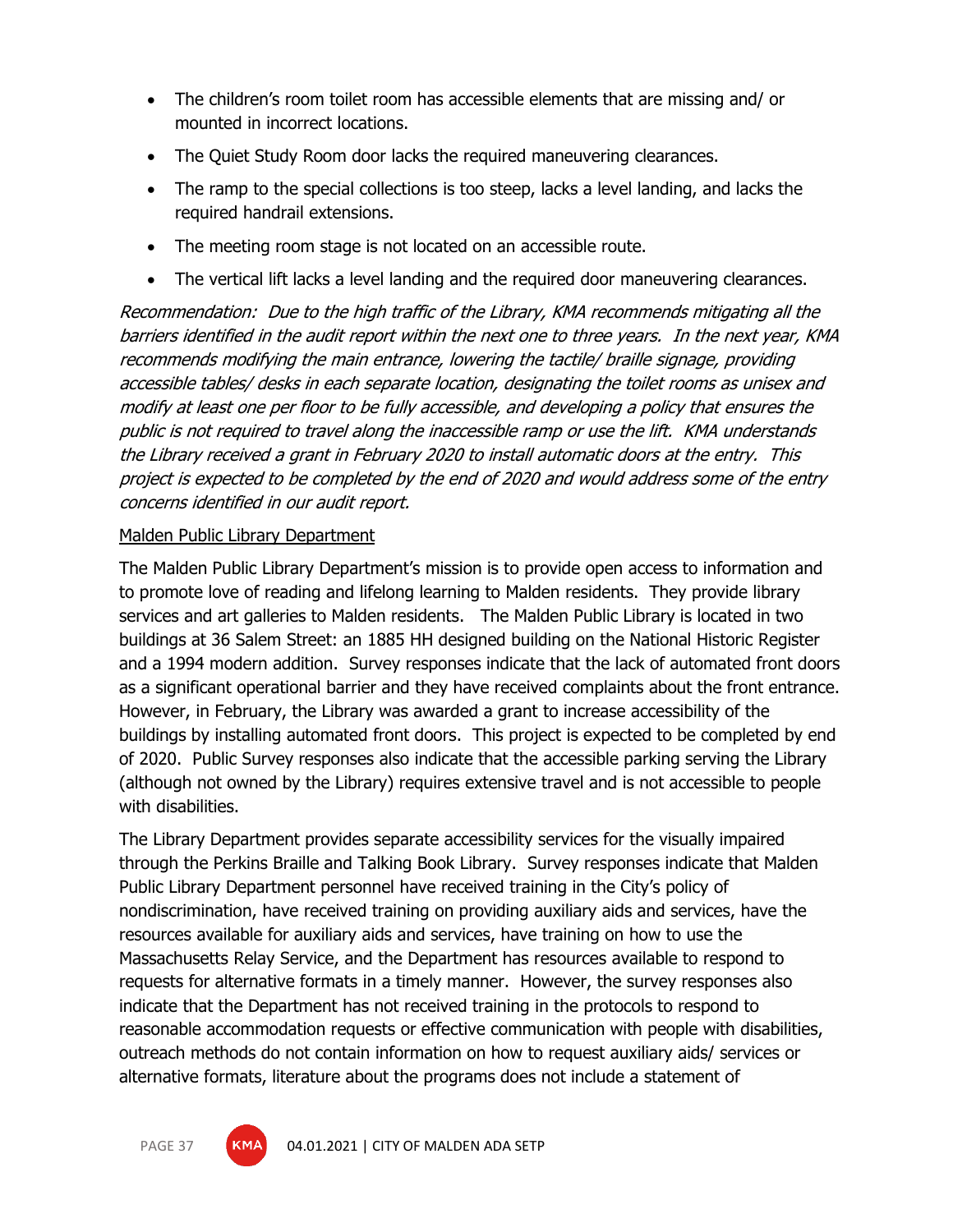- The children's room toilet room has accessible elements that are missing and/ or mounted in incorrect locations.
- The Quiet Study Room door lacks the required maneuvering clearances.
- The ramp to the special collections is too steep, lacks a level landing, and lacks the required handrail extensions.
- The meeting room stage is not located on an accessible route.
- The vertical lift lacks a level landing and the required door maneuvering clearances.

*Recommendation: Due to the high traffic of the Library, KMA recommends mitigating all the barriers identified in the audit report within the next one to three years. In the next year, KMA recommends modifying the main entrance, lowering the tactile/ braille signage, providing accessible tables/ desks in each separate location, designating the toilet rooms as unisex and modify at least one per floor to be fully accessible, and developing a policy that ensures the public is not required to travel along the inaccessible ramp or use the lift. KMA understands the Library received a grant in February 2020 to install automatic doors at the entry. This project is expected to be completed by the end of 2020 and would address some of the entry concerns identified in our audit report.*

<u>Malden Public Library Department</u>

The Malden Public Library Department's mission is to provide open access to information and to promote love of reading and lifelong learning to Malden residents. They provide library services and art galleries to Malden residents. The Malden Public Library is located in two buildings at 36 Salem Street: an 1885 HH designed building on the National Historic Register and a 1994 modern addition. Survey responses indicate that the lack of automated front doors as a significant operational barrier and they have received complaints about the front entrance. However, in February, the Library was awarded a grant to increase accessibility of the buildings by installing automated front doors. This project is expected to be completed by end of 2020. Public Survey responses also indicate that the accessible parking serving the Library (although not owned by the Library) requires extensive travel and is not accessible to people with disabilities.

The Library Department provides separate accessibility services for the visually impaired through the Perkins Braille and Talking Book Library. Survey responses indicate that Malden Public Library Department personnel have received training in the City's policy of nondiscrimination, have received training on providing auxiliary aids and services, have the resources available for auxiliary aids and services, have training on how to use the Massachusetts Relay Service, and the Department has resources available to respond to requests for alternative formats in a timely manner. However, the survey responses also indicate that the Department has not received training in the protocols to respond to reasonable accommodation requests or effective communication with people with disabilities, outreach methods do not contain information on how to request auxiliary aids/ services or alternative formats, literature about the programs does not include a statement of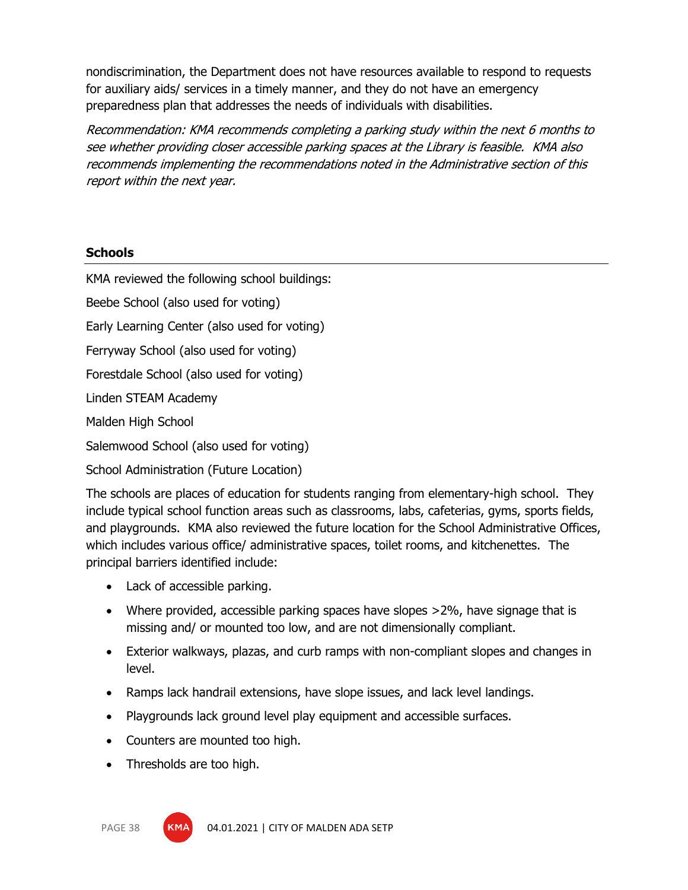nondiscrimination, the Department does not have resources available to respond to requests for auxiliary aids/ services in a timely manner, and they do not have an emergency preparedness plan that addresses the needs of individuals with disabilities.

*Recommendation: KMA recommends completing a parking study within the next 6 months to see whether providing closer accessible parking spaces at the Library is feasible. KMA also recommends implementing the recommendations noted in the Administrative section of this report within the next year.*

## Schools

KMA reviewed the following school buildings:

Beebe School (also used for voting)

Early Learning Center (also used for voting)

Ferryway School (also used for voting)

Forestdale School (also used for voting)

Linden STEAM Academy

Malden High School

Salemwood School (also used for voting)

School Administration (Future Location)

The schools are places of education for students ranging from elementary-high school. They include typical school function areas such as classrooms, labs, cafeterias, gyms, sports fields, and playgrounds. KMA also reviewed the future location for the School Administrative Offices, which includes various office/ administrative spaces, toilet rooms, and kitchenettes. The principal barriers identified include:

- Lack of accessible parking.
- Where provided, accessible parking spaces have slopes >2%, have signage that is missing and/ or mounted too low, and are not dimensionally compliant.
- Exterior walkways, plazas, and curb ramps with non-compliant slopes and changes in level.
- Ramps lack handrail extensions, have slope issues, and lack level landings.
- Playgrounds lack ground level play equipment and accessible surfaces.
- Counters are mounted too high.
- Thresholds are too high.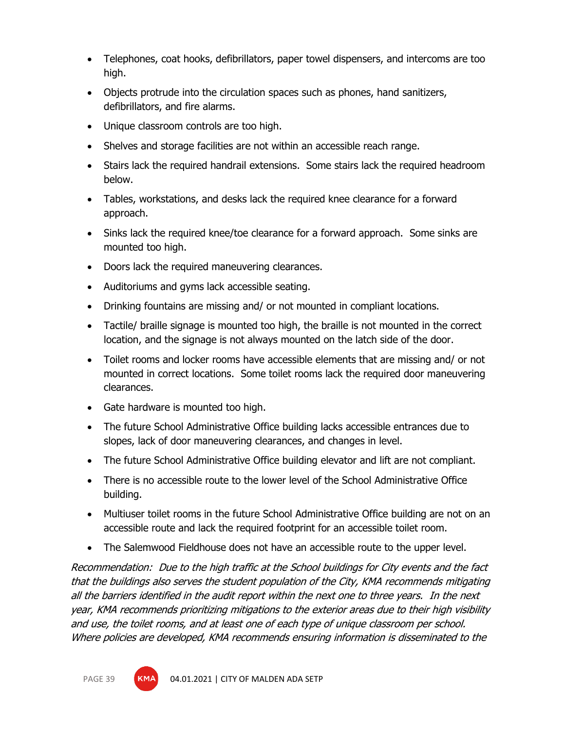- Telephones, coat hooks, defibrillators, paper towel dispensers, and intercoms are too high.
- Objects protrude into the circulation spaces such as phones, hand sanitizers, defibrillators, and fire alarms.
- Unique classroom controls are too high.
- Shelves and storage facilities are not within an accessible reach range.
- Stairs lack the required handrail extensions. Some stairs lack the required headroom below.
- Tables, workstations, and desks lack the required knee clearance for a forward approach.
- Sinks lack the required knee/toe clearance for a forward approach. Some sinks are mounted too high.
- Doors lack the required maneuvering clearances.
- Auditoriums and gyms lack accessible seating.
- Drinking fountains are missing and/ or not mounted in compliant locations.
- Tactile/ braille signage is mounted too high, the braille is not mounted in the correct location, and the signage is not always mounted on the latch side of the door.
- Toilet rooms and locker rooms have accessible elements that are missing and/ or not mounted in correct locations. Some toilet rooms lack the required door maneuvering clearances.
- Gate hardware is mounted too high.
- The future School Administrative Office building lacks accessible entrances due to slopes, lack of door maneuvering clearances, and changes in level.
- The future School Administrative Office building elevator and lift are not compliant.
- There is no accessible route to the lower level of the School Administrative Office building.
- Multiuser toilet rooms in the future School Administrative Office building are not on an accessible route and lack the required footprint for an accessible toilet room.
- The Salemwood Fieldhouse does not have an accessible route to the upper level.

*Recommendation: Due to the high traffic at the School buildings for City events and the fact that the buildings also serves the student population of the City, KMA recommends mitigating all the barriers identified in the audit report within the next one to three years. In the next year, KMA recommends prioritizing mitigations to the exterior areas due to their high visibility and use, the toilet rooms, and at least one of each type of unique classroom per school. Where policies are developed, KMA recommends ensuring information is disseminated to the*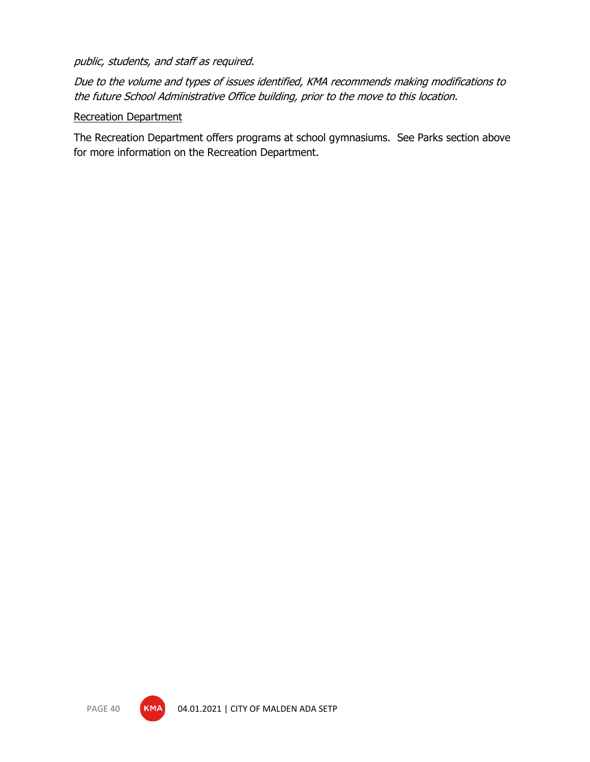*public, students, and staff as required.*

*Due to the volume and types of issues identified, KMA recommends making modifications to the future School Administrative Office building, prior to the move to this location.*

<u>Recreation Department</u>

The Recreation Department offers programs at school gymnasiums. See Parks section above for more information on the Recreation Department.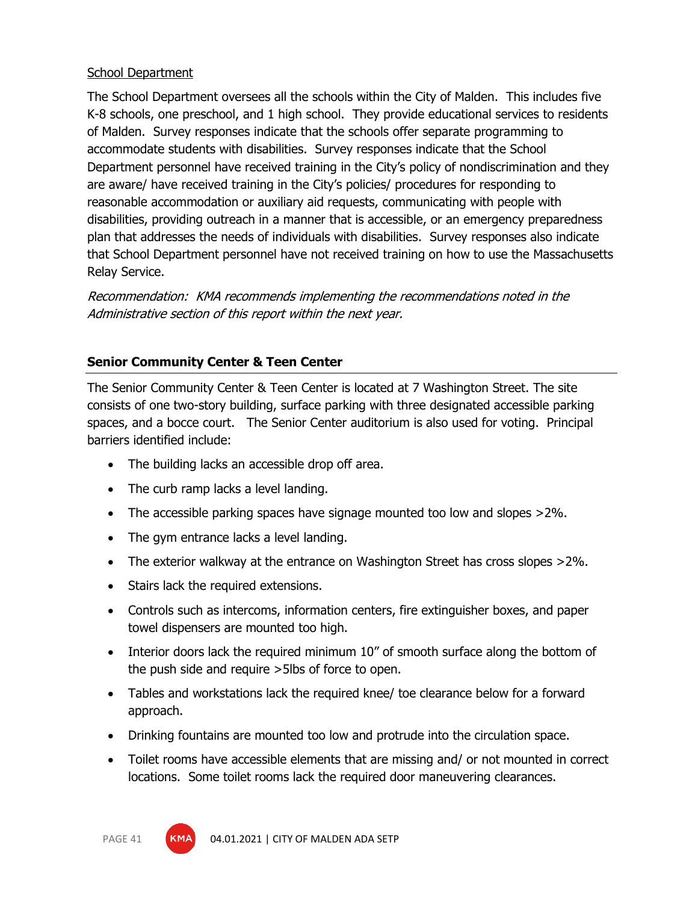School Department

The School Department oversees all the schools within the City of Malden. This includes five K-8 schools, one preschool, and 1 high school. They provide educational services to residents of Malden. Survey responses indicate that the schools offer separate programming to accommodate students with disabilities. Survey responses indicate that the School Department personnel have received training in the City's policy of nondiscrimination and they are aware/ have received training in the City's policies/ procedures for responding to reasonable accommodation or auxiliary aid requests, communicating with people with disabilities, providing outreach in a manner that is accessible, or an emergency preparedness plan that addresses the needs of individuals with disabilities. Survey responses also indicate that School Department personnel have not received training on how to use the Massachusetts Relay Service.

*Recommendation: KMA recommends implementing the recommendations noted in the Administrative section of this report within the next year.*

## Senior Community Center & Teen Center

The Senior Community Center & Teen Center is located at 7 Washington Street. The site consists of one two-story building, surface parking with three designated accessible parking spaces, and a bocce court. The Senior Center auditorium is also used for voting. Principal barriers identified include:

- The building lacks an accessible drop off area.
- The curb ramp lacks a level landing.
- The accessible parking spaces have signage mounted too low and slopes >2%.
- The gym entrance lacks a level landing.
- The exterior walkway at the entrance on Washington Street has cross slopes >2%.
- Stairs lack the required extensions.
- Controls such as intercoms, information centers, fire extinguisher boxes, and paper towel dispensers are mounted too high.
- Interior doors lack the required minimum 10" of smooth surface along the bottom of the push side and require >5lbs of force to open.
- Tables and workstations lack the required knee/ toe clearance below for a forward approach.
- Drinking fountains are mounted too low and protrude into the circulation space.
- Toilet rooms have accessible elements that are missing and/ or not mounted in correct locations. Some toilet rooms lack the required door maneuvering clearances.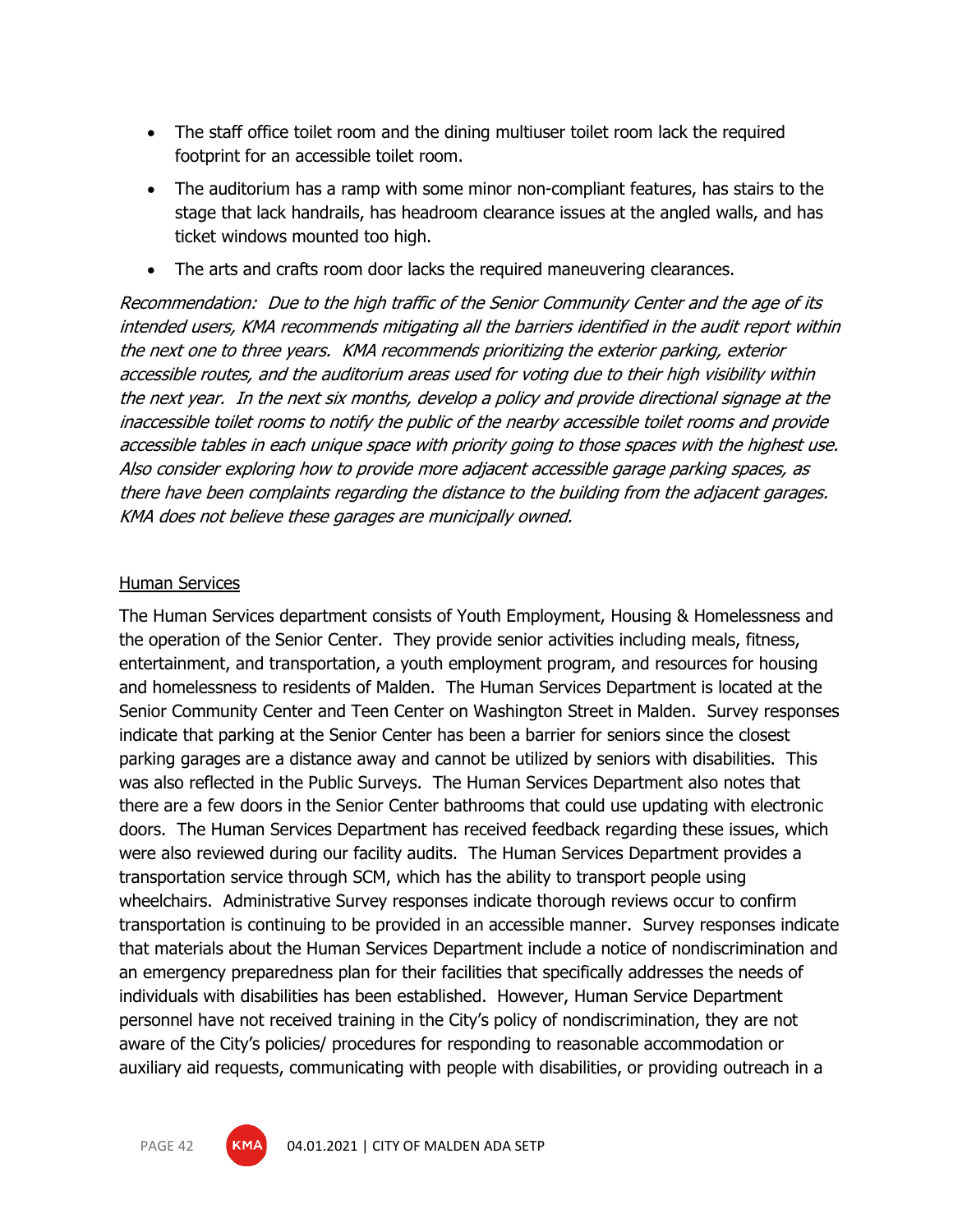- The staff office toilet room and the dining multiuser toilet room lack the required footprint for an accessible toilet room.
- The auditorium has a ramp with some minor non-compliant features, has stairs to the stage that lack handrails, has headroom clearance issues at the angled walls, and has ticket windows mounted too high.
- The arts and crafts room door lacks the required maneuvering clearances.

*Recommendation: Due to the high traffic of the Senior Community Center and the age of its intended users, KMA recommends mitigating all the barriers identified in the audit report within the next one to three years. KMA recommends prioritizing the exterior parking, exterior accessible routes, and the auditorium areas used for voting due to their high visibility within the next year. In the next six months, develop a policy and provide directional signage at the inaccessible toilet rooms to notify the public of the nearby accessible toilet rooms and provide accessible tables in each unique space with priority going to those spaces with the highest use. Also consider exploring how to provide more adjacent accessible garage parking spaces, as there have been complaints regarding the distance to the building from the adjacent garages. KMA does not believe these garages are municipally owned.*

<u>Human Services</u>

The Human Services department consists of Youth Employment, Housing & Homelessness and the operation of the Senior Center. They provide senior activities including meals, fitness, entertainment, and transportation, a youth employment program, and resources for housing and homelessness to residents of Malden. The Human Services Department is located at the Senior Community Center and Teen Center on Washington Street in Malden. Survey responses indicate that parking at the Senior Center has been a barrier for seniors since the closest parking garages are a distance away and cannot be utilized by seniors with disabilities. This was also reflected in the Public Surveys. The Human Services Department also notes that there are a few doors in the Senior Center bathrooms that could use updating with electronic doors. The Human Services Department has received feedback regarding these issues, which were also reviewed during our facility audits. The Human Services Department provides a transportation service through SCM, which has the ability to transport people using wheelchairs. Administrative Survey responses indicate thorough reviews occur to confirm transportation is continuing to be provided in an accessible manner. Survey responses indicate that materials about the Human Services Department include a notice of nondiscrimination and an emergency preparedness plan for their facilities that specifically addresses the needs of individuals with disabilities has been established. However, Human Service Department personnel have not received training in the City's policy of nondiscrimination, they are not aware of the City's policies/ procedures for responding to reasonable accommodation or auxiliary aid requests, communicating with people with disabilities, or providing outreach in a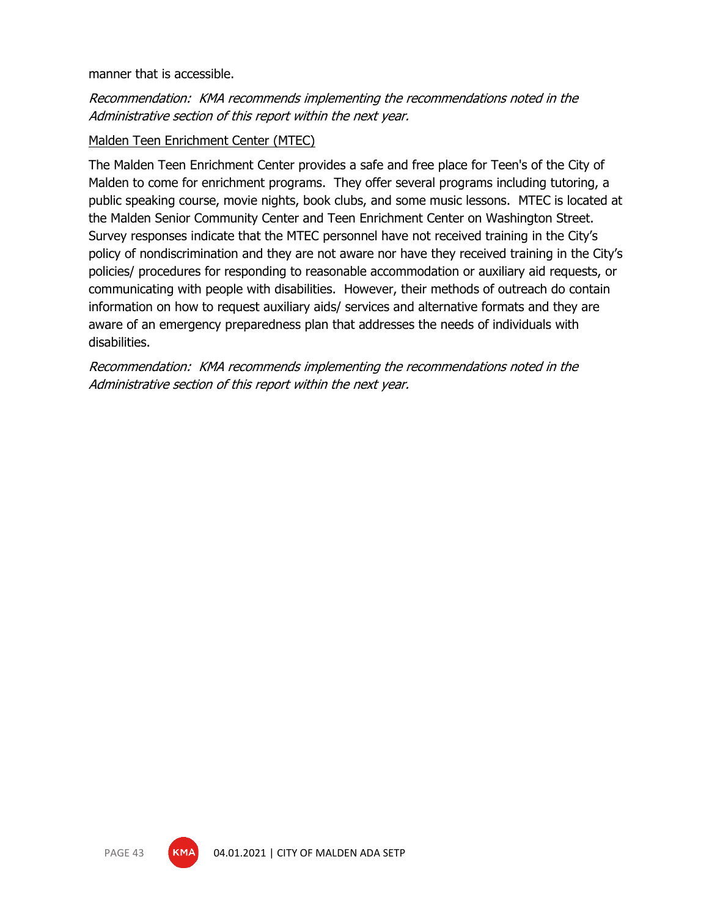manner that is accessible.

*Recommendation: KMA recommends implementing the recommendations noted in the Administrative section of this report within the next year.*

Malden Teen Enrichment Center (MTEC)

The Malden Teen Enrichment Center provides a safe and free place for Teen's of the City of Malden to come for enrichment programs. They offer several programs including tutoring, a public speaking course, movie nights, book clubs, and some music lessons. MTEC is located at the Malden Senior Community Center and Teen Enrichment Center on Washington Street. Survey responses indicate that the MTEC personnel have not received training in the City's policy of nondiscrimination and they are not aware nor have they received training in the City's policies/ procedures for responding to reasonable accommodation or auxiliary aid requests, or communicating with people with disabilities. However, their methods of outreach do contain information on how to request auxiliary aids/ services and alternative formats and they are aware of an emergency preparedness plan that addresses the needs of individuals with disabilities.

*Recommendation: KMA recommends implementing the recommendations noted in the Administrative section of this report within the next year.*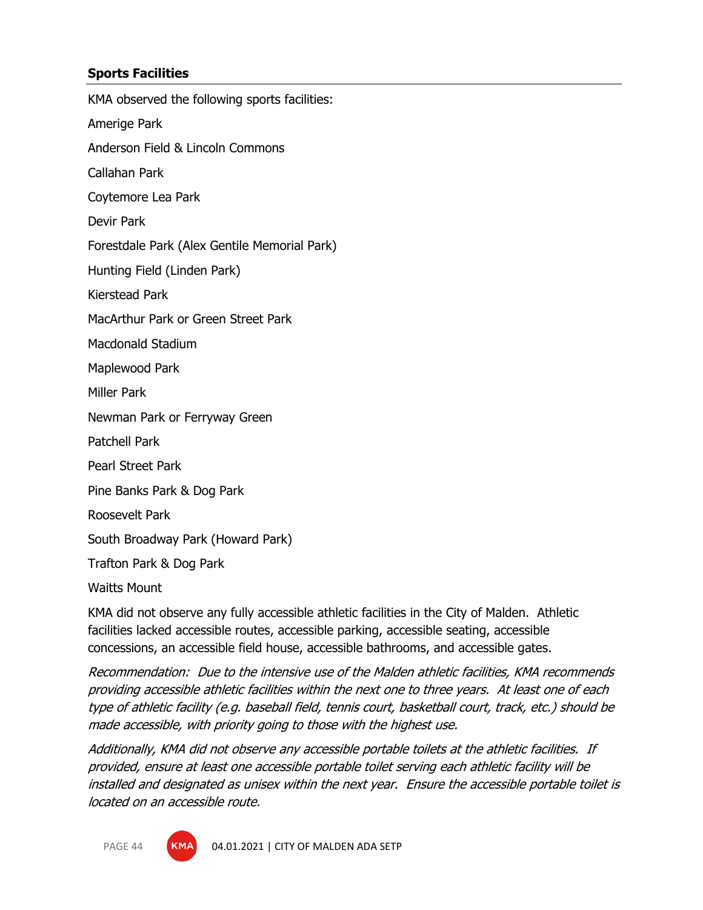## Sports Facilities

KMA observed the following sports facilities:

Amerige Park

Anderson Field & Lincoln Commons

Callahan Park

Coytemore Lea Park

Devir Park

Forestdale Park (Alex Gentile Memorial Park)

Hunting Field (Linden Park)

Kierstead Park

MacArthur Park or Green Street Park

Macdonald Stadium

Maplewood Park

Miller Park

Newman Park or Ferryway Green

Patchell Park

Pearl Street Park

Pine Banks Park & Dog Park

Roosevelt Park

South Broadway Park (Howard Park)

Trafton Park & Dog Park

Waitts Mount

KMA did not observe any fully accessible athletic facilities in the City of Malden. Athletic facilities lacked accessible routes, accessible parking, accessible seating, accessible concessions, an accessible field house, accessible bathrooms, and accessible gates.

*Recommendation: Due to the intensive use of the Malden athletic facilities, KMA recommends providing accessible athletic facilities within the next one to three years. At least one of each type of athletic facility (e.g. baseball field, tennis court, basketball court, track, etc.) should be made accessible, with priority going to those with the highest use.*

*Additionally, KMA did not observe any accessible portable toilets at the athletic facilities. If provided, ensure at least one accessible portable toilet serving each athletic facility will be installed and designated as unisex within the next year. Ensure the accessible portable toilet is located on an accessible route.*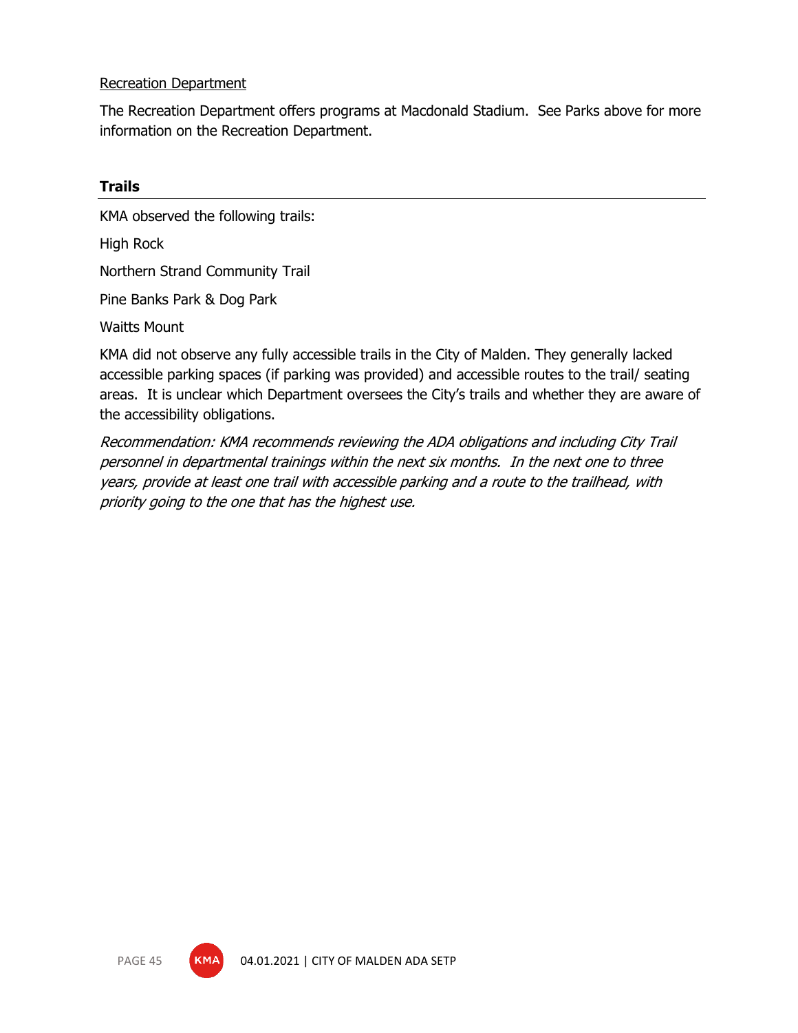Recreation Department

The Recreation Department offers programs at Macdonald Stadium. See Parks above for more information on the Recreation Department.

## Trails

KMA observed the following trails:

High Rock

Northern Strand Community Trail

Pine Banks Park & Dog Park

Waitts Mount

KMA did not observe any fully accessible trails in the City of Malden. They generally lacked accessible parking spaces (if parking was provided) and accessible routes to the trail/ seating areas. It is unclear which Department oversees the City's trails and whether they are aware of the accessibility obligations.

*Recommendation: KMA recommends reviewing the ADA obligations and including City Trail personnel in departmental trainings within the next six months. In the next one to three years, provide at least one trail with accessible parking and a route to the trailhead, with priority going to the one that has the highest use.*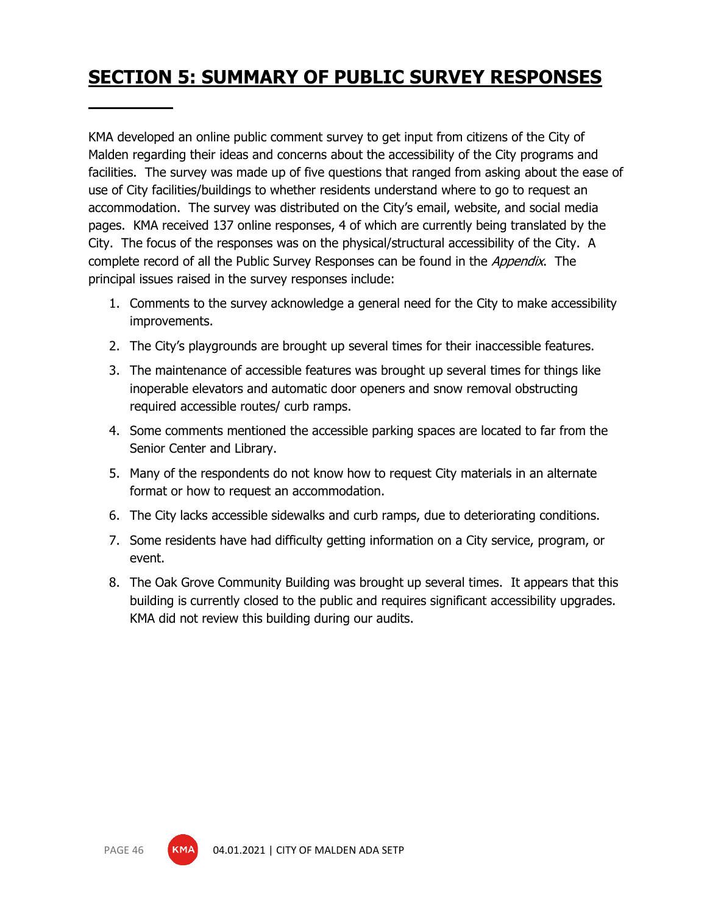# SECTION 5: SUMMARY OF PUBLIC SURVEY RESPONSES

KMA developed an online public comment survey to get input from citizens of the City of Malden regarding their ideas and concerns about the accessibility of the City programs and facilities. The survey was made up of five questions that ranged from asking about the ease of use of City facilities/buildings to whether residents understand where to go to request an accommodation. The survey was distributed on the City's email, website, and social media pages. KMA received 137 online responses, 4 of which are currently being translated by the City. The focus of the responses was on the physical/structural accessibility of the City. A complete record of all the Public Survey Responses can be found in the *Appendix*. The principal issues raised in the survey responses include:

1. Comments to the survey acknowledge a general need for the City to make accessibility improvements.
2. The City's playgrounds are brought up several times for their inaccessible features.
3. The maintenance of accessible features was brought up several times for things like inoperable elevators and automatic door openers and snow removal obstructing required accessible routes/ curb ramps.
4. Some comments mentioned the accessible parking spaces are located to far from the Senior Center and Library.
5. Many of the respondents do not know how to request City materials in an alternate format or how to request an accommodation.
6. The City lacks accessible sidewalks and curb ramps, due to deteriorating conditions.
7. Some residents have had difficulty getting information on a City service, program, or event.
8. The Oak Grove Community Building was brought up several times. It appears that this building is currently closed to the public and requires significant accessibility upgrades. KMA did not review this building during our audits.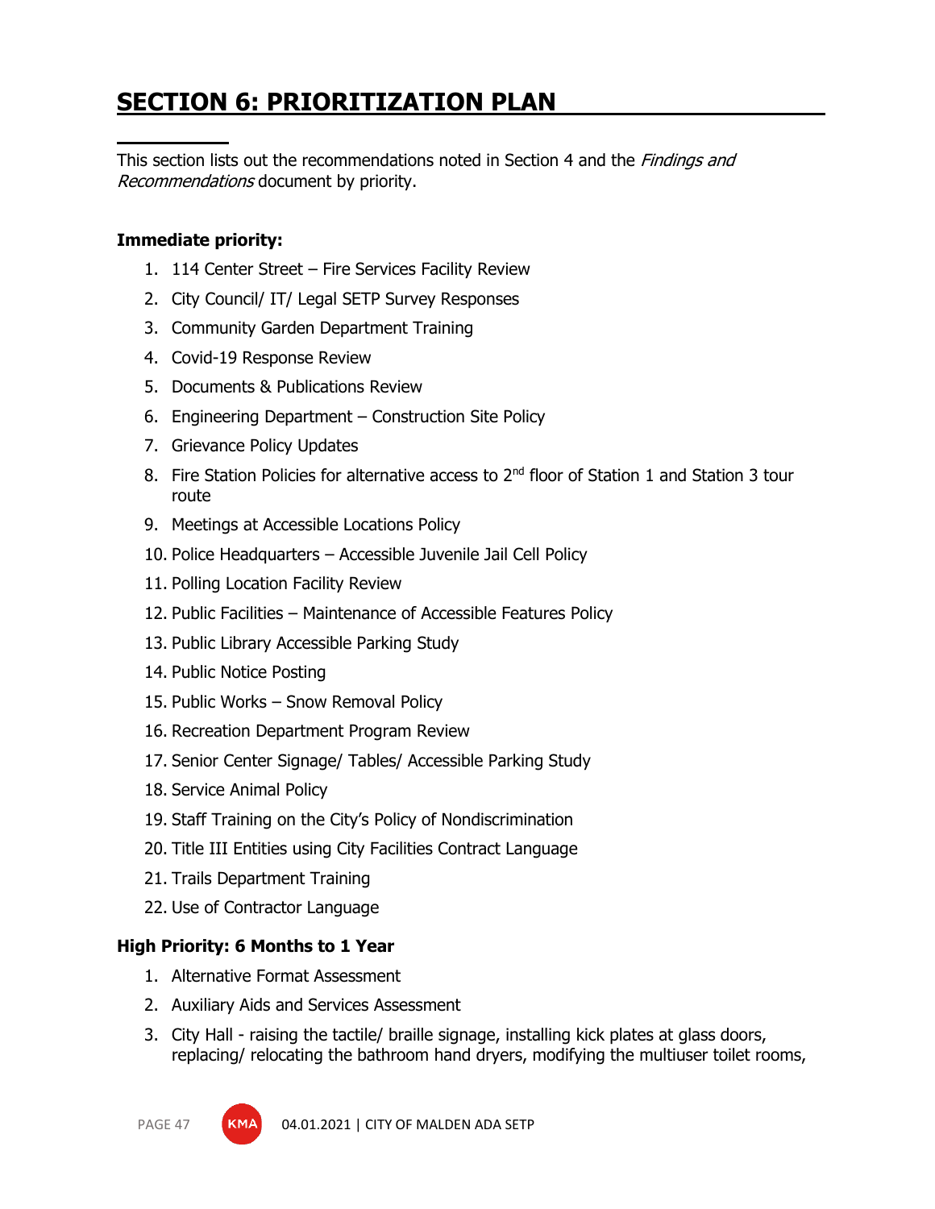# SECTION 6: PRIORITIZATION PLAN

This section lists out the recommendations noted in Section 4 and the *Findings and Recommendations* document by priority.

**Immediate priority:**

1. 114 Center Street – Fire Services Facility Review
2. City Council/ IT/ Legal SETP Survey Responses
3. Community Garden Department Training
4. Covid-19 Response Review
5. Documents & Publications Review
6. Engineering Department – Construction Site Policy
7. Grievance Policy Updates
8. Fire Station Policies for alternative access to 2nd floor of Station 1 and Station 3 tour route
9. Meetings at Accessible Locations Policy
10. Police Headquarters – Accessible Juvenile Jail Cell Policy
11. Polling Location Facility Review
12. Public Facilities – Maintenance of Accessible Features Policy
13. Public Library Accessible Parking Study
14. Public Notice Posting
15. Public Works – Snow Removal Policy
16. Recreation Department Program Review
17. Senior Center Signage/ Tables/ Accessible Parking Study
18. Service Animal Policy
19. Staff Training on the City's Policy of Nondiscrimination
20. Title III Entities using City Facilities Contract Language
21. Trails Department Training
22. Use of Contractor Language

**High Priority: 6 Months to 1 Year**

1. Alternative Format Assessment
2. Auxiliary Aids and Services Assessment
3. City Hall - raising the tactile/ braille signage, installing kick plates at glass doors, replacing/ relocating the bathroom hand dryers, modifying the multiuser toilet rooms,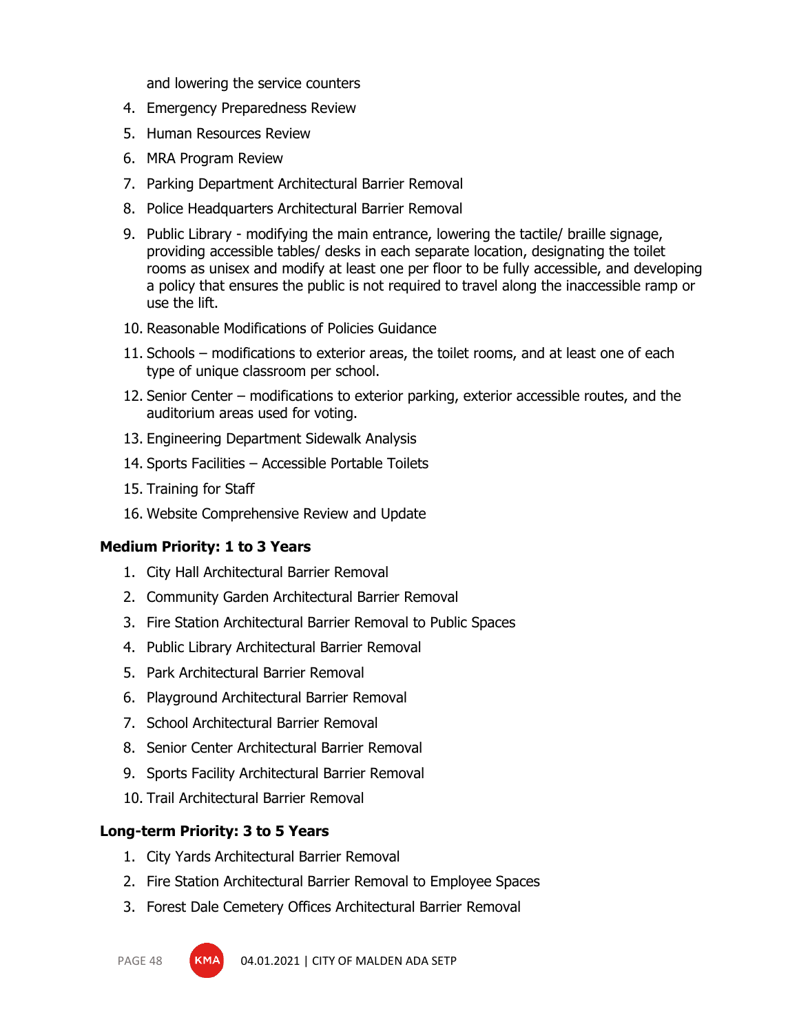and lowering the service counters

4. Emergency Preparedness Review
5. Human Resources Review
6. MRA Program Review
7. Parking Department Architectural Barrier Removal
8. Police Headquarters Architectural Barrier Removal
9. Public Library - modifying the main entrance, lowering the tactile/ braille signage, providing accessible tables/ desks in each separate location, designating the toilet rooms as unisex and modify at least one per floor to be fully accessible, and developing a policy that ensures the public is not required to travel along the inaccessible ramp or use the lift.
10. Reasonable Modifications of Policies Guidance
11. Schools – modifications to exterior areas, the toilet rooms, and at least one of each type of unique classroom per school.
12. Senior Center – modifications to exterior parking, exterior accessible routes, and the auditorium areas used for voting.
13. Engineering Department Sidewalk Analysis
14. Sports Facilities – Accessible Portable Toilets
15. Training for Staff
16. Website Comprehensive Review and Update

**Medium Priority: 1 to 3 Years**

1. City Hall Architectural Barrier Removal
2. Community Garden Architectural Barrier Removal
3. Fire Station Architectural Barrier Removal to Public Spaces
4. Public Library Architectural Barrier Removal
5. Park Architectural Barrier Removal
6. Playground Architectural Barrier Removal
7. School Architectural Barrier Removal
8. Senior Center Architectural Barrier Removal
9. Sports Facility Architectural Barrier Removal
10. Trail Architectural Barrier Removal

**Long-term Priority: 3 to 5 Years**

1. City Yards Architectural Barrier Removal
2. Fire Station Architectural Barrier Removal to Employee Spaces
3. Forest Dale Cemetery Offices Architectural Barrier Removal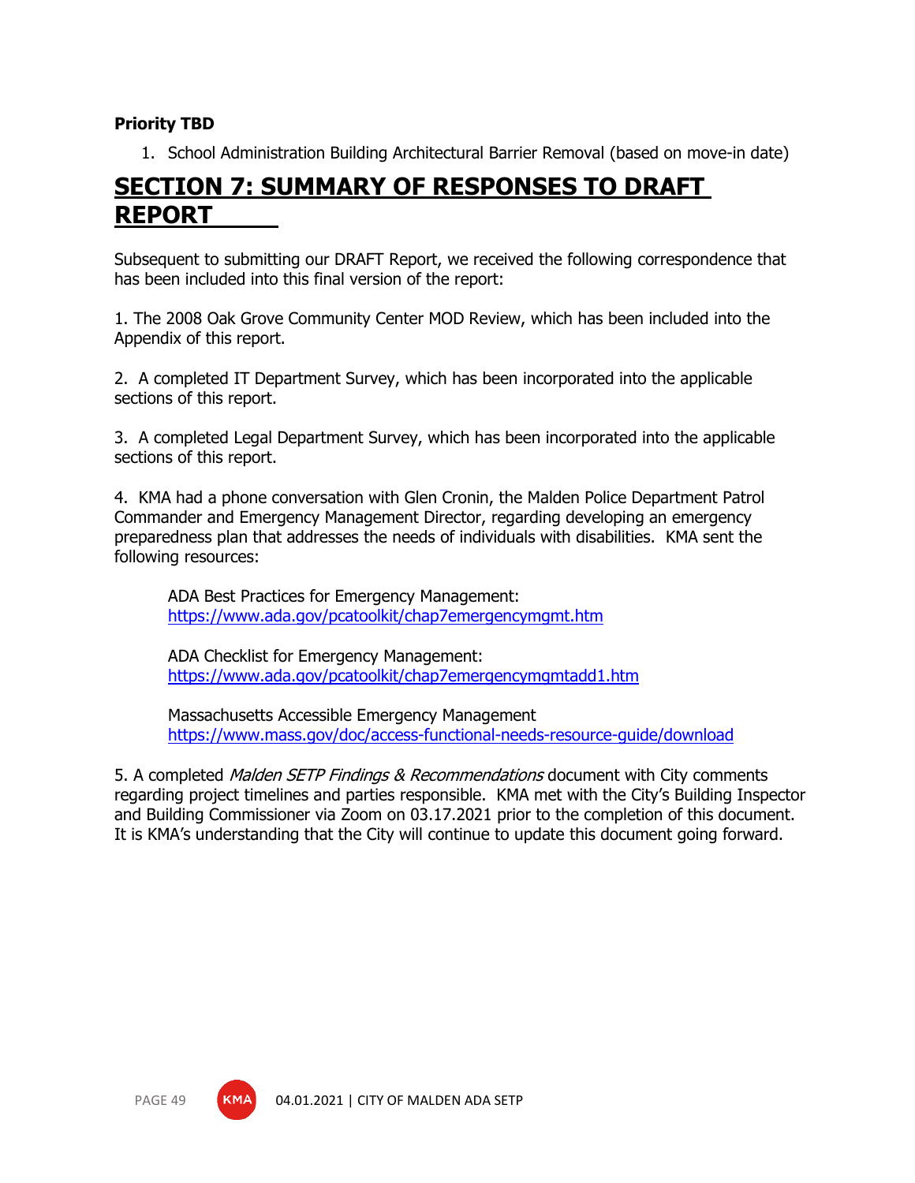**Priority TBD**

1. School Administration Building Architectural Barrier Removal (based on move-in date)

# SECTION 7: SUMMARY OF RESPONSES TO DRAFT REPORT

Subsequent to submitting our DRAFT Report, we received the following correspondence that has been included into this final version of the report:

1. The 2008 Oak Grove Community Center MOD Review, which has been included into the Appendix of this report.

2. A completed IT Department Survey, which has been incorporated into the applicable sections of this report.

3. A completed Legal Department Survey, which has been incorporated into the applicable sections of this report.

4. KMA had a phone conversation with Glen Cronin, the Malden Police Department Patrol Commander and Emergency Management Director, regarding developing an emergency preparedness plan that addresses the needs of individuals with disabilities. KMA sent the following resources:

   ADA Best Practices for Emergency Management:
   https://www.ada.gov/pcatoolkit/chap7emergencymgmt.htm

   ADA Checklist for Emergency Management:
   https://www.ada.gov/pcatoolkit/chap7emergencymgmtadd1.htm

   Massachusetts Accessible Emergency Management
   https://www.mass.gov/doc/access-functional-needs-resource-guide/download

5. A completed *Malden SETP Findings & Recommendations* document with City comments regarding project timelines and parties responsible. KMA met with the City's Building Inspector and Building Commissioner via Zoom on 03.17.2021 prior to the completion of this document. It is KMA's understanding that the City will continue to update this document going forward.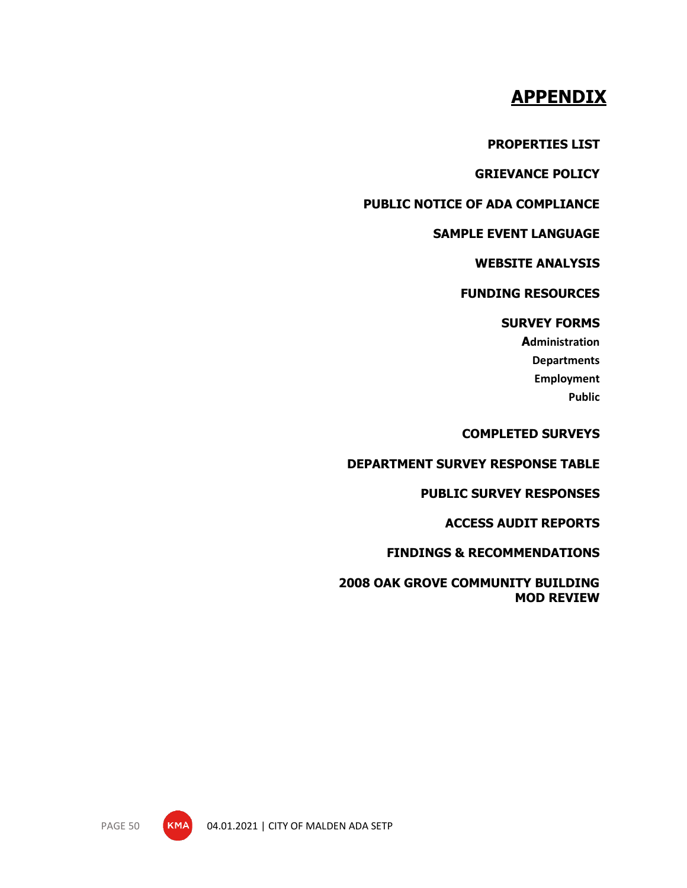# APPENDIX

**PROPERTIES LIST**

**GRIEVANCE POLICY**

**PUBLIC NOTICE OF ADA COMPLIANCE**

**SAMPLE EVENT LANGUAGE**

**WEBSITE ANALYSIS**

**FUNDING RESOURCES**

**SURVEY FORMS**

**Administration**

**Departments**

**Employment**

**Public**

**COMPLETED SURVEYS**

**DEPARTMENT SURVEY RESPONSE TABLE**

**PUBLIC SURVEY RESPONSES**

**ACCESS AUDIT REPORTS**

**FINDINGS & RECOMMENDATIONS**

**2008 OAK GROVE COMMUNITY BUILDING MOD REVIEW**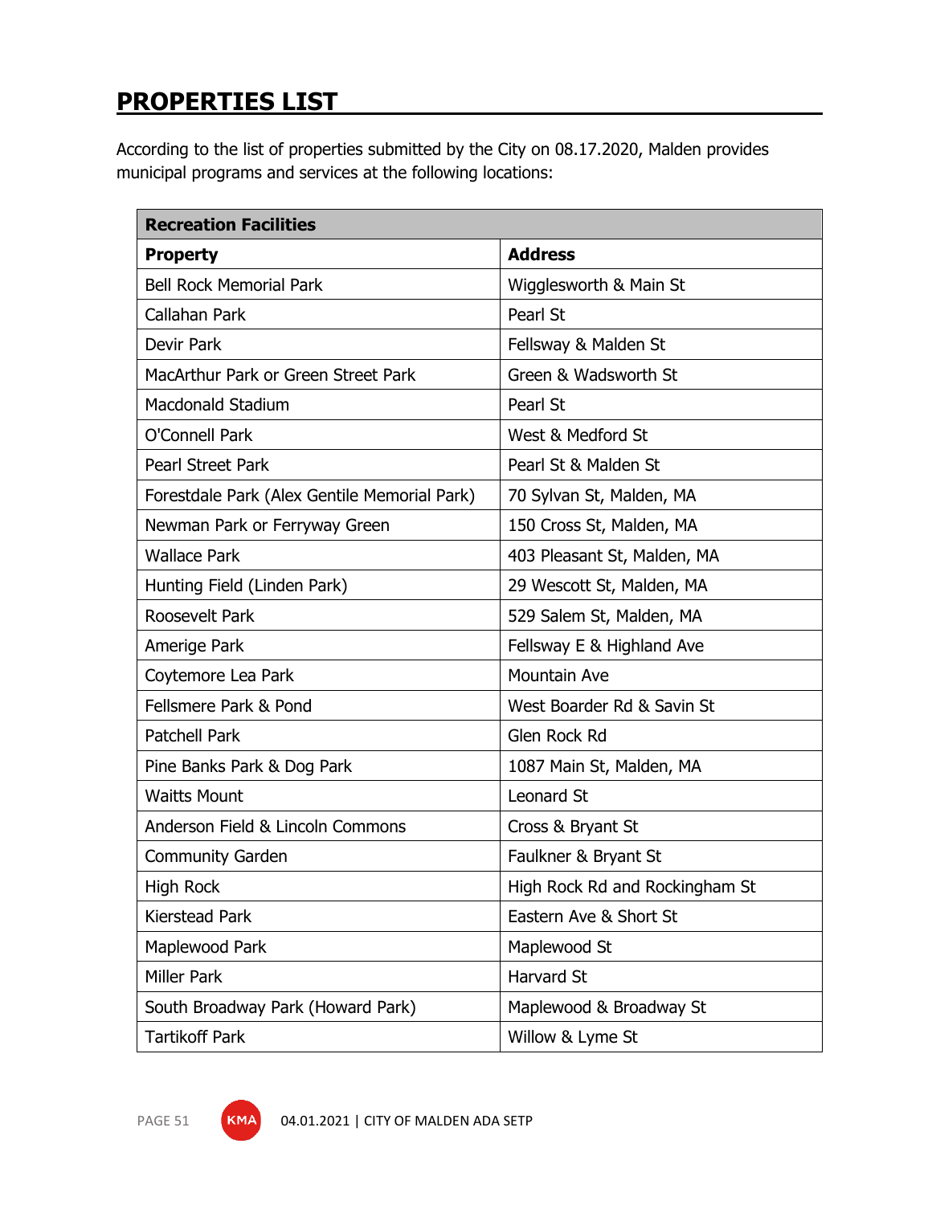## PROPERTIES LIST

According to the list of properties submitted by the City on 08.17.2020, Malden provides municipal programs and services at the following locations:

| Recreation Facilities | |
|---|---|
| **Property** | **Address** |
| Bell Rock Memorial Park | Wigglesworth & Main St |
| Callahan Park | Pearl St |
| Devir Park | Fellsway & Malden St |
| MacArthur Park or Green Street Park | Green & Wadsworth St |
| Macdonald Stadium | Pearl St |
| O'Connell Park | West & Medford St |
| Pearl Street Park | Pearl St & Malden St |
| Forestdale Park (Alex Gentile Memorial Park) | 70 Sylvan St, Malden, MA |
| Newman Park or Ferryway Green | 150 Cross St, Malden, MA |
| Wallace Park | 403 Pleasant St, Malden, MA |
| Hunting Field (Linden Park) | 29 Wescott St, Malden, MA |
| Roosevelt Park | 529 Salem St, Malden, MA |
| Amerige Park | Fellsway E & Highland Ave |
| Coytemore Lea Park | Mountain Ave |
| Fellsmere Park & Pond | West Boarder Rd & Savin St |
| Patchell Park | Glen Rock Rd |
| Pine Banks Park & Dog Park | 1087 Main St, Malden, MA |
| Waitts Mount | Leonard St |
| Anderson Field & Lincoln Commons | Cross & Bryant St |
| Community Garden | Faulkner & Bryant St |
| High Rock | High Rock Rd and Rockingham St |
| Kierstead Park | Eastern Ave & Short St |
| Maplewood Park | Maplewood St |
| Miller Park | Harvard St |
| South Broadway Park (Howard Park) | Maplewood & Broadway St |
| Tartikoff Park | Willow & Lyme St |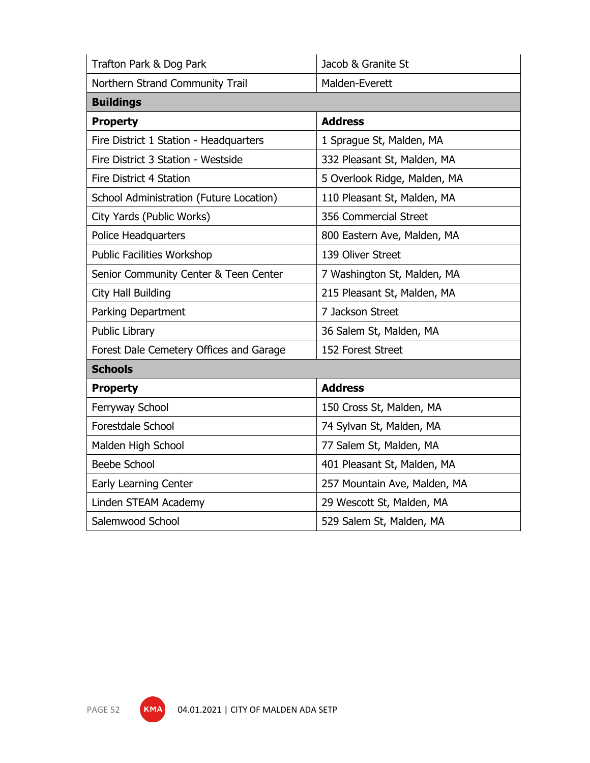| Property | Address |
|---|---|
| Trafton Park & Dog Park | Jacob & Granite St |
| Northern Strand Community Trail | Malden-Everett |
| **Buildings** | |
| **Property** | **Address** |
| Fire District 1 Station - Headquarters | 1 Sprague St, Malden, MA |
| Fire District 3 Station - Westside | 332 Pleasant St, Malden, MA |
| Fire District 4 Station | 5 Overlook Ridge, Malden, MA |
| School Administration (Future Location) | 110 Pleasant St, Malden, MA |
| City Yards (Public Works) | 356 Commercial Street |
| Police Headquarters | 800 Eastern Ave, Malden, MA |
| Public Facilities Workshop | 139 Oliver Street |
| Senior Community Center & Teen Center | 7 Washington St, Malden, MA |
| City Hall Building | 215 Pleasant St, Malden, MA |
| Parking Department | 7 Jackson Street |
| Public Library | 36 Salem St, Malden, MA |
| Forest Dale Cemetery Offices and Garage | 152 Forest Street |
| **Schools** | |
| **Property** | **Address** |
| Ferryway School | 150 Cross St, Malden, MA |
| Forestdale School | 74 Sylvan St, Malden, MA |
| Malden High School | 77 Salem St, Malden, MA |
| Beebe School | 401 Pleasant St, Malden, MA |
| Early Learning Center | 257 Mountain Ave, Malden, MA |
| Linden STEAM Academy | 29 Wescott St, Malden, MA |
| Salemwood School | 529 Salem St, Malden, MA |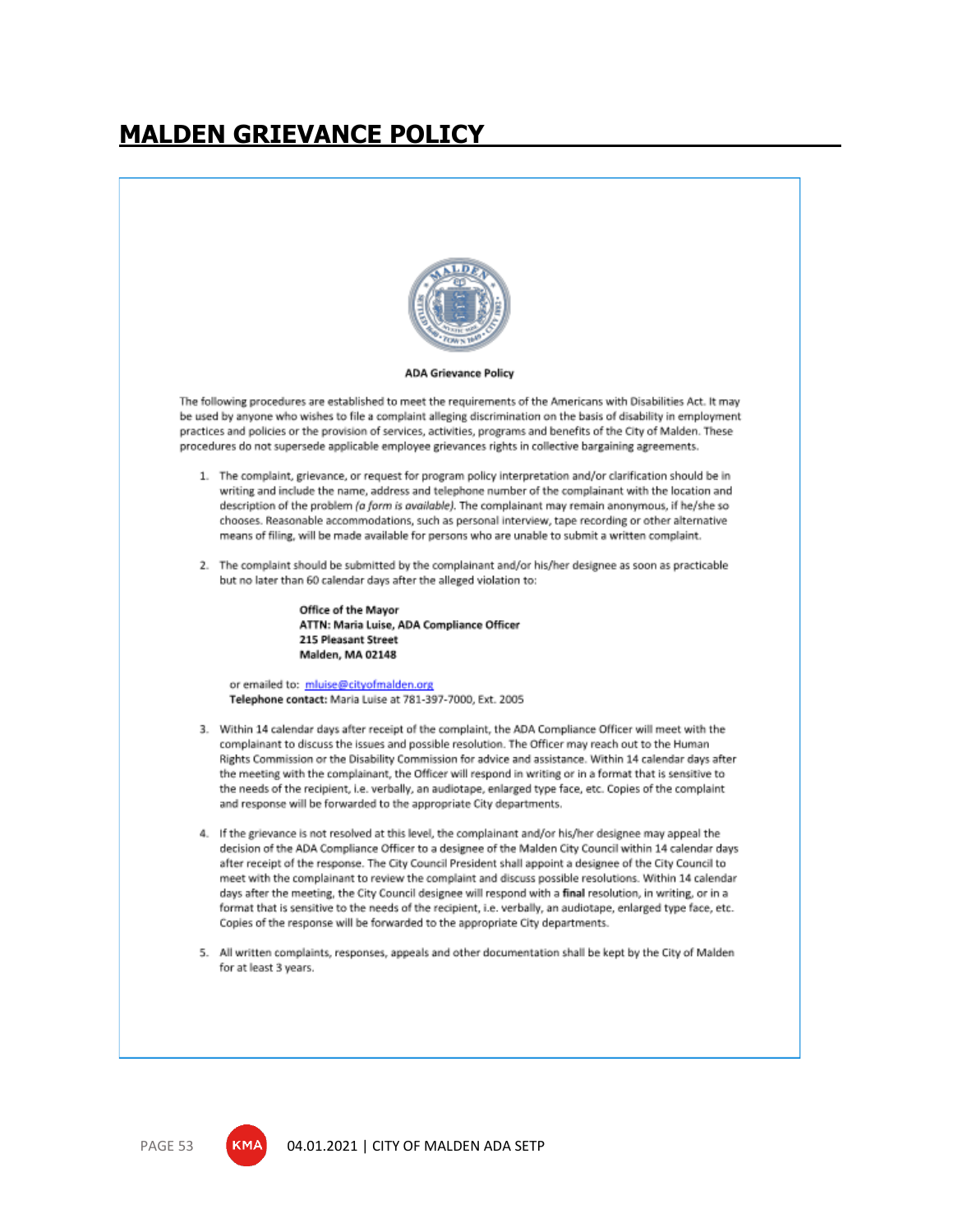# MALDEN GRIEVANCE POLICY

**ADA Grievance Policy**

The following procedures are established to meet the requirements of the Americans with Disabilities Act. It may be used by anyone who wishes to file a complaint alleging discrimination on the basis of disability in employment practices and policies or the provision of services, activities, programs and benefits of the City of Malden. These procedures do not supersede applicable employee grievances rights in collective bargaining agreements.

1. The complaint, grievance, or request for program policy interpretation and/or clarification should be in writing and include the name, address and telephone number of the complainant with the location and description of the problem *(a form is available)*. The complainant may remain anonymous, if he/she so chooses. Reasonable accommodations, such as personal interview, tape recording or other alternative means of filing, will be made available for persons who are unable to submit a written complaint.

2. The complaint should be submitted by the complainant and/or his/her designee as soon as practicable but no later than 60 calendar days after the alleged violation to:

   **Office of the Mayor**
   **ATTN: Maria Luise, ADA Compliance Officer**
   **215 Pleasant Street**
   **Malden, MA 02148**

   or emailed to: mluise@cityofmalden.org
   **Telephone contact:** Maria Luise at 781-397-7000, Ext. 2005

3. Within 14 calendar days after receipt of the complaint, the ADA Compliance Officer will meet with the complainant to discuss the issues and possible resolution. The Officer may reach out to the Human Rights Commission or the Disability Commission for advice and assistance. Within 14 calendar days after the meeting with the complainant, the Officer will respond in writing or in a format that is sensitive to the needs of the recipient, i.e. verbally, an audiotape, enlarged type face, etc. Copies of the complaint and response will be forwarded to the appropriate City departments.

4. If the grievance is not resolved at this level, the complainant and/or his/her designee may appeal the decision of the ADA Compliance Officer to a designee of the Malden City Council within 14 calendar days after receipt of the response. The City Council President shall appoint a designee of the City Council to meet with the complainant to review the complaint and discuss possible resolutions. Within 14 calendar days after the meeting, the City Council designee will respond with a **final** resolution, in writing, or in a format that is sensitive to the needs of the recipient, i.e. verbally, an audiotape, enlarged type face, etc. Copies of the response will be forwarded to the appropriate City departments.

5. All written complaints, responses, appeals and other documentation shall be kept by the City of Malden for at least 3 years.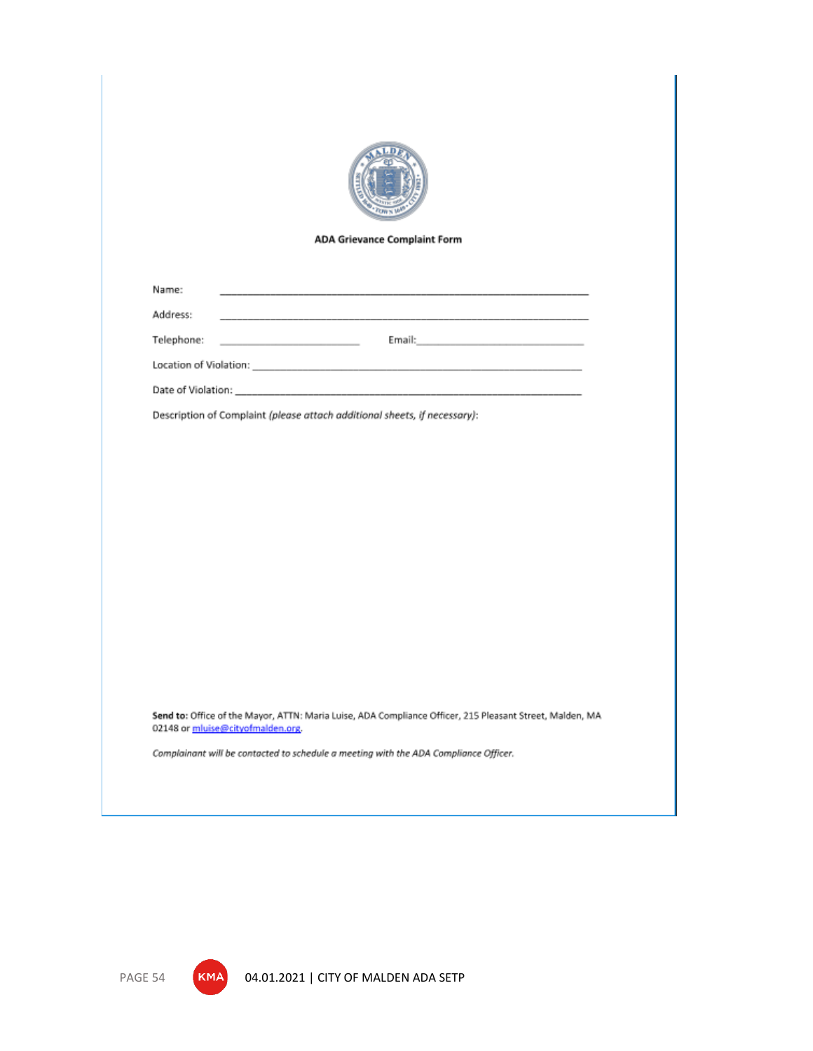**ADA Grievance Complaint Form**

Name: ______________________________________________________________

Address: ______________________________________________________________

Telephone: ________________________ Email: _____________________________

Location of Violation: _________________________________________________

Date of Violation: ____________________________________________________

Description of Complaint *(please attach additional sheets, if necessary)*:

**Send to:** Office of the Mayor, ATTN: Maria Luise, ADA Compliance Officer, 215 Pleasant Street, Malden, MA 02148 or mluise@cityofmalden.org.

*Complainant will be contacted to schedule a meeting with the ADA Compliance Officer.*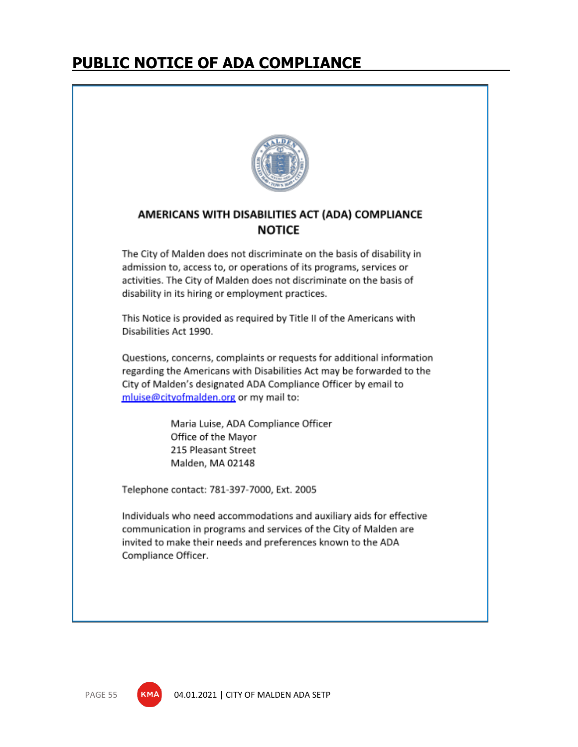# PUBLIC NOTICE OF ADA COMPLIANCE

## AMERICANS WITH DISABILITIES ACT (ADA) COMPLIANCE NOTICE

The City of Malden does not discriminate on the basis of disability in admission to, access to, or operations of its programs, services or activities. The City of Malden does not discriminate on the basis of disability in its hiring or employment practices.

This Notice is provided as required by Title II of the Americans with Disabilities Act 1990.

Questions, concerns, complaints or requests for additional information regarding the Americans with Disabilities Act may be forwarded to the City of Malden's designated ADA Compliance Officer by email to mluise@cityofmalden.org or my mail to:

Maria Luise, ADA Compliance Officer
Office of the Mayor
215 Pleasant Street
Malden, MA 02148

Telephone contact: 781-397-7000, Ext. 2005

Individuals who need accommodations and auxiliary aids for effective communication in programs and services of the City of Malden are invited to make their needs and preferences known to the ADA Compliance Officer.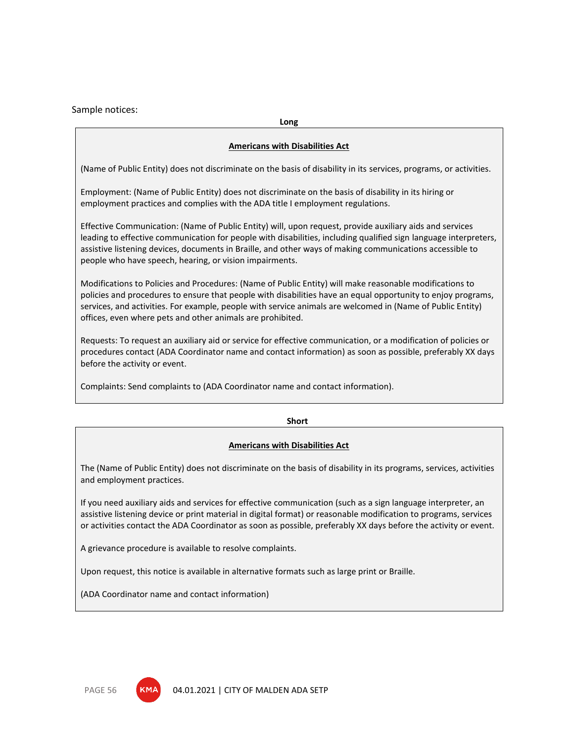Sample notices:

**Long**

> **Americans with Disabilities Act**
>
> (Name of Public Entity) does not discriminate on the basis of disability in its services, programs, or activities.
>
> Employment: (Name of Public Entity) does not discriminate on the basis of disability in its hiring or employment practices and complies with the ADA title I employment regulations.
>
> Effective Communication: (Name of Public Entity) will, upon request, provide auxiliary aids and services leading to effective communication for people with disabilities, including qualified sign language interpreters, assistive listening devices, documents in Braille, and other ways of making communications accessible to people who have speech, hearing, or vision impairments.
>
> Modifications to Policies and Procedures: (Name of Public Entity) will make reasonable modifications to policies and procedures to ensure that people with disabilities have an equal opportunity to enjoy programs, services, and activities. For example, people with service animals are welcomed in (Name of Public Entity) offices, even where pets and other animals are prohibited.
>
> Requests: To request an auxiliary aid or service for effective communication, or a modification of policies or procedures contact (ADA Coordinator name and contact information) as soon as possible, preferably XX days before the activity or event.
>
> Complaints: Send complaints to (ADA Coordinator name and contact information).

**Short**

> **Americans with Disabilities Act**
>
> The (Name of Public Entity) does not discriminate on the basis of disability in its programs, services, activities and employment practices.
>
> If you need auxiliary aids and services for effective communication (such as a sign language interpreter, an assistive listening device or print material in digital format) or reasonable modification to programs, services or activities contact the ADA Coordinator as soon as possible, preferably XX days before the activity or event.
>
> A grievance procedure is available to resolve complaints.
>
> Upon request, this notice is available in alternative formats such as large print or Braille.
>
> (ADA Coordinator name and contact information)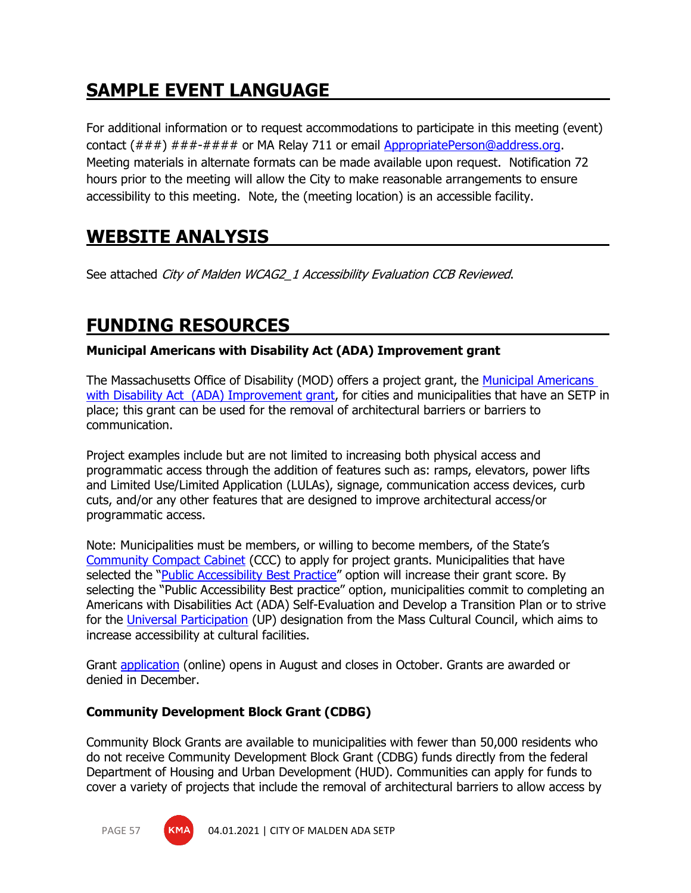## SAMPLE EVENT LANGUAGE

For additional information or to request accommodations to participate in this meeting (event) contact (###) ###-#### or MA Relay 711 or email AppropriatePerson@address.org. Meeting materials in alternate formats can be made available upon request. Notification 72 hours prior to the meeting will allow the City to make reasonable arrangements to ensure accessibility to this meeting. Note, the (meeting location) is an accessible facility.

## WEBSITE ANALYSIS

See attached *City of Malden WCAG2_1 Accessibility Evaluation CCB Reviewed*.

## FUNDING RESOURCES

### Municipal Americans with Disability Act (ADA) Improvement grant

The Massachusetts Office of Disability (MOD) offers a project grant, the Municipal Americans with Disability Act (ADA) Improvement grant, for cities and municipalities that have an SETP in place; this grant can be used for the removal of architectural barriers or barriers to communication.

Project examples include but are not limited to increasing both physical access and programmatic access through the addition of features such as: ramps, elevators, power lifts and Limited Use/Limited Application (LULAs), signage, communication access devices, curb cuts, and/or any other features that are designed to improve architectural access/or programmatic access.

Note: Municipalities must be members, or willing to become members, of the State's Community Compact Cabinet (CCC) to apply for project grants. Municipalities that have selected the "Public Accessibility Best Practice" option will increase their grant score. By selecting the "Public Accessibility Best practice" option, municipalities commit to completing an Americans with Disabilities Act (ADA) Self-Evaluation and Develop a Transition Plan or to strive for the Universal Participation (UP) designation from the Mass Cultural Council, which aims to increase accessibility at cultural facilities.

Grant application (online) opens in August and closes in October. Grants are awarded or denied in December.

### Community Development Block Grant (CDBG)

Community Block Grants are available to municipalities with fewer than 50,000 residents who do not receive Community Development Block Grant (CDBG) funds directly from the federal Department of Housing and Urban Development (HUD). Communities can apply for funds to cover a variety of projects that include the removal of architectural barriers to allow access by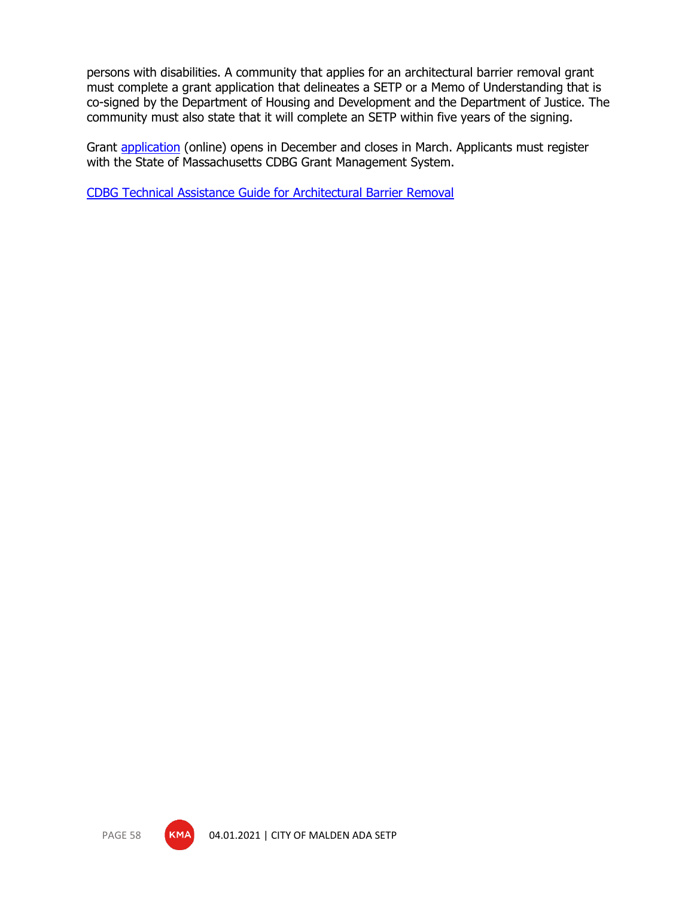persons with disabilities. A community that applies for an architectural barrier removal grant must complete a grant application that delineates a SETP or a Memo of Understanding that is co-signed by the Department of Housing and Development and the Department of Justice. The community must also state that it will complete an SETP within five years of the signing.

Grant application (online) opens in December and closes in March. Applicants must register with the State of Massachusetts CDBG Grant Management System.

CDBG Technical Assistance Guide for Architectural Barrier Removal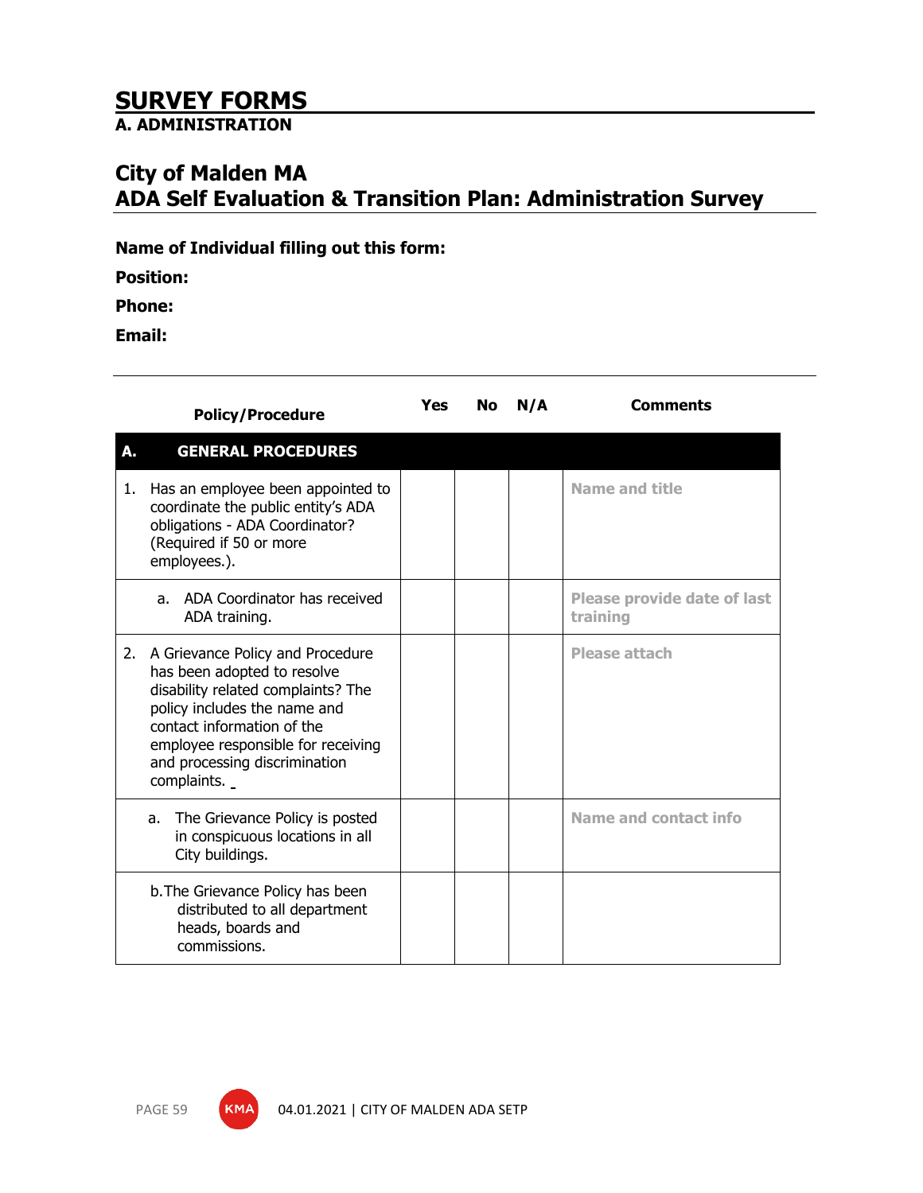# SURVEY FORMS

## A. ADMINISTRATION

## City of Malden MA
## ADA Self Evaluation & Transition Plan: Administration Survey

**Name of Individual filling out this form:**

**Position:**

**Phone:**

**Email:**

| Policy/Procedure | Yes | No | N/A | Comments |
|---|---|---|---|---|
| **A. GENERAL PROCEDURES** | | | | |
| 1. Has an employee been appointed to coordinate the public entity's ADA obligations - ADA Coordinator? (Required if 50 or more employees.). | | | | Name and title |
| a. ADA Coordinator has received ADA training. | | | | Please provide date of last training |
| 2. A Grievance Policy and Procedure has been adopted to resolve disability related complaints? The policy includes the name and contact information of the employee responsible for receiving and processing discrimination complaints. | | | | Please attach |
| a. The Grievance Policy is posted in conspicuous locations in all City buildings. | | | | Name and contact info |
| b. The Grievance Policy has been distributed to all department heads, boards and commissions. | | | | |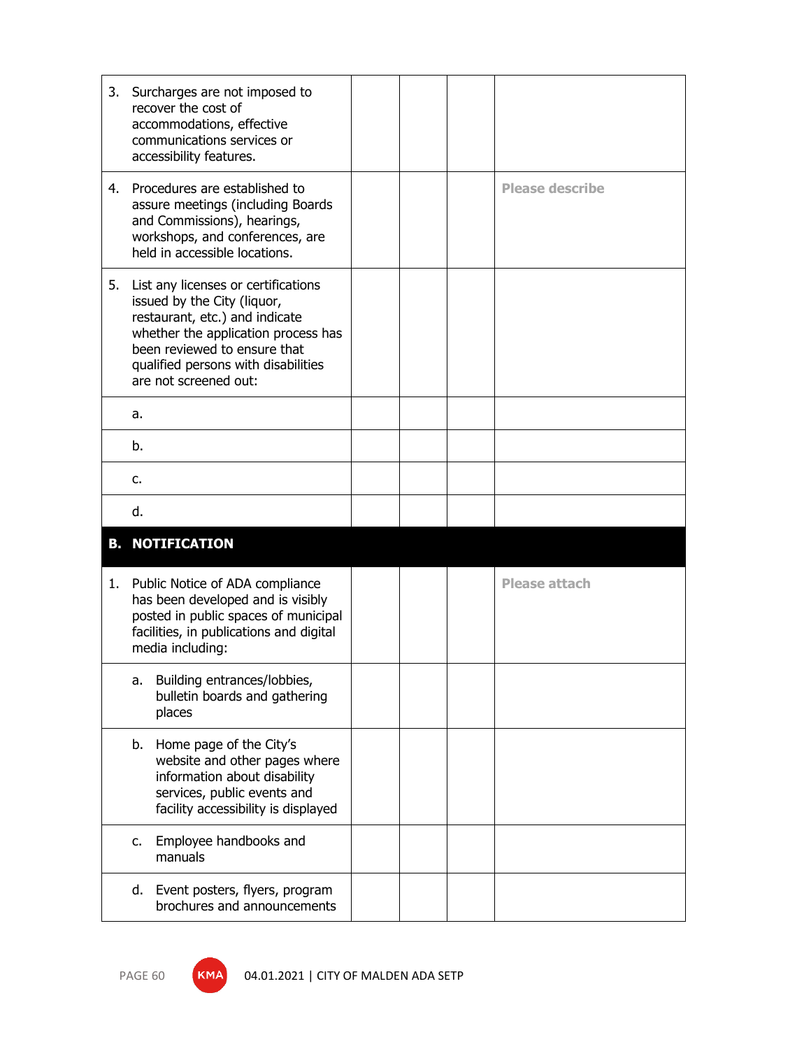| | | | | |
|---|---|---|---|---|
| 3. Surcharges are not imposed to recover the cost of accommodations, effective communications services or accessibility features. | | | | |
| 4. Procedures are established to assure meetings (including Boards and Commissions), hearings, workshops, and conferences, are held in accessible locations. | | | | Please describe |
| 5. List any licenses or certifications issued by the City (liquor, restaurant, etc.) and indicate whether the application process has been reviewed to ensure that qualified persons with disabilities are not screened out: | | | | |
| a. | | | | |
| b. | | | | |
| c. | | | | |
| d. | | | | |
| **B. NOTIFICATION** | | | | |
| 1. Public Notice of ADA compliance has been developed and is visibly posted in public spaces of municipal facilities, in publications and digital media including: | | | | Please attach |
| a. Building entrances/lobbies, bulletin boards and gathering places | | | | |
| b. Home page of the City's website and other pages where information about disability services, public events and facility accessibility is displayed | | | | |
| c. Employee handbooks and manuals | | | | |
| d. Event posters, flyers, program brochures and announcements | | | | |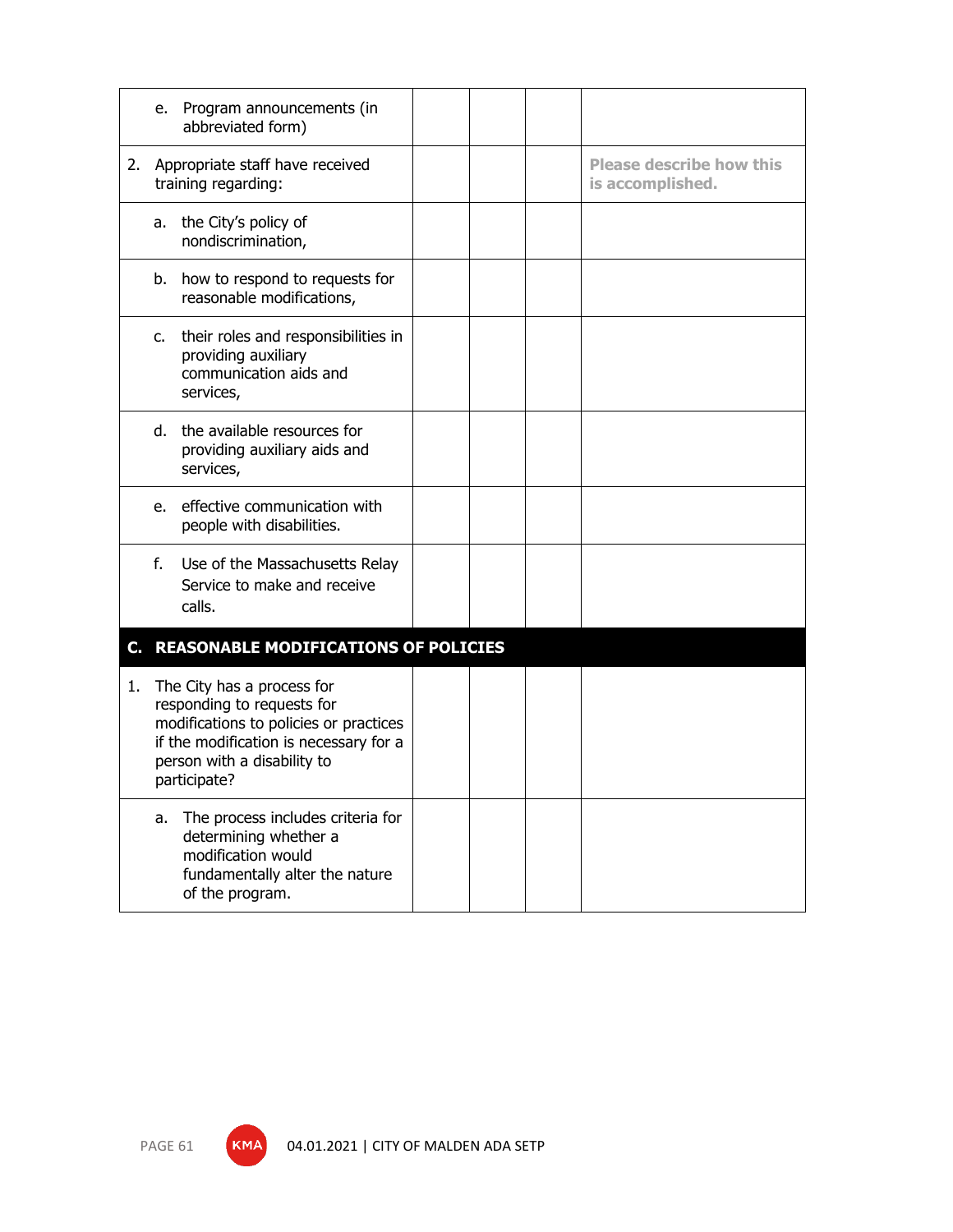| | | | | |
|---|---|---|---|---|
| e. Program announcements (in abbreviated form) | | | | |
| 2. Appropriate staff have received training regarding: | | | | **Please describe how this is accomplished.** |
| a. the City's policy of nondiscrimination, | | | | |
| b. how to respond to requests for reasonable modifications, | | | | |
| c. their roles and responsibilities in providing auxiliary communication aids and services, | | | | |
| d. the available resources for providing auxiliary aids and services, | | | | |
| e. effective communication with people with disabilities. | | | | |
| f. Use of the Massachusetts Relay Service to make and receive calls. | | | | |
| **C. REASONABLE MODIFICATIONS OF POLICIES** | | | | |
| 1. The City has a process for responding to requests for modifications to policies or practices if the modification is necessary for a person with a disability to participate? | | | | |
| a. The process includes criteria for determining whether a modification would fundamentally alter the nature of the program. | | | | |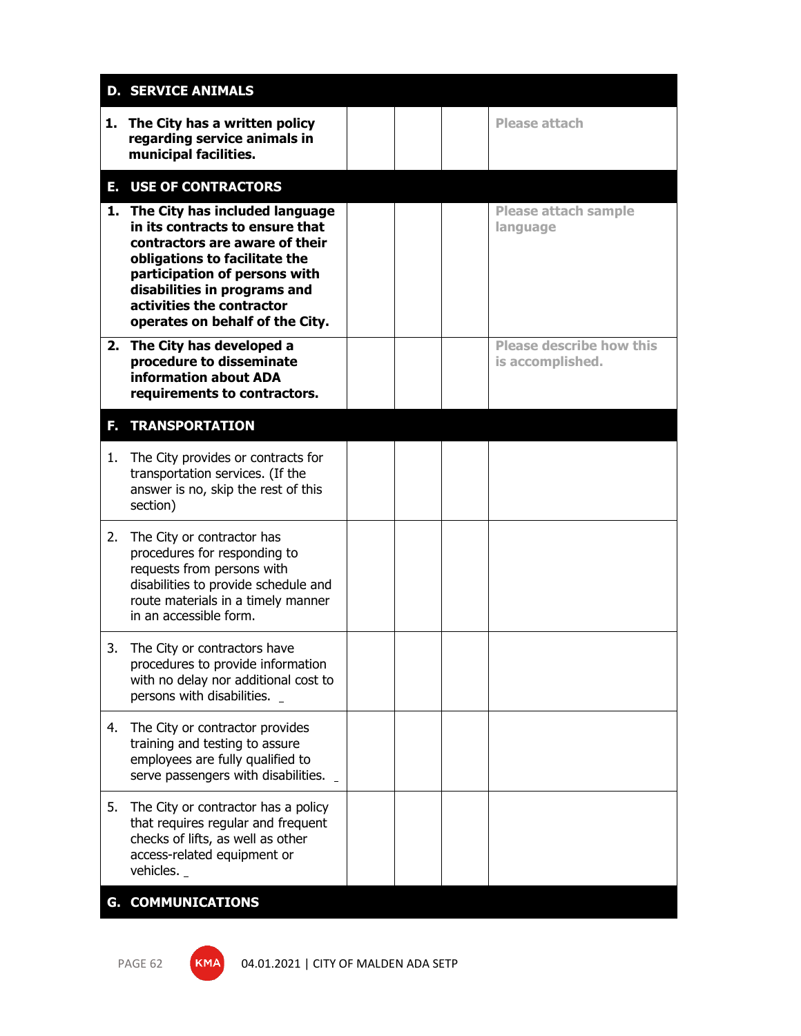| D. SERVICE ANIMALS | | | | |
|---|---|---|---|---|
| **1. The City has a written policy regarding service animals in municipal facilities.** | | | | Please attach |
| **E. USE OF CONTRACTORS** | | | | |
| **1. The City has included language in its contracts to ensure that contractors are aware of their obligations to facilitate the participation of persons with disabilities in programs and activities the contractor operates on behalf of the City.** | | | | Please attach sample language |
| **2. The City has developed a procedure to disseminate information about ADA requirements to contractors.** | | | | Please describe how this is accomplished. |
| **F. TRANSPORTATION** | | | | |
| 1. The City provides or contracts for transportation services. (If the answer is no, skip the rest of this section) | | | | |
| 2. The City or contractor has procedures for responding to requests from persons with disabilities to provide schedule and route materials in a timely manner in an accessible form. | | | | |
| 3. The City or contractors have procedures to provide information with no delay nor additional cost to persons with disabilities. _ | | | | |
| 4. The City or contractor provides training and testing to assure employees are fully qualified to serve passengers with disabilities. _ | | | | |
| 5. The City or contractor has a policy that requires regular and frequent checks of lifts, as well as other access-related equipment or vehicles. _ | | | | |
| **G. COMMUNICATIONS** | | | | |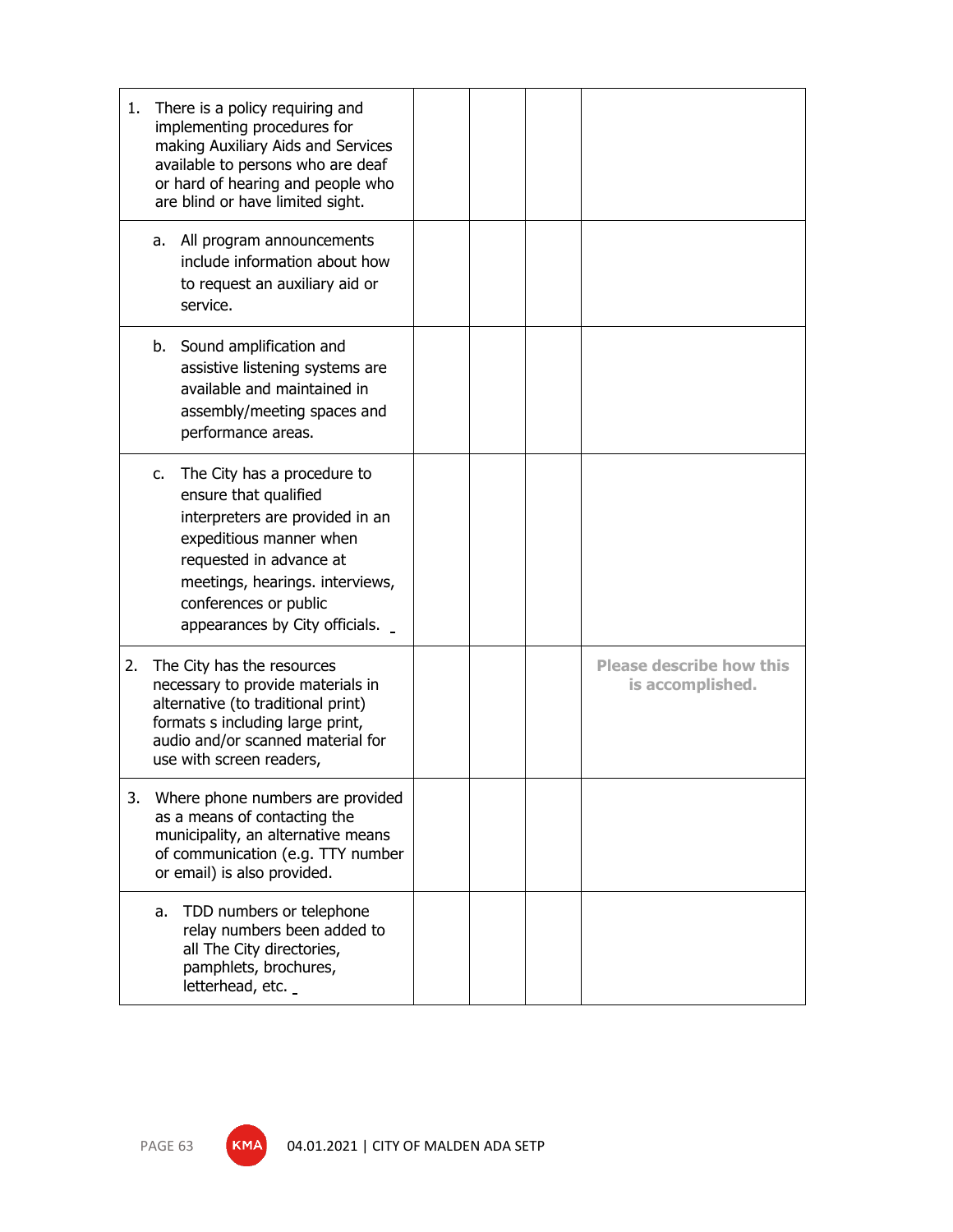| | | | | |
|---|---|---|---|---|
| 1. There is a policy requiring and implementing procedures for making Auxiliary Aids and Services available to persons who are deaf or hard of hearing and people who are blind or have limited sight. | | | | |
| a. All program announcements include information about how to request an auxiliary aid or service. | | | | |
| b. Sound amplification and assistive listening systems are available and maintained in assembly/meeting spaces and performance areas. | | | | |
| c. The City has a procedure to ensure that qualified interpreters are provided in an expeditious manner when requested in advance at meetings, hearings. interviews, conferences or public appearances by City officials. _ | | | | |
| 2. The City has the resources necessary to provide materials in alternative (to traditional print) formats s including large print, audio and/or scanned material for use with screen readers, | | | | Please describe how this is accomplished. |
| 3. Where phone numbers are provided as a means of contacting the municipality, an alternative means of communication (e.g. TTY number or email) is also provided. | | | | |
| a. TDD numbers or telephone relay numbers been added to all The City directories, pamphlets, brochures, letterhead, etc. _ | | | | |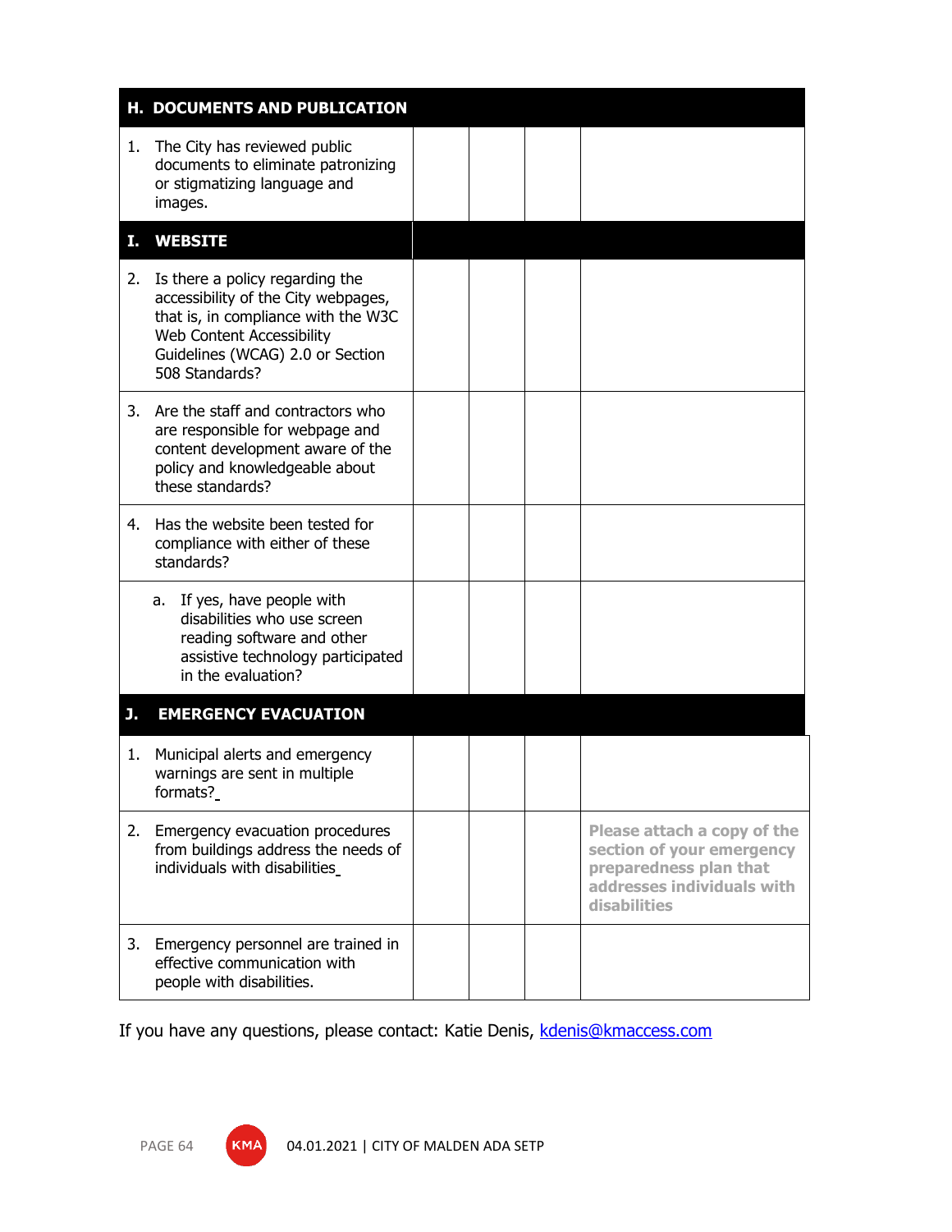| H. DOCUMENTS AND PUBLICATION | | | | |
|---|---|---|---|---|
| 1. The City has reviewed public documents to eliminate patronizing or stigmatizing language and images. | | | | |
| **I. WEBSITE** | | | | |
| 2. Is there a policy regarding the accessibility of the City webpages, that is, in compliance with the W3C Web Content Accessibility Guidelines (WCAG) 2.0 or Section 508 Standards? | | | | |
| 3. Are the staff and contractors who are responsible for webpage and content development aware of the policy and knowledgeable about these standards? | | | | |
| 4. Has the website been tested for compliance with either of these standards? | | | | |
| a. If yes, have people with disabilities who use screen reading software and other assistive technology participated in the evaluation? | | | | |
| **J. EMERGENCY EVACUATION** | | | | |
| 1. Municipal alerts and emergency warnings are sent in multiple formats? | | | | |
| 2. Emergency evacuation procedures from buildings address the needs of individuals with disabilities | | | | **Please attach a copy of the section of your emergency preparedness plan that addresses individuals with disabilities** |
| 3. Emergency personnel are trained in effective communication with people with disabilities. | | | | |

If you have any questions, please contact: Katie Denis, kdenis@kmaccess.com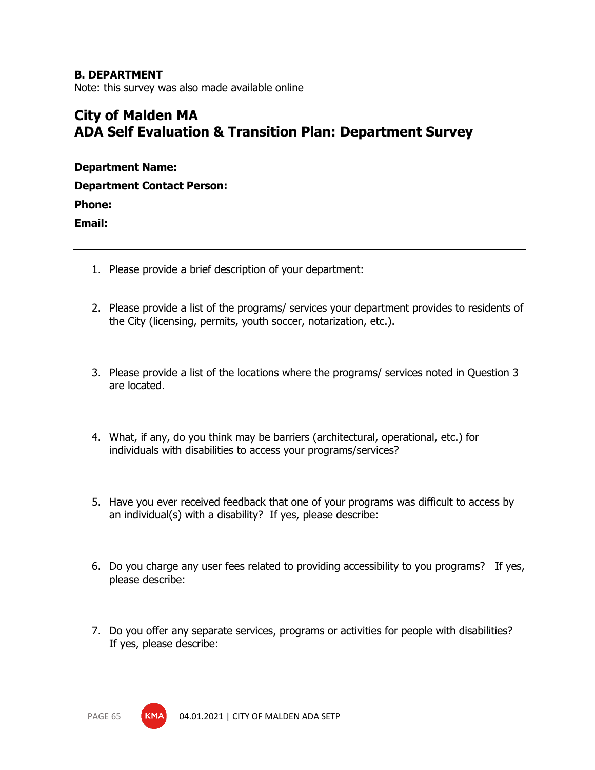**B. DEPARTMENT**
Note: this survey was also made available online

## City of Malden MA
## ADA Self Evaluation & Transition Plan: Department Survey

---

**Department Name:**

**Department Contact Person:**

**Phone:**

**Email:**

---

1. Please provide a brief description of your department:

2. Please provide a list of the programs/ services your department provides to residents of the City (licensing, permits, youth soccer, notarization, etc.).

3. Please provide a list of the locations where the programs/ services noted in Question 3 are located.

4. What, if any, do you think may be barriers (architectural, operational, etc.) for individuals with disabilities to access your programs/services?

5. Have you ever received feedback that one of your programs was difficult to access by an individual(s) with a disability? If yes, please describe:

6. Do you charge any user fees related to providing accessibility to you programs? If yes, please describe:

7. Do you offer any separate services, programs or activities for people with disabilities? If yes, please describe: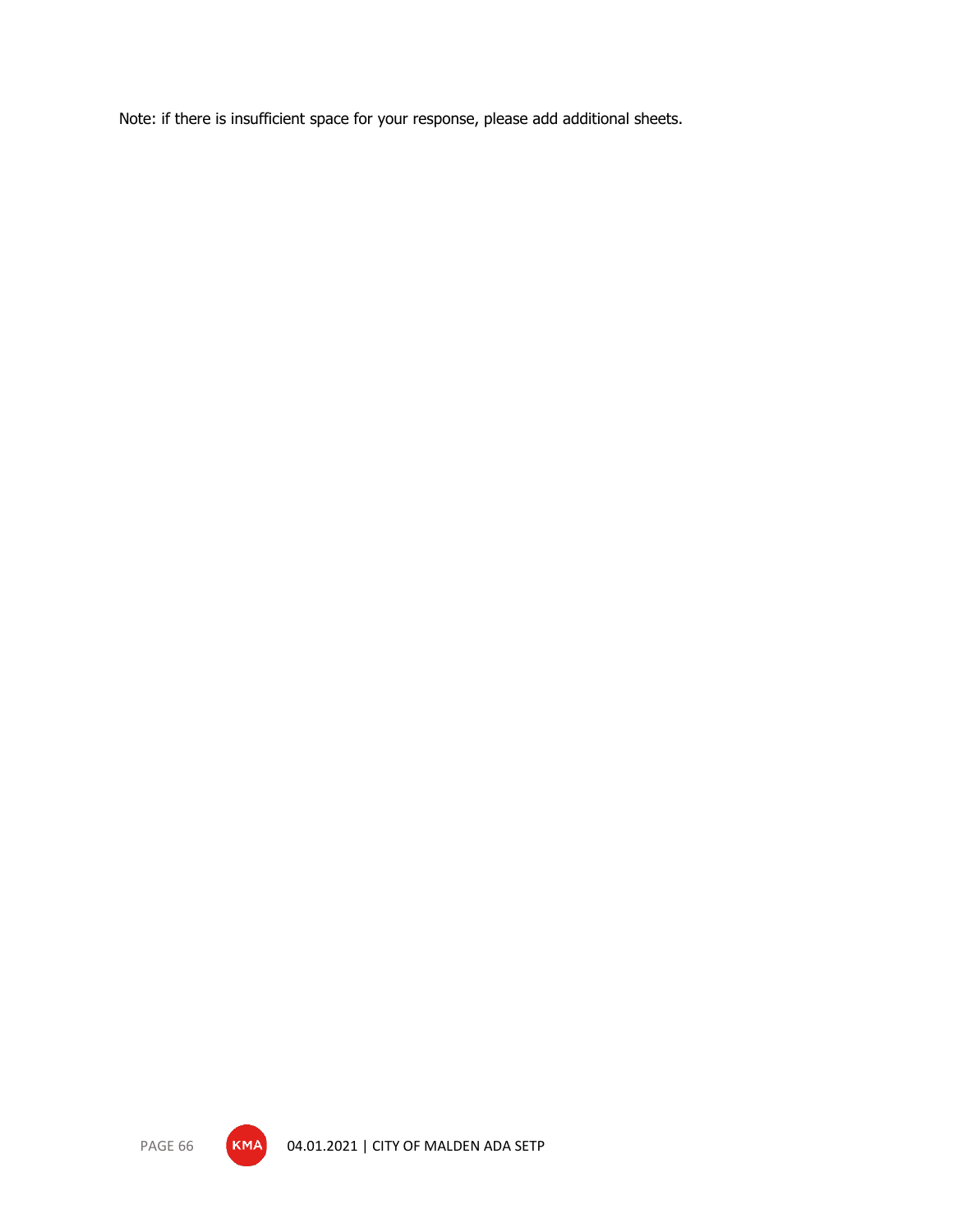Note: if there is insufficient space for your response, please add additional sheets.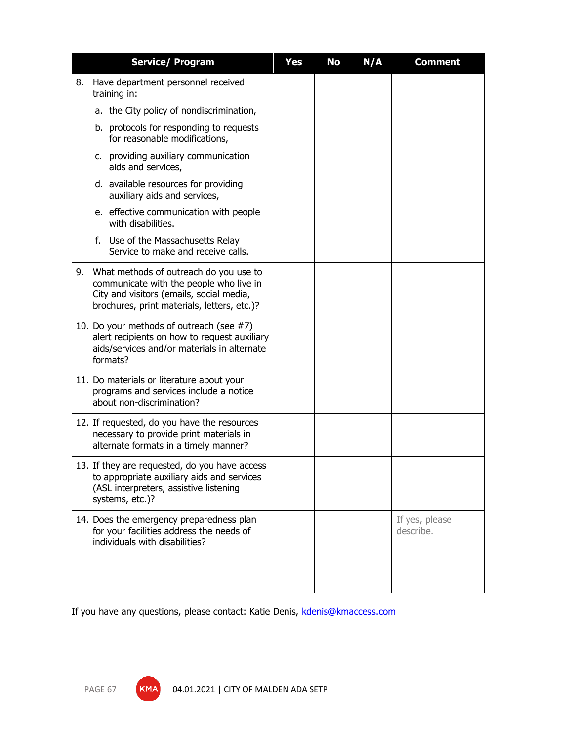| Service/ Program | Yes | No | N/A | Comment |
|---|---|---|---|---|
| 8. Have department personnel received training in:<br>a. the City policy of nondiscrimination,<br>b. protocols for responding to requests for reasonable modifications,<br>c. providing auxiliary communication aids and services,<br>d. available resources for providing auxiliary aids and services,<br>e. effective communication with people with disabilities.<br>f. Use of the Massachusetts Relay Service to make and receive calls. | | | | |
| 9. What methods of outreach do you use to communicate with the people who live in City and visitors (emails, social media, brochures, print materials, letters, etc.)? | | | | |
| 10. Do your methods of outreach (see #7) alert recipients on how to request auxiliary aids/services and/or materials in alternate formats? | | | | |
| 11. Do materials or literature about your programs and services include a notice about non-discrimination? | | | | |
| 12. If requested, do you have the resources necessary to provide print materials in alternate formats in a timely manner? | | | | |
| 13. If they are requested, do you have access to appropriate auxiliary aids and services (ASL interpreters, assistive listening systems, etc.)? | | | | |
| 14. Does the emergency preparedness plan for your facilities address the needs of individuals with disabilities? | | | | If yes, please describe. |

If you have any questions, please contact: Katie Denis, kdenis@kmaccess.com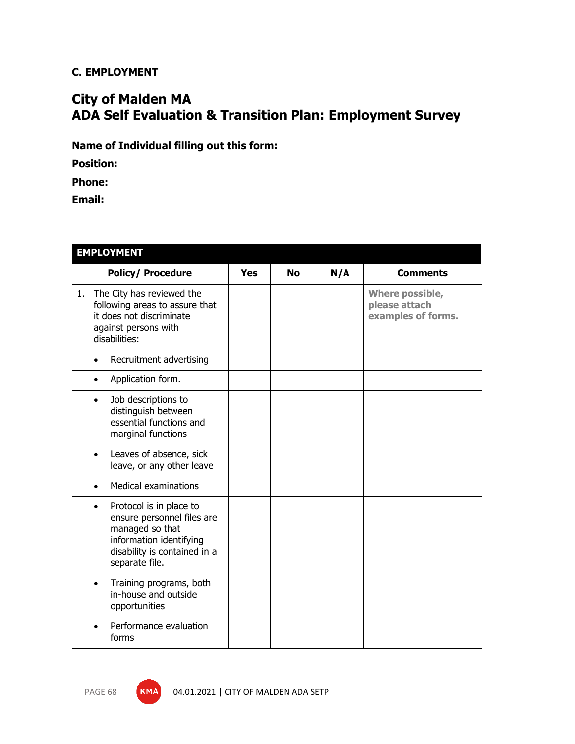**C. EMPLOYMENT**

## City of Malden MA
## ADA Self Evaluation & Transition Plan: Employment Survey

**Name of Individual filling out this form:**

**Position:**

**Phone:**

**Email:**

---

| **EMPLOYMENT** | | | | |
|---|---|---|---|---|
| **Policy/ Procedure** | **Yes** | **No** | **N/A** | **Comments** |
| 1. The City has reviewed the following areas to assure that it does not discriminate against persons with disabilities: | | | | **Where possible, please attach examples of forms.** |
| • Recruitment advertising | | | | |
| • Application form. | | | | |
| • Job descriptions to distinguish between essential functions and marginal functions | | | | |
| • Leaves of absence, sick leave, or any other leave | | | | |
| • Medical examinations | | | | |
| • Protocol is in place to ensure personnel files are managed so that information identifying disability is contained in a separate file. | | | | |
| • Training programs, both in-house and outside opportunities | | | | |
| • Performance evaluation forms | | | | |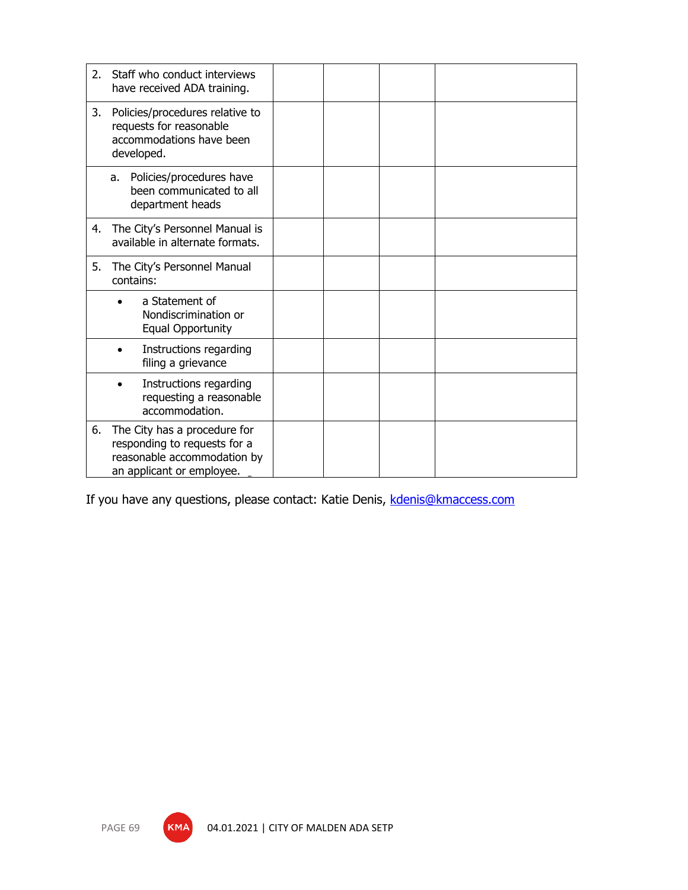| | | | | |
|---|---|---|---|---|
| 2. Staff who conduct interviews have received ADA training. | | | | |
| 3. Policies/procedures relative to requests for reasonable accommodations have been developed. | | | | |
| a. Policies/procedures have been communicated to all department heads | | | | |
| 4. The City's Personnel Manual is available in alternate formats. | | | | |
| 5. The City's Personnel Manual contains: | | | | |
| • a Statement of Nondiscrimination or Equal Opportunity | | | | |
| • Instructions regarding filing a grievance | | | | |
| • Instructions regarding requesting a reasonable accommodation. | | | | |
| 6. The City has a procedure for responding to requests for a reasonable accommodation by an applicant or employee. | | | | |

If you have any questions, please contact: Katie Denis, kdenis@kmaccess.com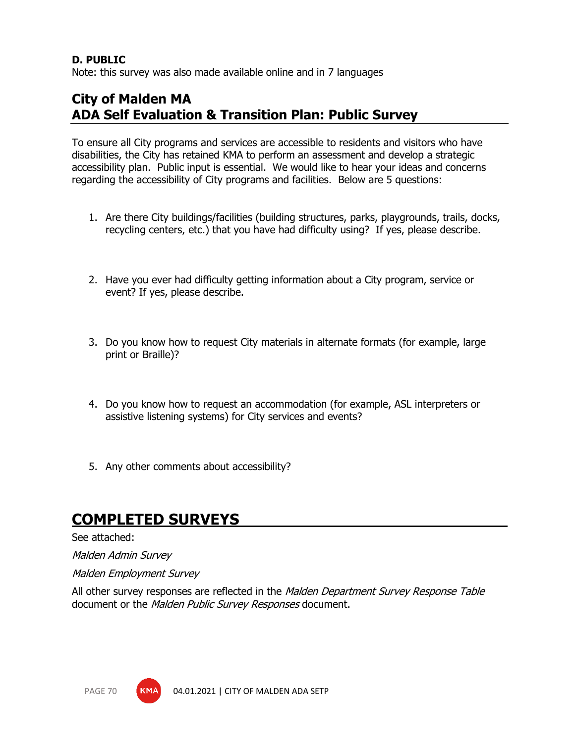**D. PUBLIC**

Note: this survey was also made available online and in 7 languages

## City of Malden MA
## ADA Self Evaluation & Transition Plan: Public Survey

To ensure all City programs and services are accessible to residents and visitors who have disabilities, the City has retained KMA to perform an assessment and develop a strategic accessibility plan. Public input is essential. We would like to hear your ideas and concerns regarding the accessibility of City programs and facilities. Below are 5 questions:

1. Are there City buildings/facilities (building structures, parks, playgrounds, trails, docks, recycling centers, etc.) that you have had difficulty using? If yes, please describe.

2. Have you ever had difficulty getting information about a City program, service or event? If yes, please describe.

3. Do you know how to request City materials in alternate formats (for example, large print or Braille)?

4. Do you know how to request an accommodation (for example, ASL interpreters or assistive listening systems) for City services and events?

5. Any other comments about accessibility?

# COMPLETED SURVEYS

See attached:

*Malden Admin Survey*

*Malden Employment Survey*

All other survey responses are reflected in the *Malden Department Survey Response Table* document or the *Malden Public Survey Responses* document.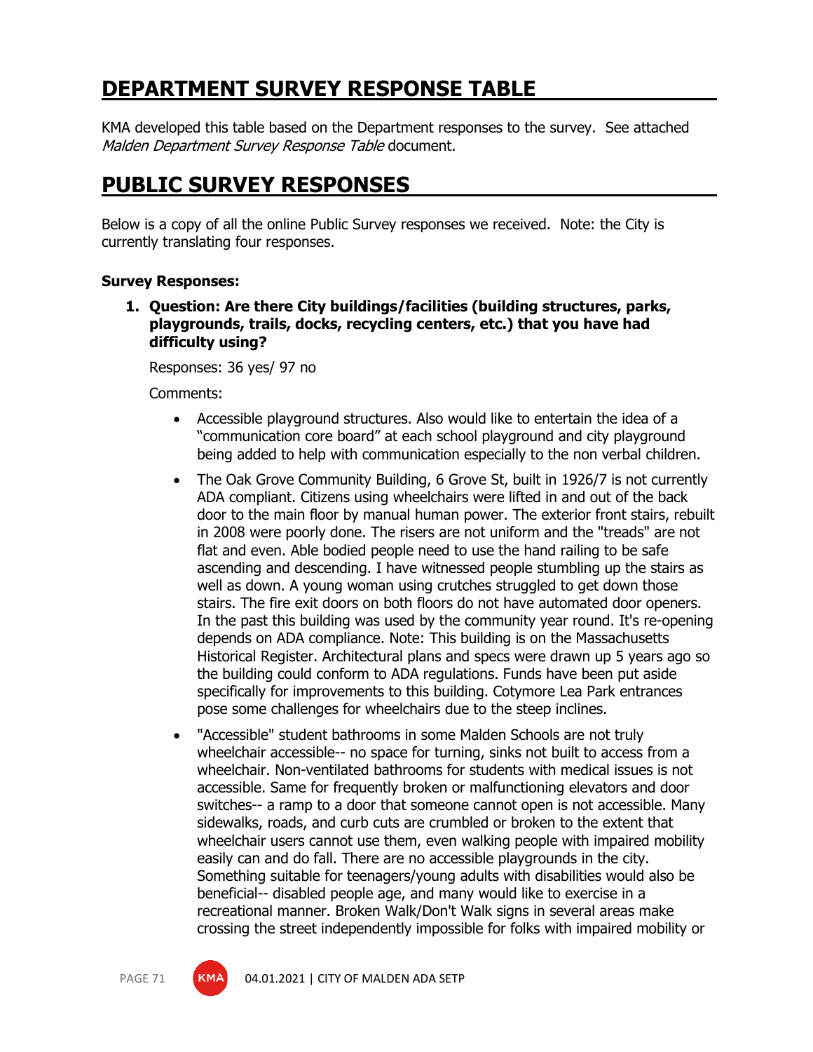# DEPARTMENT SURVEY RESPONSE TABLE

KMA developed this table based on the Department responses to the survey. See attached *Malden Department Survey Response Table* document.

# PUBLIC SURVEY RESPONSES

Below is a copy of all the online Public Survey responses we received. Note: the City is currently translating four responses.

**Survey Responses:**

1. **Question: Are there City buildings/facilities (building structures, parks, playgrounds, trails, docks, recycling centers, etc.) that you have had difficulty using?**

   Responses: 36 yes/ 97 no

   Comments:

   - Accessible playground structures. Also would like to entertain the idea of a "communication core board" at each school playground and city playground being added to help with communication especially to the non verbal children.
   - The Oak Grove Community Building, 6 Grove St, built in 1926/7 is not currently ADA compliant. Citizens using wheelchairs were lifted in and out of the back door to the main floor by manual human power. The exterior front stairs, rebuilt in 2008 were poorly done. The risers are not uniform and the "treads" are not flat and even. Able bodied people need to use the hand railing to be safe ascending and descending. I have witnessed people stumbling up the stairs as well as down. A young woman using crutches struggled to get down those stairs. The fire exit doors on both floors do not have automated door openers. In the past this building was used by the community year round. It's re-opening depends on ADA compliance. Note: This building is on the Massachusetts Historical Register. Architectural plans and specs were drawn up 5 years ago so the building could conform to ADA regulations. Funds have been put aside specifically for improvements to this building. Cotymore Lea Park entrances pose some challenges for wheelchairs due to the steep inclines.
   - "Accessible" student bathrooms in some Malden Schools are not truly wheelchair accessible-- no space for turning, sinks not built to access from a wheelchair. Non-ventilated bathrooms for students with medical issues is not accessible. Same for frequently broken or malfunctioning elevators and door switches-- a ramp to a door that someone cannot open is not accessible. Many sidewalks, roads, and curb cuts are crumbled or broken to the extent that wheelchair users cannot use them, even walking people with impaired mobility easily can and do fall. There are no accessible playgrounds in the city. Something suitable for teenagers/young adults with disabilities would also be beneficial-- disabled people age, and many would like to exercise in a recreational manner. Broken Walk/Don't Walk signs in several areas make crossing the street independently impossible for folks with impaired mobility or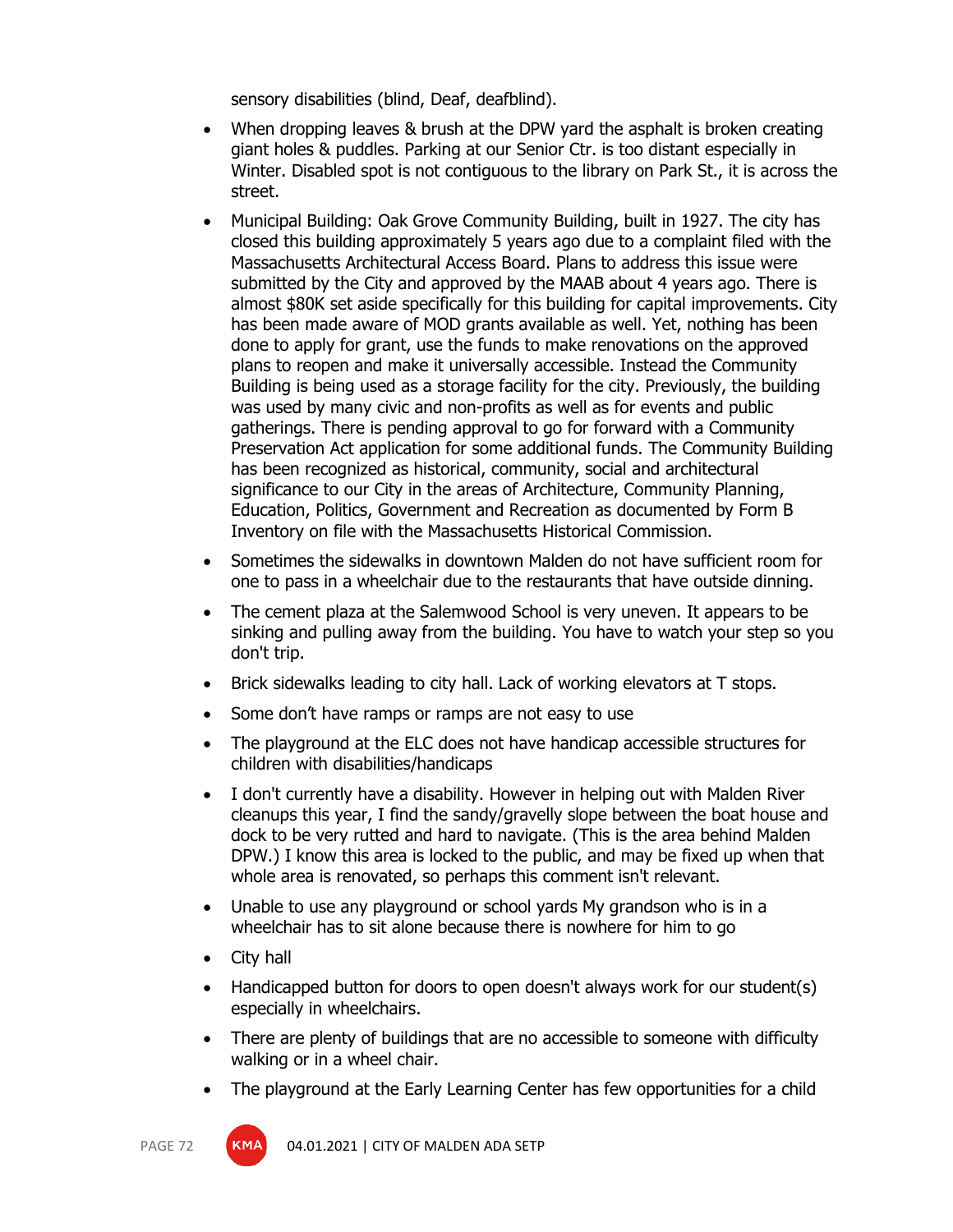sensory disabilities (blind, Deaf, deafblind).

- When dropping leaves & brush at the DPW yard the asphalt is broken creating giant holes & puddles. Parking at our Senior Ctr. is too distant especially in Winter. Disabled spot is not contiguous to the library on Park St., it is across the street.
- Municipal Building: Oak Grove Community Building, built in 1927. The city has closed this building approximately 5 years ago due to a complaint filed with the Massachusetts Architectural Access Board. Plans to address this issue were submitted by the City and approved by the MAAB about 4 years ago. There is almost $80K set aside specifically for this building for capital improvements. City has been made aware of MOD grants available as well. Yet, nothing has been done to apply for grant, use the funds to make renovations on the approved plans to reopen and make it universally accessible. Instead the Community Building is being used as a storage facility for the city. Previously, the building was used by many civic and non-profits as well as for events and public gatherings. There is pending approval to go for forward with a Community Preservation Act application for some additional funds. The Community Building has been recognized as historical, community, social and architectural significance to our City in the areas of Architecture, Community Planning, Education, Politics, Government and Recreation as documented by Form B Inventory on file with the Massachusetts Historical Commission.
- Sometimes the sidewalks in downtown Malden do not have sufficient room for one to pass in a wheelchair due to the restaurants that have outside dinning.
- The cement plaza at the Salemwood School is very uneven. It appears to be sinking and pulling away from the building. You have to watch your step so you don't trip.
- Brick sidewalks leading to city hall. Lack of working elevators at T stops.
- Some don't have ramps or ramps are not easy to use
- The playground at the ELC does not have handicap accessible structures for children with disabilities/handicaps
- I don't currently have a disability. However in helping out with Malden River cleanups this year, I find the sandy/gravelly slope between the boat house and dock to be very rutted and hard to navigate. (This is the area behind Malden DPW.) I know this area is locked to the public, and may be fixed up when that whole area is renovated, so perhaps this comment isn't relevant.
- Unable to use any playground or school yards My grandson who is in a wheelchair has to sit alone because there is nowhere for him to go
- City hall
- Handicapped button for doors to open doesn't always work for our student(s) especially in wheelchairs.
- There are plenty of buildings that are no accessible to someone with difficulty walking or in a wheel chair.
- The playground at the Early Learning Center has few opportunities for a child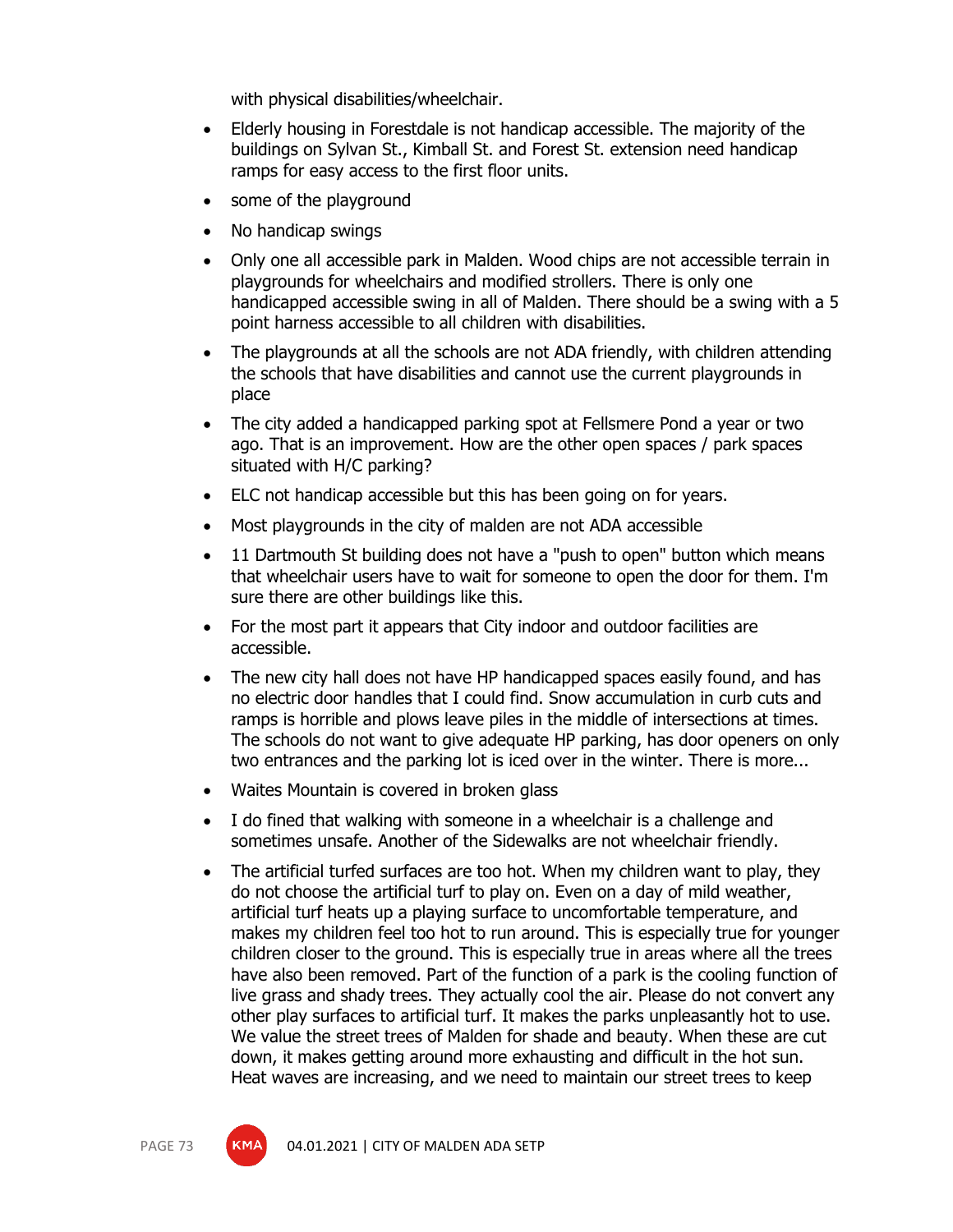with physical disabilities/wheelchair.

- Elderly housing in Forestdale is not handicap accessible. The majority of the buildings on Sylvan St., Kimball St. and Forest St. extension need handicap ramps for easy access to the first floor units.
- some of the playground
- No handicap swings
- Only one all accessible park in Malden. Wood chips are not accessible terrain in playgrounds for wheelchairs and modified strollers. There is only one handicapped accessible swing in all of Malden. There should be a swing with a 5 point harness accessible to all children with disabilities.
- The playgrounds at all the schools are not ADA friendly, with children attending the schools that have disabilities and cannot use the current playgrounds in place
- The city added a handicapped parking spot at Fellsmere Pond a year or two ago. That is an improvement. How are the other open spaces / park spaces situated with H/C parking?
- ELC not handicap accessible but this has been going on for years.
- Most playgrounds in the city of malden are not ADA accessible
- 11 Dartmouth St building does not have a "push to open" button which means that wheelchair users have to wait for someone to open the door for them. I'm sure there are other buildings like this.
- For the most part it appears that City indoor and outdoor facilities are accessible.
- The new city hall does not have HP handicapped spaces easily found, and has no electric door handles that I could find. Snow accumulation in curb cuts and ramps is horrible and plows leave piles in the middle of intersections at times. The schools do not want to give adequate HP parking, has door openers on only two entrances and the parking lot is iced over in the winter. There is more...
- Waites Mountain is covered in broken glass
- I do fined that walking with someone in a wheelchair is a challenge and sometimes unsafe. Another of the Sidewalks are not wheelchair friendly.
- The artificial turfed surfaces are too hot. When my children want to play, they do not choose the artificial turf to play on. Even on a day of mild weather, artificial turf heats up a playing surface to uncomfortable temperature, and makes my children feel too hot to run around. This is especially true for younger children closer to the ground. This is especially true in areas where all the trees have also been removed. Part of the function of a park is the cooling function of live grass and shady trees. They actually cool the air. Please do not convert any other play surfaces to artificial turf. It makes the parks unpleasantly hot to use. We value the street trees of Malden for shade and beauty. When these are cut down, it makes getting around more exhausting and difficult in the hot sun. Heat waves are increasing, and we need to maintain our street trees to keep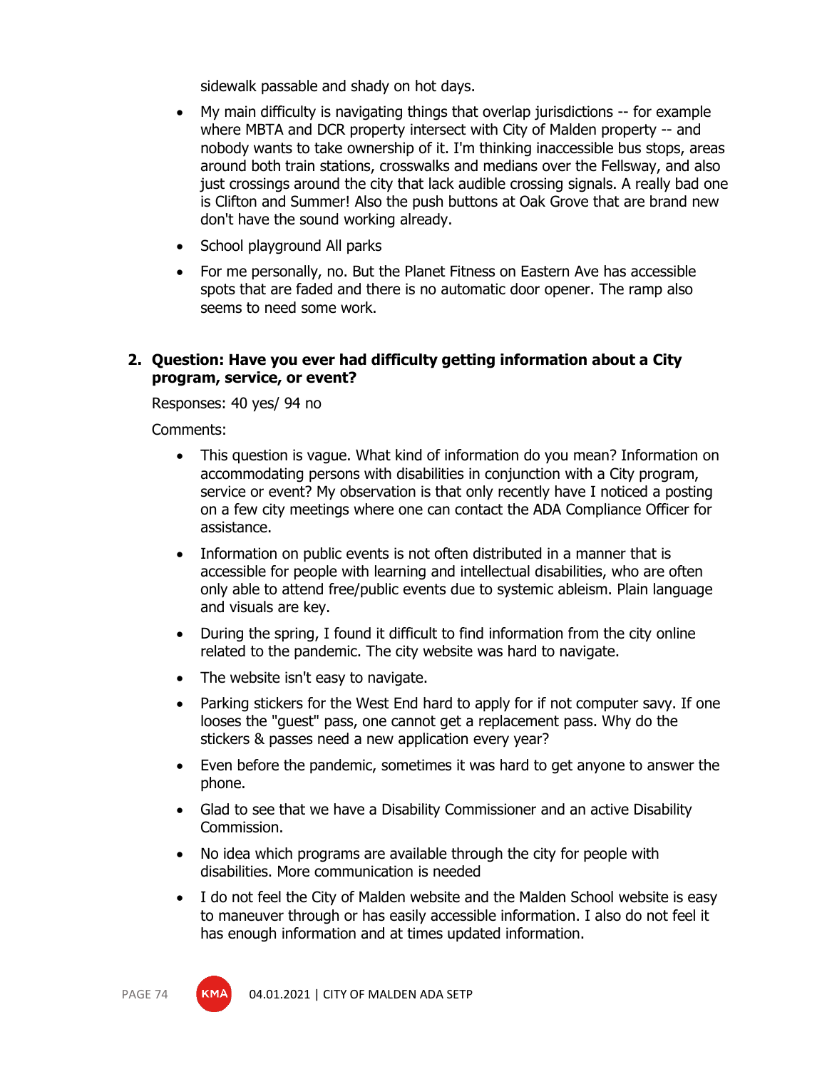sidewalk passable and shady on hot days.

- My main difficulty is navigating things that overlap jurisdictions -- for example where MBTA and DCR property intersect with City of Malden property -- and nobody wants to take ownership of it. I'm thinking inaccessible bus stops, areas around both train stations, crosswalks and medians over the Fellsway, and also just crossings around the city that lack audible crossing signals. A really bad one is Clifton and Summer! Also the push buttons at Oak Grove that are brand new don't have the sound working already.
- School playground All parks
- For me personally, no. But the Planet Fitness on Eastern Ave has accessible spots that are faded and there is no automatic door opener. The ramp also seems to need some work.

**2. Question: Have you ever had difficulty getting information about a City program, service, or event?**

Responses: 40 yes/ 94 no

Comments:

- This question is vague. What kind of information do you mean? Information on accommodating persons with disabilities in conjunction with a City program, service or event? My observation is that only recently have I noticed a posting on a few city meetings where one can contact the ADA Compliance Officer for assistance.
- Information on public events is not often distributed in a manner that is accessible for people with learning and intellectual disabilities, who are often only able to attend free/public events due to systemic ableism. Plain language and visuals are key.
- During the spring, I found it difficult to find information from the city online related to the pandemic. The city website was hard to navigate.
- The website isn't easy to navigate.
- Parking stickers for the West End hard to apply for if not computer savy. If one looses the "guest" pass, one cannot get a replacement pass. Why do the stickers & passes need a new application every year?
- Even before the pandemic, sometimes it was hard to get anyone to answer the phone.
- Glad to see that we have a Disability Commissioner and an active Disability Commission.
- No idea which programs are available through the city for people with disabilities. More communication is needed
- I do not feel the City of Malden website and the Malden School website is easy to maneuver through or has easily accessible information. I also do not feel it has enough information and at times updated information.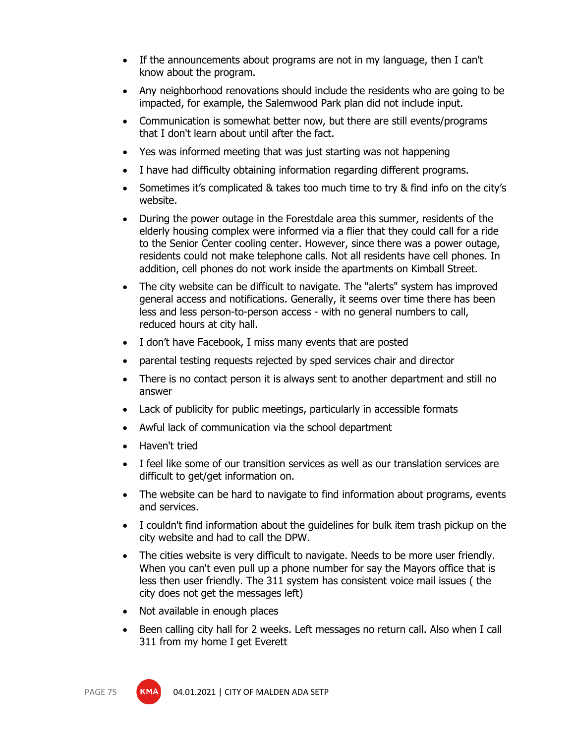- If the announcements about programs are not in my language, then I can't know about the program.
- Any neighborhood renovations should include the residents who are going to be impacted, for example, the Salemwood Park plan did not include input.
- Communication is somewhat better now, but there are still events/programs that I don't learn about until after the fact.
- Yes was informed meeting that was just starting was not happening
- I have had difficulty obtaining information regarding different programs.
- Sometimes it's complicated & takes too much time to try & find info on the city's website.
- During the power outage in the Forestdale area this summer, residents of the elderly housing complex were informed via a flier that they could call for a ride to the Senior Center cooling center. However, since there was a power outage, residents could not make telephone calls. Not all residents have cell phones. In addition, cell phones do not work inside the apartments on Kimball Street.
- The city website can be difficult to navigate. The "alerts" system has improved general access and notifications. Generally, it seems over time there has been less and less person-to-person access - with no general numbers to call, reduced hours at city hall.
- I don't have Facebook, I miss many events that are posted
- parental testing requests rejected by sped services chair and director
- There is no contact person it is always sent to another department and still no answer
- Lack of publicity for public meetings, particularly in accessible formats
- Awful lack of communication via the school department
- Haven't tried
- I feel like some of our transition services as well as our translation services are difficult to get/get information on.
- The website can be hard to navigate to find information about programs, events and services.
- I couldn't find information about the guidelines for bulk item trash pickup on the city website and had to call the DPW.
- The cities website is very difficult to navigate. Needs to be more user friendly. When you can't even pull up a phone number for say the Mayors office that is less then user friendly. The 311 system has consistent voice mail issues ( the city does not get the messages left)
- Not available in enough places
- Been calling city hall for 2 weeks. Left messages no return call. Also when I call 311 from my home I get Everett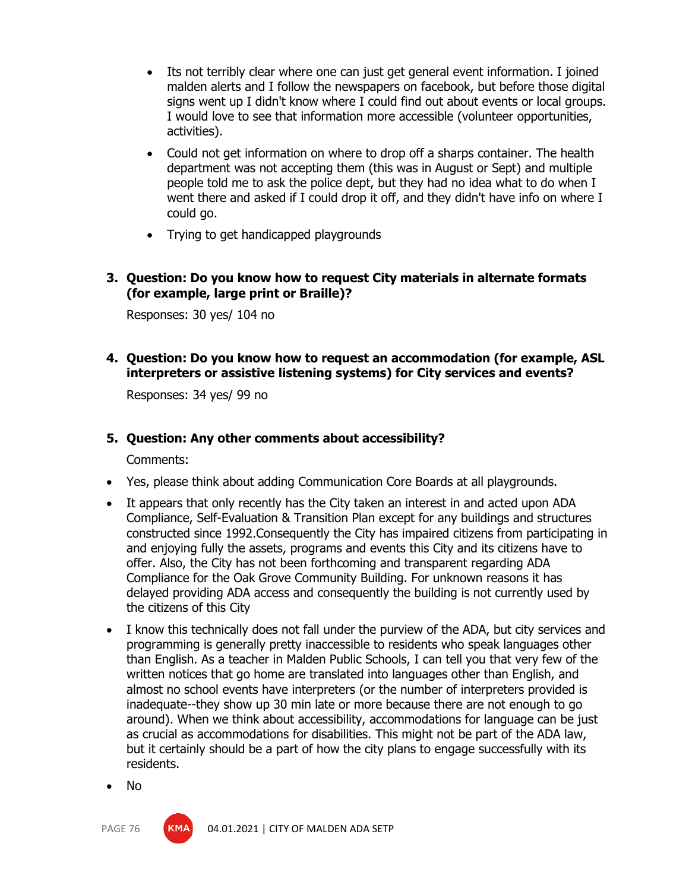- Its not terribly clear where one can just get general event information. I joined malden alerts and I follow the newspapers on facebook, but before those digital signs went up I didn't know where I could find out about events or local groups. I would love to see that information more accessible (volunteer opportunities, activities).
- Could not get information on where to drop off a sharps container. The health department was not accepting them (this was in August or Sept) and multiple people told me to ask the police dept, but they had no idea what to do when I went there and asked if I could drop it off, and they didn't have info on where I could go.
- Trying to get handicapped playgrounds

3. **Question: Do you know how to request City materials in alternate formats (for example, large print or Braille)?**

   Responses: 30 yes/ 104 no

4. **Question: Do you know how to request an accommodation (for example, ASL interpreters or assistive listening systems) for City services and events?**

   Responses: 34 yes/ 99 no

5. **Question: Any other comments about accessibility?**

   Comments:

- Yes, please think about adding Communication Core Boards at all playgrounds.
- It appears that only recently has the City taken an interest in and acted upon ADA Compliance, Self-Evaluation & Transition Plan except for any buildings and structures constructed since 1992.Consequently the City has impaired citizens from participating in and enjoying fully the assets, programs and events this City and its citizens have to offer. Also, the City has not been forthcoming and transparent regarding ADA Compliance for the Oak Grove Community Building. For unknown reasons it has delayed providing ADA access and consequently the building is not currently used by the citizens of this City
- I know this technically does not fall under the purview of the ADA, but city services and programming is generally pretty inaccessible to residents who speak languages other than English. As a teacher in Malden Public Schools, I can tell you that very few of the written notices that go home are translated into languages other than English, and almost no school events have interpreters (or the number of interpreters provided is inadequate--they show up 30 min late or more because there are not enough to go around). When we think about accessibility, accommodations for language can be just as crucial as accommodations for disabilities. This might not be part of the ADA law, but it certainly should be a part of how the city plans to engage successfully with its residents.
- No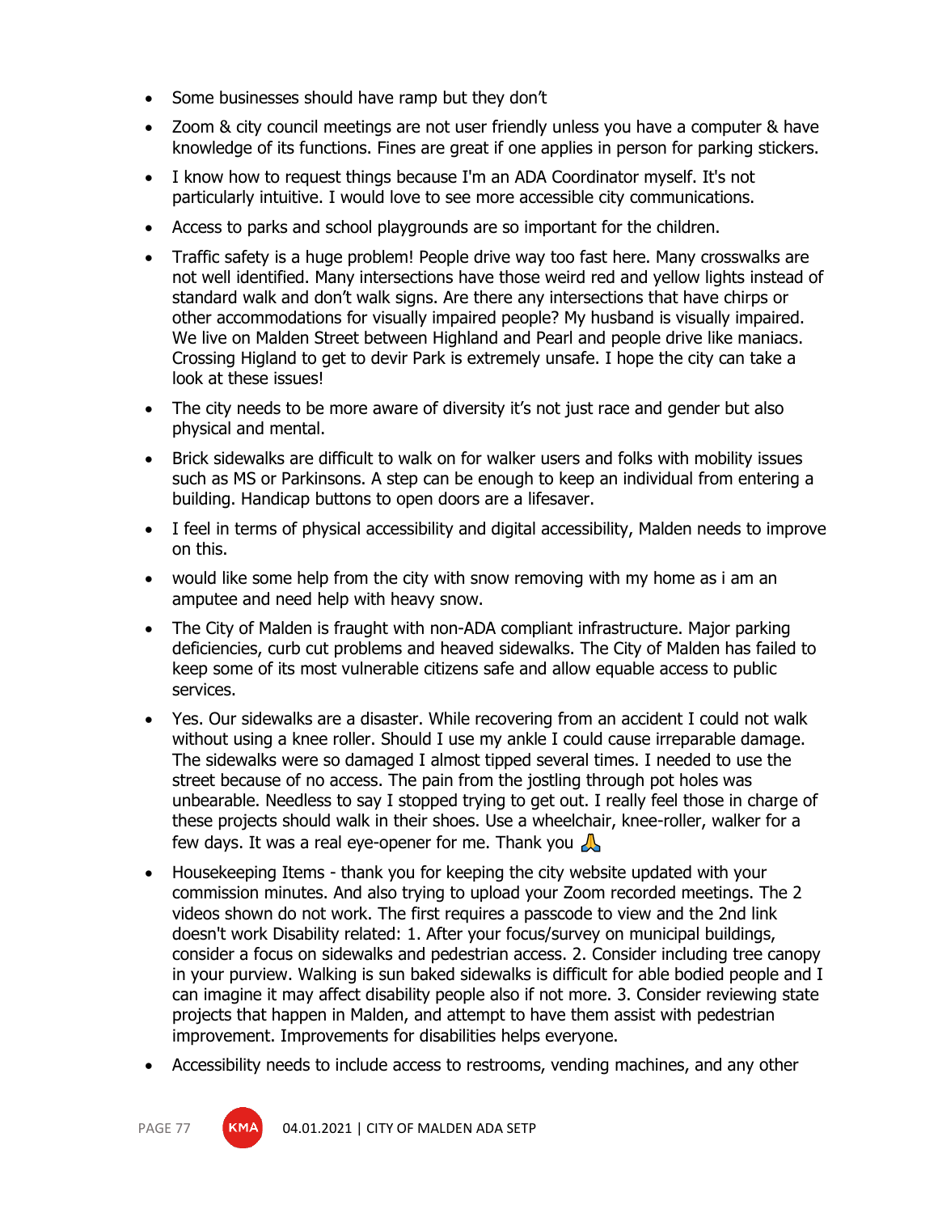- Some businesses should have ramp but they don't
- Zoom & city council meetings are not user friendly unless you have a computer & have knowledge of its functions. Fines are great if one applies in person for parking stickers.
- I know how to request things because I'm an ADA Coordinator myself. It's not particularly intuitive. I would love to see more accessible city communications.
- Access to parks and school playgrounds are so important for the children.
- Traffic safety is a huge problem! People drive way too fast here. Many crosswalks are not well identified. Many intersections have those weird red and yellow lights instead of standard walk and don't walk signs. Are there any intersections that have chirps or other accommodations for visually impaired people? My husband is visually impaired. We live on Malden Street between Highland and Pearl and people drive like maniacs. Crossing Higland to get to devir Park is extremely unsafe. I hope the city can take a look at these issues!
- The city needs to be more aware of diversity it's not just race and gender but also physical and mental.
- Brick sidewalks are difficult to walk on for walker users and folks with mobility issues such as MS or Parkinsons. A step can be enough to keep an individual from entering a building. Handicap buttons to open doors are a lifesaver.
- I feel in terms of physical accessibility and digital accessibility, Malden needs to improve on this.
- would like some help from the city with snow removing with my home as i am an amputee and need help with heavy snow.
- The City of Malden is fraught with non-ADA compliant infrastructure. Major parking deficiencies, curb cut problems and heaved sidewalks. The City of Malden has failed to keep some of its most vulnerable citizens safe and allow equable access to public services.
- Yes. Our sidewalks are a disaster. While recovering from an accident I could not walk without using a knee roller. Should I use my ankle I could cause irreparable damage. The sidewalks were so damaged I almost tipped several times. I needed to use the street because of no access. The pain from the jostling through pot holes was unbearable. Needless to say I stopped trying to get out. I really feel those in charge of these projects should walk in their shoes. Use a wheelchair, knee-roller, walker for a few days. It was a real eye-opener for me. Thank you 🙏
- Housekeeping Items - thank you for keeping the city website updated with your commission minutes. And also trying to upload your Zoom recorded meetings. The 2 videos shown do not work. The first requires a passcode to view and the 2nd link doesn't work Disability related: 1. After your focus/survey on municipal buildings, consider a focus on sidewalks and pedestrian access. 2. Consider including tree canopy in your purview. Walking is sun baked sidewalks is difficult for able bodied people and I can imagine it may affect disability people also if not more. 3. Consider reviewing state projects that happen in Malden, and attempt to have them assist with pedestrian improvement. Improvements for disabilities helps everyone.
- Accessibility needs to include access to restrooms, vending machines, and any other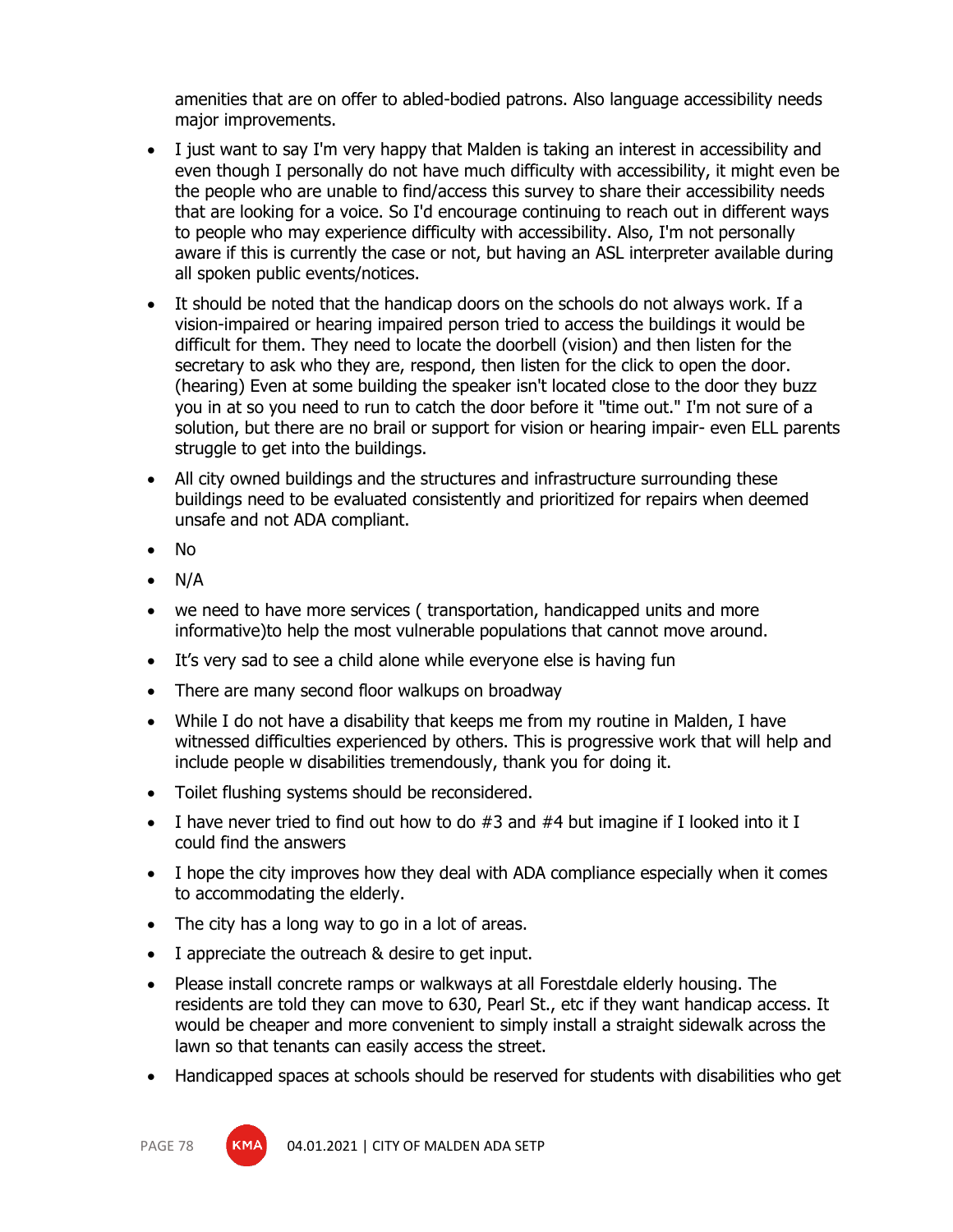amenities that are on offer to abled-bodied patrons. Also language accessibility needs major improvements.

- I just want to say I'm very happy that Malden is taking an interest in accessibility and even though I personally do not have much difficulty with accessibility, it might even be the people who are unable to find/access this survey to share their accessibility needs that are looking for a voice. So I'd encourage continuing to reach out in different ways to people who may experience difficulty with accessibility. Also, I'm not personally aware if this is currently the case or not, but having an ASL interpreter available during all spoken public events/notices.
- It should be noted that the handicap doors on the schools do not always work. If a vision-impaired or hearing impaired person tried to access the buildings it would be difficult for them. They need to locate the doorbell (vision) and then listen for the secretary to ask who they are, respond, then listen for the click to open the door. (hearing) Even at some building the speaker isn't located close to the door they buzz you in at so you need to run to catch the door before it "time out." I'm not sure of a solution, but there are no brail or support for vision or hearing impair- even ELL parents struggle to get into the buildings.
- All city owned buildings and the structures and infrastructure surrounding these buildings need to be evaluated consistently and prioritized for repairs when deemed unsafe and not ADA compliant.
- No
- N/A
- we need to have more services ( transportation, handicapped units and more informative)to help the most vulnerable populations that cannot move around.
- It's very sad to see a child alone while everyone else is having fun
- There are many second floor walkups on broadway
- While I do not have a disability that keeps me from my routine in Malden, I have witnessed difficulties experienced by others. This is progressive work that will help and include people w disabilities tremendously, thank you for doing it.
- Toilet flushing systems should be reconsidered.
- I have never tried to find out how to do #3 and #4 but imagine if I looked into it I could find the answers
- I hope the city improves how they deal with ADA compliance especially when it comes to accommodating the elderly.
- The city has a long way to go in a lot of areas.
- I appreciate the outreach & desire to get input.
- Please install concrete ramps or walkways at all Forestdale elderly housing. The residents are told they can move to 630, Pearl St., etc if they want handicap access. It would be cheaper and more convenient to simply install a straight sidewalk across the lawn so that tenants can easily access the street.
- Handicapped spaces at schools should be reserved for students with disabilities who get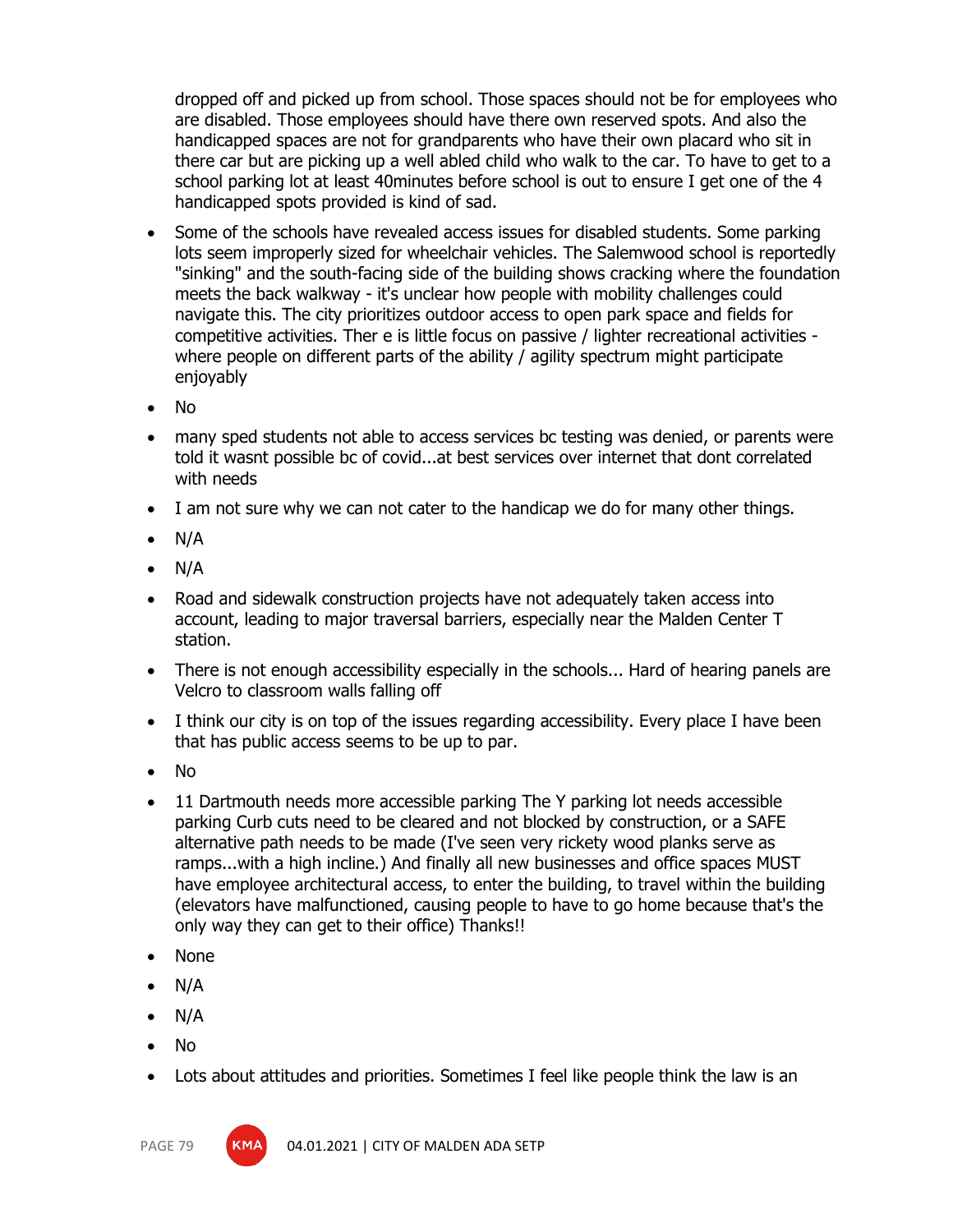dropped off and picked up from school. Those spaces should not be for employees who are disabled. Those employees should have there own reserved spots. And also the handicapped spaces are not for grandparents who have their own placard who sit in there car but are picking up a well abled child who walk to the car. To have to get to a school parking lot at least 40minutes before school is out to ensure I get one of the 4 handicapped spots provided is kind of sad.

- Some of the schools have revealed access issues for disabled students. Some parking lots seem improperly sized for wheelchair vehicles. The Salemwood school is reportedly "sinking" and the south-facing side of the building shows cracking where the foundation meets the back walkway - it's unclear how people with mobility challenges could navigate this. The city prioritizes outdoor access to open park space and fields for competitive activities. Ther e is little focus on passive / lighter recreational activities - where people on different parts of the ability / agility spectrum might participate enjoyably
- No
- many sped students not able to access services bc testing was denied, or parents were told it wasnt possible bc of covid...at best services over internet that dont correlated with needs
- I am not sure why we can not cater to the handicap we do for many other things.
- N/A
- N/A
- Road and sidewalk construction projects have not adequately taken access into account, leading to major traversal barriers, especially near the Malden Center T station.
- There is not enough accessibility especially in the schools... Hard of hearing panels are Velcro to classroom walls falling off
- I think our city is on top of the issues regarding accessibility. Every place I have been that has public access seems to be up to par.
- No
- 11 Dartmouth needs more accessible parking The Y parking lot needs accessible parking Curb cuts need to be cleared and not blocked by construction, or a SAFE alternative path needs to be made (I've seen very rickety wood planks serve as ramps...with a high incline.) And finally all new businesses and office spaces MUST have employee architectural access, to enter the building, to travel within the building (elevators have malfunctioned, causing people to have to go home because that's the only way they can get to their office) Thanks!!
- None
- N/A
- N/A
- No
- Lots about attitudes and priorities. Sometimes I feel like people think the law is an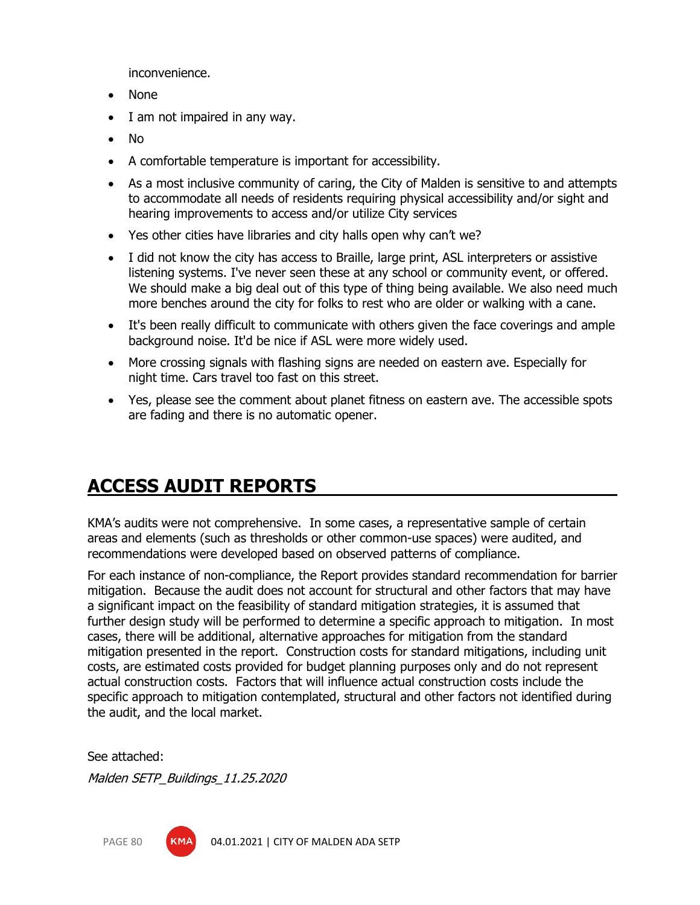inconvenience.

- None
- I am not impaired in any way.
- No
- A comfortable temperature is important for accessibility.
- As a most inclusive community of caring, the City of Malden is sensitive to and attempts to accommodate all needs of residents requiring physical accessibility and/or sight and hearing improvements to access and/or utilize City services
- Yes other cities have libraries and city halls open why can't we?
- I did not know the city has access to Braille, large print, ASL interpreters or assistive listening systems. I've never seen these at any school or community event, or offered. We should make a big deal out of this type of thing being available. We also need much more benches around the city for folks to rest who are older or walking with a cane.
- It's been really difficult to communicate with others given the face coverings and ample background noise. It'd be nice if ASL were more widely used.
- More crossing signals with flashing signs are needed on eastern ave. Especially for night time. Cars travel too fast on this street.
- Yes, please see the comment about planet fitness on eastern ave. The accessible spots are fading and there is no automatic opener.

# ACCESS AUDIT REPORTS

KMA's audits were not comprehensive. In some cases, a representative sample of certain areas and elements (such as thresholds or other common-use spaces) were audited, and recommendations were developed based on observed patterns of compliance.

For each instance of non-compliance, the Report provides standard recommendation for barrier mitigation. Because the audit does not account for structural and other factors that may have a significant impact on the feasibility of standard mitigation strategies, it is assumed that further design study will be performed to determine a specific approach to mitigation. In most cases, there will be additional, alternative approaches for mitigation from the standard mitigation presented in the report. Construction costs for standard mitigations, including unit costs, are estimated costs provided for budget planning purposes only and do not represent actual construction costs. Factors that will influence actual construction costs include the specific approach to mitigation contemplated, structural and other factors not identified during the audit, and the local market.

See attached:

*Malden SETP_Buildings_11.25.2020*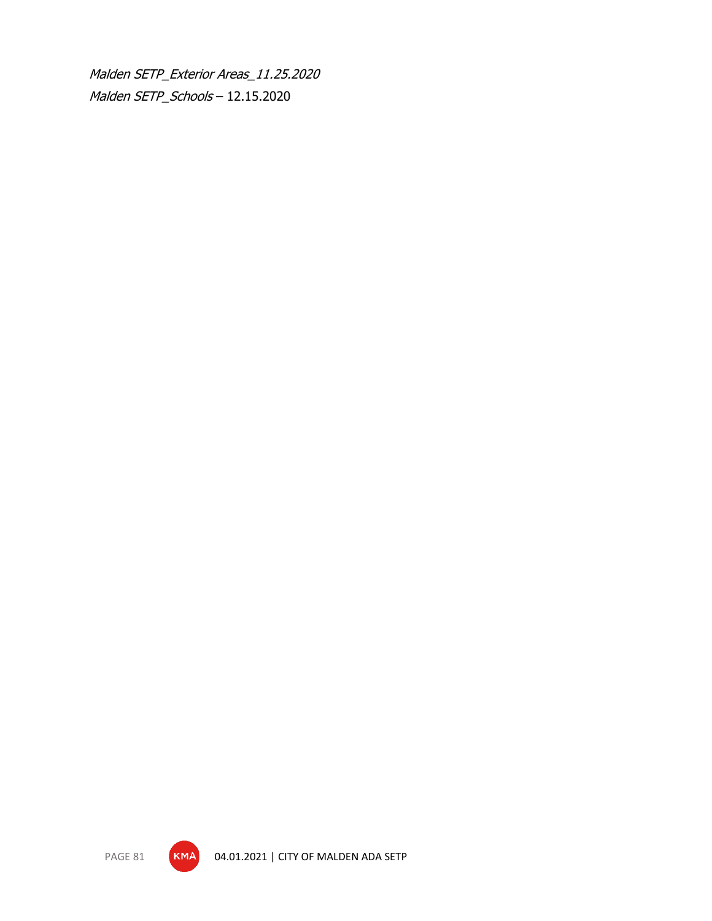*Malden SETP_Exterior Areas_11.25.2020*

*Malden SETP_Schools* – 12.15.2020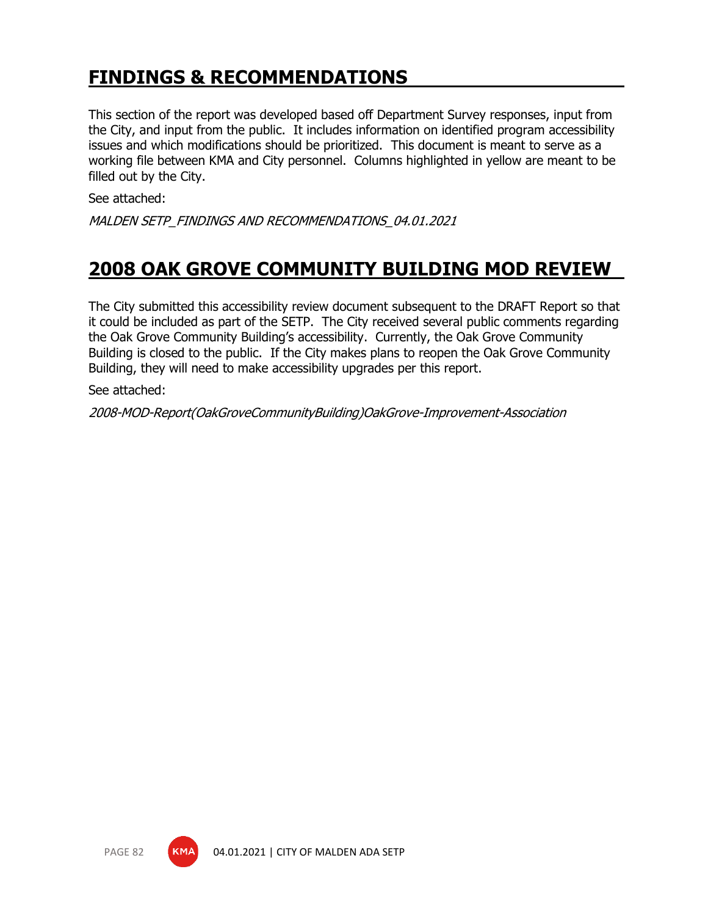# FINDINGS & RECOMMENDATIONS

This section of the report was developed based off Department Survey responses, input from the City, and input from the public. It includes information on identified program accessibility issues and which modifications should be prioritized. This document is meant to serve as a working file between KMA and City personnel. Columns highlighted in yellow are meant to be filled out by the City.

See attached:

*MALDEN SETP_FINDINGS AND RECOMMENDATIONS_04.01.2021*

# 2008 OAK GROVE COMMUNITY BUILDING MOD REVIEW

The City submitted this accessibility review document subsequent to the DRAFT Report so that it could be included as part of the SETP. The City received several public comments regarding the Oak Grove Community Building's accessibility. Currently, the Oak Grove Community Building is closed to the public. If the City makes plans to reopen the Oak Grove Community Building, they will need to make accessibility upgrades per this report.

See attached:

*2008-MOD-Report(OakGroveCommunityBuilding)OakGrove-Improvement-Association*